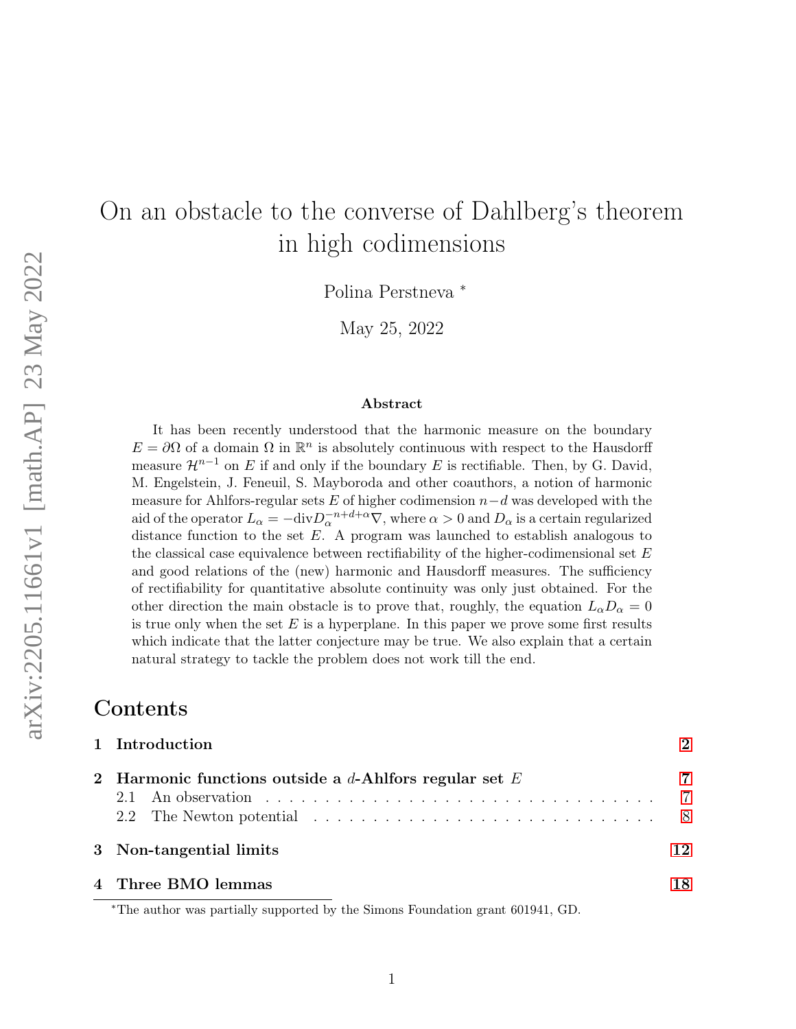# On an obstacle to the converse of Dahlberg's theorem in high codimensions

Polina Perstneva [*]

May 25, 2022

## Abstract

It has been recently understood that the harmonic measure on the boundary $E = \partial\Omega$ of a domain $\Omega$ in $\mathbb{R}^n$ is absolutely continuous with respect to the Hausdorff measure $\mathcal{H}^{n-1}$ on $E$ if and only if the boundary $E$ is rectifiable. Then, by G. David, M. Engelstein, J. Feneuil, S. Mayboroda and other coauthors, a notion of harmonic measure for Ahlfors-regular sets $E$ of higher codimension $n-d$ was developed with the aid of the operator $L_\alpha = -\mathrm{div} D_\alpha^{-n+d+\alpha}\nabla$, where $\alpha > 0$ and $D_\alpha$ is a certain regularized distance function to the set $E$. A program was launched to establish analogous to the classical case equivalence between rectifiability of the higher-codimensional set $E$ and good relations of the (new) harmonic and Hausdorff measures. The sufficiency of rectifiability for quantitative absolute continuity was only just obtained. For the other direction the main obstacle is to prove that, roughly, the equation $L_\alpha D_\alpha = 0$ is true only when the set $E$ is a hyperplane. In this paper we prove some first results which indicate that the latter conjecture may be true. We also explain that a certain natural strategy to tackle the problem does not work till the end.

## Contents

1 Introduction — 2

2 Harmonic functions outside a $d$-Ahlfors regular set $E$ — 7
- 2.1 An observation — 7
- 2.2 The Newton potential — 8

3 Non-tangential limits — 12

4 Three BMO lemmas — 18

[*] The author was partially supported by the Simons Foundation grant 601941, GD.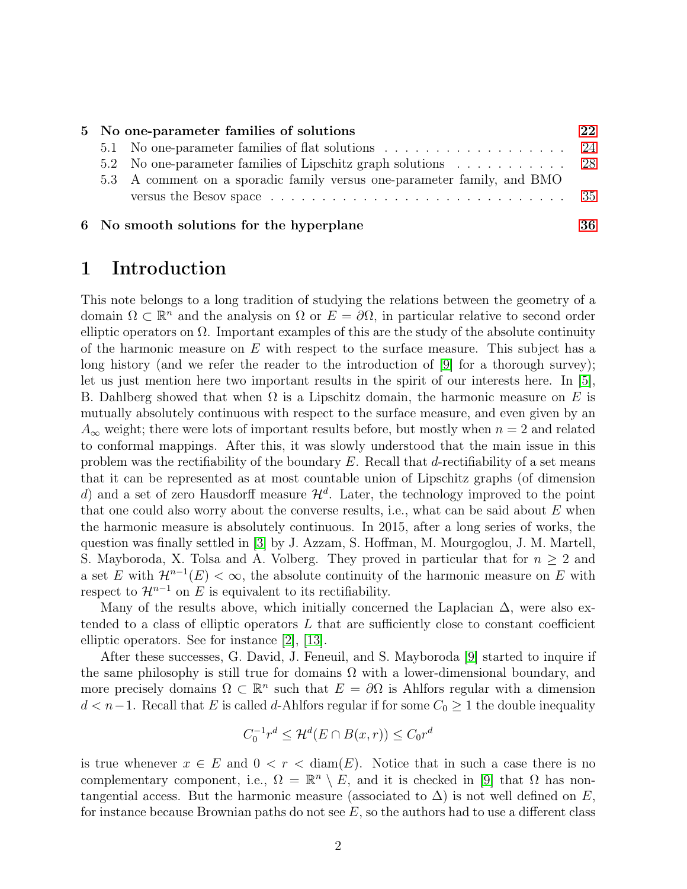| | | |
|---|---|---|
| **5** | **No one-parameter families of solutions** | **22** |
| | 5.1 No one-parameter families of flat solutions | 24 |
| | 5.2 No one-parameter families of Lipschitz graph solutions | 28 |
| | 5.3 A comment on a sporadic family versus one-parameter family, and BMO versus the Besov space | 35 |
| **6** | **No smooth solutions for the hyperplane** | **36** |

# 1 Introduction

This note belongs to a long tradition of studying the relations between the geometry of a domain $\Omega \subset \mathbb{R}^n$ and the analysis on $\Omega$ or $E = \partial\Omega$, in particular relative to second order elliptic operators on $\Omega$. Important examples of this are the study of the absolute continuity of the harmonic measure on $E$ with respect to the surface measure. This subject has a long history (and we refer the reader to the introduction of [9] for a thorough survey); let us just mention here two important results in the spirit of our interests here. In [5], B. Dahlberg showed that when $\Omega$ is a Lipschitz domain, the harmonic measure on $E$ is mutually absolutely continuous with respect to the surface measure, and even given by an $A_\infty$ weight; there were lots of important results before, but mostly when $n = 2$ and related to conformal mappings. After this, it was slowly understood that the main issue in this problem was the rectifiability of the boundary $E$. Recall that $d$-rectifiability of a set means that it can be represented as at most countable union of Lipschitz graphs (of dimension $d$) and a set of zero Hausdorff measure $\mathcal{H}^d$. Later, the technology improved to the point that one could also worry about the converse results, i.e., what can be said about $E$ when the harmonic measure is absolutely continuous. In 2015, after a long series of works, the question was finally settled in [3] by J. Azzam, S. Hoffman, M. Mourgoglou, J. M. Martell, S. Mayboroda, X. Tolsa and A. Volberg. They proved in particular that for $n \geq 2$ and a set $E$ with $\mathcal{H}^{n-1}(E) < \infty$, the absolute continuity of the harmonic measure on $E$ with respect to $\mathcal{H}^{n-1}$ on $E$ is equivalent to its rectifiability.

Many of the results above, which initially concerned the Laplacian $\Delta$, were also extended to a class of elliptic operators $L$ that are sufficiently close to constant coefficient elliptic operators. See for instance [2], [13].

After these successes, G. David, J. Feneuil, and S. Mayboroda [9] started to inquire if the same philosophy is still true for domains $\Omega$ with a lower-dimensional boundary, and more precisely domains $\Omega \subset \mathbb{R}^n$ such that $E = \partial\Omega$ is Ahlfors regular with a dimension $d < n-1$. Recall that $E$ is called $d$-Ahlfors regular if for some $C_0 \geq 1$ the double inequality

$$C_0^{-1} r^d \leq \mathcal{H}^d(E \cap B(x,r)) \leq C_0 r^d$$

is true whenever $x \in E$ and $0 < r < \operatorname{diam}(E)$. Notice that in such a case there is no complementary component, i.e., $\Omega = \mathbb{R}^n \setminus E$, and it is checked in [9] that $\Omega$ has non-tangential access. But the harmonic measure (associated to $\Delta$) is not well defined on $E$, for instance because Brownian paths do not see $E$, so the authors had to use a different class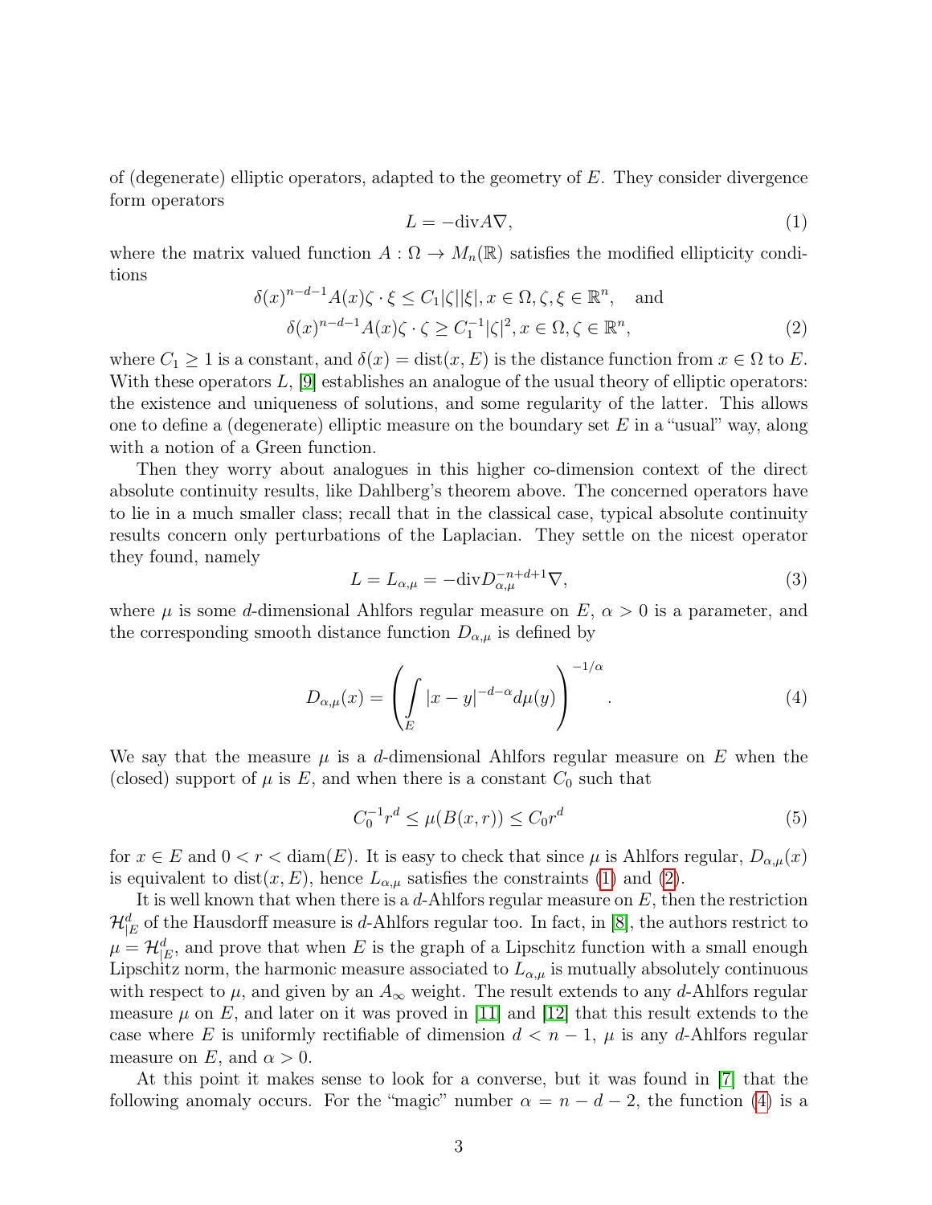of (degenerate) elliptic operators, adapted to the geometry of $E$. They consider divergence form operators

$$L = -\mathrm{div} A \nabla, \tag{1}$$

where the matrix valued function $A : \Omega \to M_n(\mathbb{R})$ satisfies the modified ellipticity conditions

$$\begin{aligned} &\delta(x)^{n-d-1} A(x)\zeta \cdot \xi \leq C_1 |\zeta||\xi|, x \in \Omega, \zeta, \xi \in \mathbb{R}^n, \quad \text{and} \\ &\delta(x)^{n-d-1} A(x)\zeta \cdot \zeta \geq C_1^{-1} |\zeta|^2, x \in \Omega, \zeta \in \mathbb{R}^n, \end{aligned} \tag{2}$$

where $C_1 \geq 1$ is a constant, and $\delta(x) = \mathrm{dist}(x, E)$ is the distance function from $x \in \Omega$ to $E$. With these operators $L$, [9] establishes an analogue of the usual theory of elliptic operators: the existence and uniqueness of solutions, and some regularity of the latter. This allows one to define a (degenerate) elliptic measure on the boundary set $E$ in a "usual" way, along with a notion of a Green function.

Then they worry about analogues in this higher co-dimension context of the direct absolute continuity results, like Dahlberg's theorem above. The concerned operators have to lie in a much smaller class; recall that in the classical case, typical absolute continuity results concern only perturbations of the Laplacian. They settle on the nicest operator they found, namely

$$L = L_{\alpha,\mu} = -\mathrm{div} D_{\alpha,\mu}^{-n+d+1} \nabla, \tag{3}$$

where $\mu$ is some $d$-dimensional Ahlfors regular measure on $E$, $\alpha > 0$ is a parameter, and the corresponding smooth distance function $D_{\alpha,\mu}$ is defined by

$$D_{\alpha,\mu}(x) = \left( \int_E |x-y|^{-d-\alpha} d\mu(y) \right)^{-1/\alpha}. \tag{4}$$

We say that the measure $\mu$ is a $d$-dimensional Ahlfors regular measure on $E$ when the (closed) support of $\mu$ is $E$, and when there is a constant $C_0$ such that

$$C_0^{-1} r^d \leq \mu(B(x,r)) \leq C_0 r^d \tag{5}$$

for $x \in E$ and $0 < r < \mathrm{diam}(E)$. It is easy to check that since $\mu$ is Ahlfors regular, $D_{\alpha,\mu}(x)$ is equivalent to $\mathrm{dist}(x, E)$, hence $L_{\alpha,\mu}$ satisfies the constraints (1) and (2).

It is well known that when there is a $d$-Ahlfors regular measure on $E$, then the restriction $\mathcal{H}^d_{|E}$ of the Hausdorff measure is $d$-Ahlfors regular too. In fact, in [8], the authors restrict to $\mu = \mathcal{H}^d_{|E}$, and prove that when $E$ is the graph of a Lipschitz function with a small enough Lipschitz norm, the harmonic measure associated to $L_{\alpha,\mu}$ is mutually absolutely continuous with respect to $\mu$, and given by an $A_\infty$ weight. The result extends to any $d$-Ahlfors regular measure $\mu$ on $E$, and later on it was proved in [11] and [12] that this result extends to the case where $E$ is uniformly rectifiable of dimension $d < n-1$, $\mu$ is any $d$-Ahlfors regular measure on $E$, and $\alpha > 0$.

At this point it makes sense to look for a converse, but it was found in [7] that the following anomaly occurs. For the "magic" number $\alpha = n - d - 2$, the function (4) is a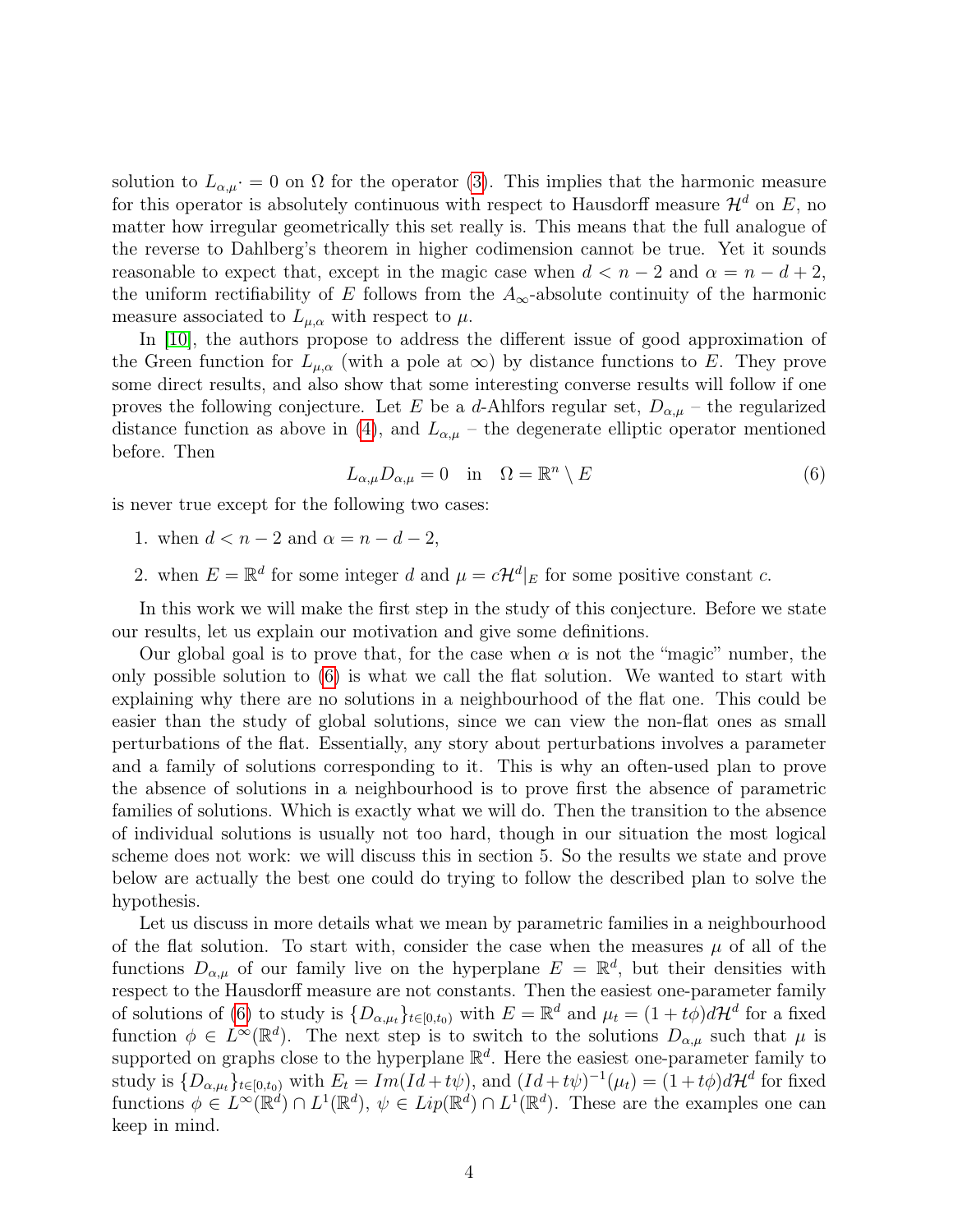solution to $L_{\alpha,\mu}\cdot = 0$ on $\Omega$ for the operator (3). This implies that the harmonic measure for this operator is absolutely continuous with respect to Hausdorff measure $\mathcal{H}^d$ on $E$, no matter how irregular geometrically this set really is. This means that the full analogue of the reverse to Dahlberg's theorem in higher codimension cannot be true. Yet it sounds reasonable to expect that, except in the magic case when $d < n-2$ and $\alpha = n-d+2$, the uniform rectifiability of $E$ follows from the $A_\infty$-absolute continuity of the harmonic measure associated to $L_{\mu,\alpha}$ with respect to $\mu$.

In [10], the authors propose to address the different issue of good approximation of the Green function for $L_{\mu,\alpha}$ (with a pole at $\infty$) by distance functions to $E$. They prove some direct results, and also show that some interesting converse results will follow if one proves the following conjecture. Let $E$ be a $d$-Ahlfors regular set, $D_{\alpha,\mu}$ – the regularized distance function as above in (4), and $L_{\alpha,\mu}$ – the degenerate elliptic operator mentioned before. Then

$$L_{\alpha,\mu} D_{\alpha,\mu} = 0 \quad \text{in} \quad \Omega = \mathbb{R}^n \setminus E \tag{6}$$

is never true except for the following two cases:

1. when $d < n-2$ and $\alpha = n-d-2$,
2. when $E = \mathbb{R}^d$ for some integer $d$ and $\mu = c\mathcal{H}^d|_E$ for some positive constant $c$.

In this work we will make the first step in the study of this conjecture. Before we state our results, let us explain our motivation and give some definitions.

Our global goal is to prove that, for the case when $\alpha$ is not the "magic" number, the only possible solution to (6) is what we call the flat solution. We wanted to start with explaining why there are no solutions in a neighbourhood of the flat one. This could be easier than the study of global solutions, since we can view the non-flat ones as small perturbations of the flat. Essentially, any story about perturbations involves a parameter and a family of solutions corresponding to it. This is why an often-used plan to prove the absence of solutions in a neighbourhood is to prove first the absence of parametric families of solutions. Which is exactly what we will do. Then the transition to the absence of individual solutions is usually not too hard, though in our situation the most logical scheme does not work: we will discuss this in section 5. So the results we state and prove below are actually the best one could do trying to follow the described plan to solve the hypothesis.

Let us discuss in more details what we mean by parametric families in a neighbourhood of the flat solution. To start with, consider the case when the measures $\mu$ of all of the functions $D_{\alpha,\mu}$ of our family live on the hyperplane $E = \mathbb{R}^d$, but their densities with respect to the Hausdorff measure are not constants. Then the easiest one-parameter family of solutions of (6) to study is $\{D_{\alpha,\mu_t}\}_{t\in[0,t_0)}$ with $E = \mathbb{R}^d$ and $\mu_t = (1+t\phi)d\mathcal{H}^d$ for a fixed function $\phi \in L^\infty(\mathbb{R}^d)$. The next step is to switch to the solutions $D_{\alpha,\mu}$ such that $\mu$ is supported on graphs close to the hyperplane $\mathbb{R}^d$. Here the easiest one-parameter family to study is $\{D_{\alpha,\mu_t}\}_{t\in[0,t_0)}$ with $E_t = Im(Id + t\psi)$, and $(Id+t\psi)^{-1}(\mu_t) = (1+t\phi)d\mathcal{H}^d$ for fixed functions $\phi \in L^\infty(\mathbb{R}^d) \cap L^1(\mathbb{R}^d)$, $\psi \in Lip(\mathbb{R}^d) \cap L^1(\mathbb{R}^d)$. These are the examples one can keep in mind.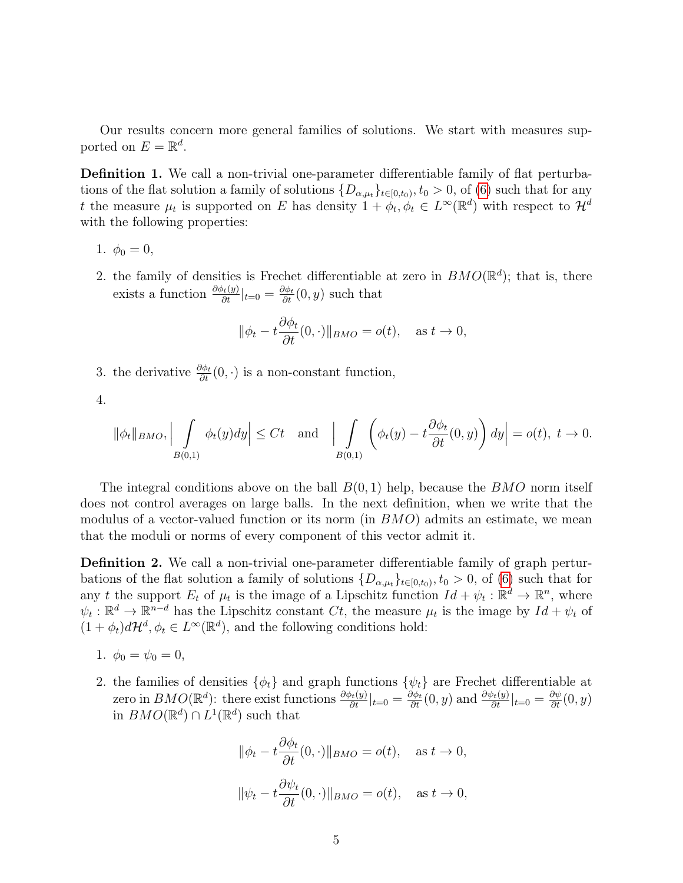Our results concern more general families of solutions. We start with measures supported on $E = \mathbb{R}^d$.

**Definition 1.** We call a non-trivial one-parameter differentiable family of flat perturbations of the flat solution a family of solutions $\{D_{\alpha,\mu_t}\}_{t\in[0,t_0)}, t_0 > 0$, of (6) such that for any $t$ the measure $\mu_t$ is supported on $E$ has density $1 + \phi_t, \phi_t \in L^\infty(\mathbb{R}^d)$ with respect to $\mathcal{H}^d$ with the following properties:

1. $\phi_0 = 0$,
2. the family of densities is Frechet differentiable at zero in $BMO(\mathbb{R}^d)$; that is, there exists a function $\frac{\partial \phi_t(y)}{\partial t}|_{t=0} = \frac{\partial \phi_t}{\partial t}(0, y)$ such that
$$\|\phi_t - t\frac{\partial \phi_t}{\partial t}(0, \cdot)\|_{BMO} = o(t), \quad \text{as } t \to 0,$$
3. the derivative $\frac{\partial \phi_t}{\partial t}(0, \cdot)$ is a non-constant function,
4. $$\|\phi_t\|_{BMO}, \Big| \int\limits_{B(0,1)} \phi_t(y)dy \Big| \leq Ct \quad \text{and} \quad \Big| \int\limits_{B(0,1)} \left( \phi_t(y) - t\frac{\partial \phi_t}{\partial t}(0, y) \right) dy \Big| = o(t),\ t \to 0.$$

The integral conditions above on the ball $B(0, 1)$ help, because the $BMO$ norm itself does not control averages on large balls. In the next definition, when we write that the modulus of a vector-valued function or its norm (in $BMO$) admits an estimate, we mean that the moduli or norms of every component of this vector admit it.

**Definition 2.** We call a non-trivial one-parameter differentiable family of graph perturbations of the flat solution a family of solutions $\{D_{\alpha,\mu_t}\}_{t\in[0,t_0)}, t_0 > 0$, of (6) such that for any $t$ the support $E_t$ of $\mu_t$ is the image of a Lipschitz function $Id + \psi_t : \mathbb{R}^d \to \mathbb{R}^n$, where $\psi_t : \mathbb{R}^d \to \mathbb{R}^{n-d}$ has the Lipschitz constant $Ct$, the measure $\mu_t$ is the image by $Id + \psi_t$ of $(1 + \phi_t)d\mathcal{H}^d, \phi_t \in L^\infty(\mathbb{R}^d)$, and the following conditions hold:

1. $\phi_0 = \psi_0 = 0$,
2. the families of densities $\{\phi_t\}$ and graph functions $\{\psi_t\}$ are Frechet differentiable at zero in $BMO(\mathbb{R}^d)$: there exist functions $\frac{\partial \phi_t(y)}{\partial t}|_{t=0} = \frac{\partial \phi_t}{\partial t}(0, y)$ and $\frac{\partial \psi_t(y)}{\partial t}|_{t=0} = \frac{\partial \psi}{\partial t}(0, y)$ in $BMO(\mathbb{R}^d) \cap L^1(\mathbb{R}^d)$ such that
$$\|\phi_t - t\frac{\partial \phi_t}{\partial t}(0, \cdot)\|_{BMO} = o(t), \quad \text{as } t \to 0,$$
$$\|\psi_t - t\frac{\partial \psi_t}{\partial t}(0, \cdot)\|_{BMO} = o(t), \quad \text{as } t \to 0,$$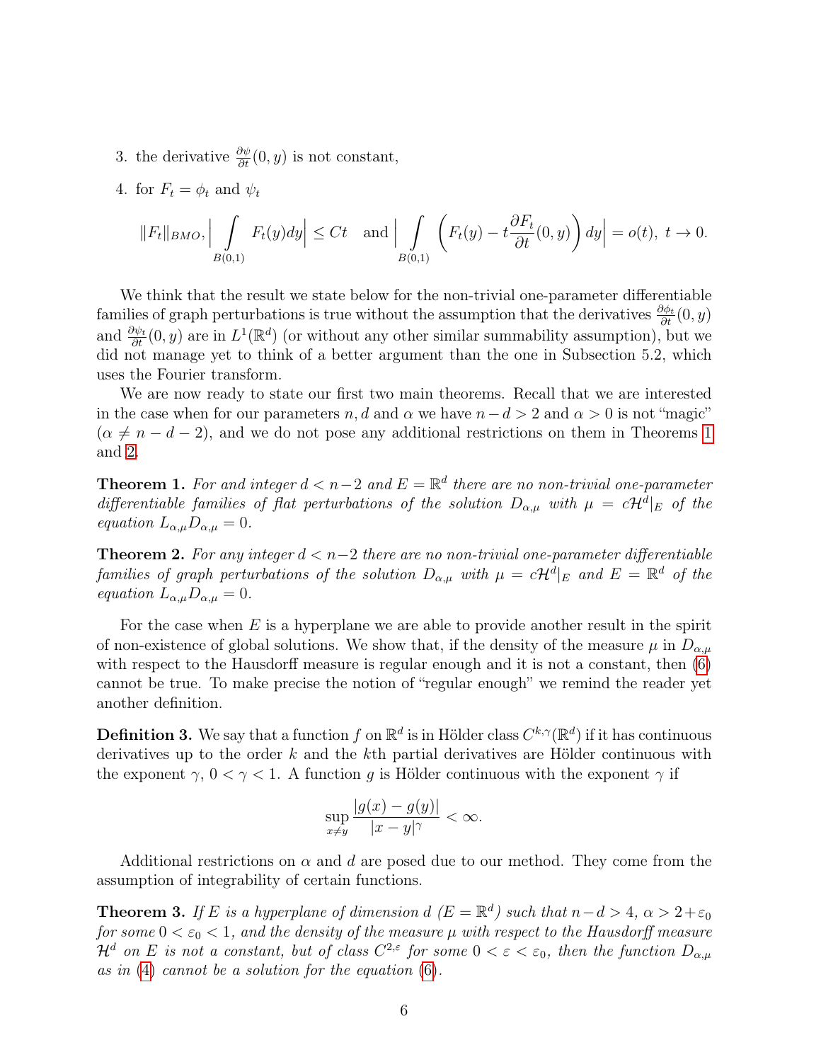3. the derivative $\frac{\partial \psi}{\partial t}(0, y)$ is not constant,
4. for $F_t = \phi_t$ and $\psi_t$

$$\|F_t\|_{BMO}, \Big|\int\limits_{B(0,1)} F_t(y)dy\Big| \leq Ct \quad \text{and} \Big|\int\limits_{B(0,1)} \left(F_t(y) - t\frac{\partial F_t}{\partial t}(0, y)\right)dy\Big| = o(t),\ t \to 0.$$

We think that the result we state below for the non-trivial one-parameter differentiable families of graph perturbations is true without the assumption that the derivatives $\frac{\partial \phi_t}{\partial t}(0, y)$ and $\frac{\partial \psi_t}{\partial t}(0, y)$ are in $L^1(\mathbb{R}^d)$ (or without any other similar summability assumption), but we did not manage yet to think of a better argument than the one in Subsection 5.2, which uses the Fourier transform.

We are now ready to state our first two main theorems. Recall that we are interested in the case when for our parameters $n, d$ and $\alpha$ we have $n - d > 2$ and $\alpha > 0$ is not "magic" ($\alpha \neq n - d - 2$), and we do not pose any additional restrictions on them in Theorems 1 and 2.

**Theorem 1.** *For and integer $d < n-2$ and $E = \mathbb{R}^d$ there are no non-trivial one-parameter differentiable families of flat perturbations of the solution $D_{\alpha,\mu}$ with $\mu = c\mathcal{H}^d|_E$ of the equation $L_{\alpha,\mu}D_{\alpha,\mu} = 0$.*

**Theorem 2.** *For any integer $d < n-2$ there are no non-trivial one-parameter differentiable families of graph perturbations of the solution $D_{\alpha,\mu}$ with $\mu = c\mathcal{H}^d|_E$ and $E = \mathbb{R}^d$ of the equation $L_{\alpha,\mu}D_{\alpha,\mu} = 0$.*

For the case when $E$ is a hyperplane we are able to provide another result in the spirit of non-existence of global solutions. We show that, if the density of the measure $\mu$ in $D_{\alpha,\mu}$ with respect to the Hausdorff measure is regular enough and it is not a constant, then (6) cannot be true. To make precise the notion of "regular enough" we remind the reader yet another definition.

**Definition 3.** We say that a function $f$ on $\mathbb{R}^d$ is in Hölder class $C^{k,\gamma}(\mathbb{R}^d)$ if it has continuous derivatives up to the order $k$ and the $k$th partial derivatives are Hölder continuous with the exponent $\gamma$, $0 < \gamma < 1$. A function $g$ is Hölder continuous with the exponent $\gamma$ if

$$\sup_{x \neq y} \frac{|g(x) - g(y)|}{|x - y|^\gamma} < \infty.$$

Additional restrictions on $\alpha$ and $d$ are posed due to our method. They come from the assumption of integrability of certain functions.

**Theorem 3.** *If $E$ is a hyperplane of dimension $d$ ($E = \mathbb{R}^d$) such that $n - d > 4$, $\alpha > 2 + \varepsilon_0$ for some $0 < \varepsilon_0 < 1$, and the density of the measure $\mu$ with respect to the Hausdorff measure $\mathcal{H}^d$ on $E$ is not a constant, but of class $C^{2,\varepsilon}$ for some $0 < \varepsilon < \varepsilon_0$, then the function $D_{\alpha,\mu}$ as in (4) cannot be a solution for the equation (6).*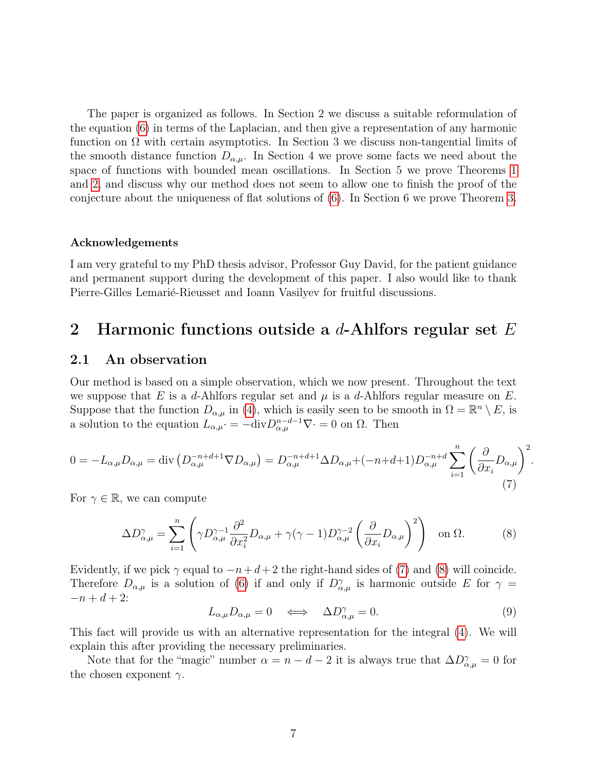The paper is organized as follows. In Section 2 we discuss a suitable reformulation of the equation (6) in terms of the Laplacian, and then give a representation of any harmonic function on $\Omega$ with certain asymptotics. In Section 3 we discuss non-tangential limits of the smooth distance function $D_{\alpha,\mu}$. In Section 4 we prove some facts we need about the space of functions with bounded mean oscillations. In Section 5 we prove Theorems 1 and 2, and discuss why our method does not seem to allow one to finish the proof of the conjecture about the uniqueness of flat solutions of (6). In Section 6 we prove Theorem 3.

#### Acknowledgements

I am very grateful to my PhD thesis advisor, Professor Guy David, for the patient guidance and permanent support during the development of this paper. I also would like to thank Pierre-Gilles Lemarié-Rieusset and Ioann Vasilyev for fruitful discussions.

## 2 Harmonic functions outside a $d$-Ahlfors regular set $E$

### 2.1 An observation

Our method is based on a simple observation, which we now present. Throughout the text we suppose that $E$ is a $d$-Ahlfors regular set and $\mu$ is a $d$-Ahlfors regular measure on $E$. Suppose that the function $D_{\alpha,\mu}$ in (4), which is easily seen to be smooth in $\Omega = \mathbb{R}^n \setminus E$, is a solution to the equation $L_{\alpha,\mu} \cdot = -\operatorname{div} D_{\alpha,\mu}^{n-d-1} \nabla \cdot = 0$ on $\Omega$. Then

$$0 = -L_{\alpha,\mu} D_{\alpha,\mu} = \operatorname{div}\left(D_{\alpha,\mu}^{-n+d+1} \nabla D_{\alpha,\mu}\right) = D_{\alpha,\mu}^{-n+d+1} \Delta D_{\alpha,\mu} + (-n+d+1) D_{\alpha,\mu}^{-n+d} \sum_{i=1}^{n} \left(\frac{\partial}{\partial x_i} D_{\alpha,\mu}\right)^2. \tag{7}$$

For $\gamma \in \mathbb{R}$, we can compute

$$\Delta D_{\alpha,\mu}^{\gamma} = \sum_{i=1}^{n} \left(\gamma D_{\alpha,\mu}^{\gamma-1} \frac{\partial^2}{\partial x_i^2} D_{\alpha,\mu} + \gamma(\gamma-1) D_{\alpha,\mu}^{\gamma-2} \left(\frac{\partial}{\partial x_i} D_{\alpha,\mu}\right)^2\right) \quad \text{on } \Omega. \tag{8}$$

Evidently, if we pick $\gamma$ equal to $-n+d+2$ the right-hand sides of (7) and (8) will coincide. Therefore $D_{\alpha,\mu}$ is a solution of (6) if and only if $D_{\alpha,\mu}^{\gamma}$ is harmonic outside $E$ for $\gamma = -n+d+2$:

$$L_{\alpha,\mu} D_{\alpha,\mu} = 0 \quad \Longleftrightarrow \quad \Delta D_{\alpha,\mu}^{\gamma} = 0. \tag{9}$$

This fact will provide us with an alternative representation for the integral (4). We will explain this after providing the necessary preliminaries.

Note that for the "magic" number $\alpha = n-d-2$ it is always true that $\Delta D_{\alpha,\mu}^{\gamma} = 0$ for the chosen exponent $\gamma$.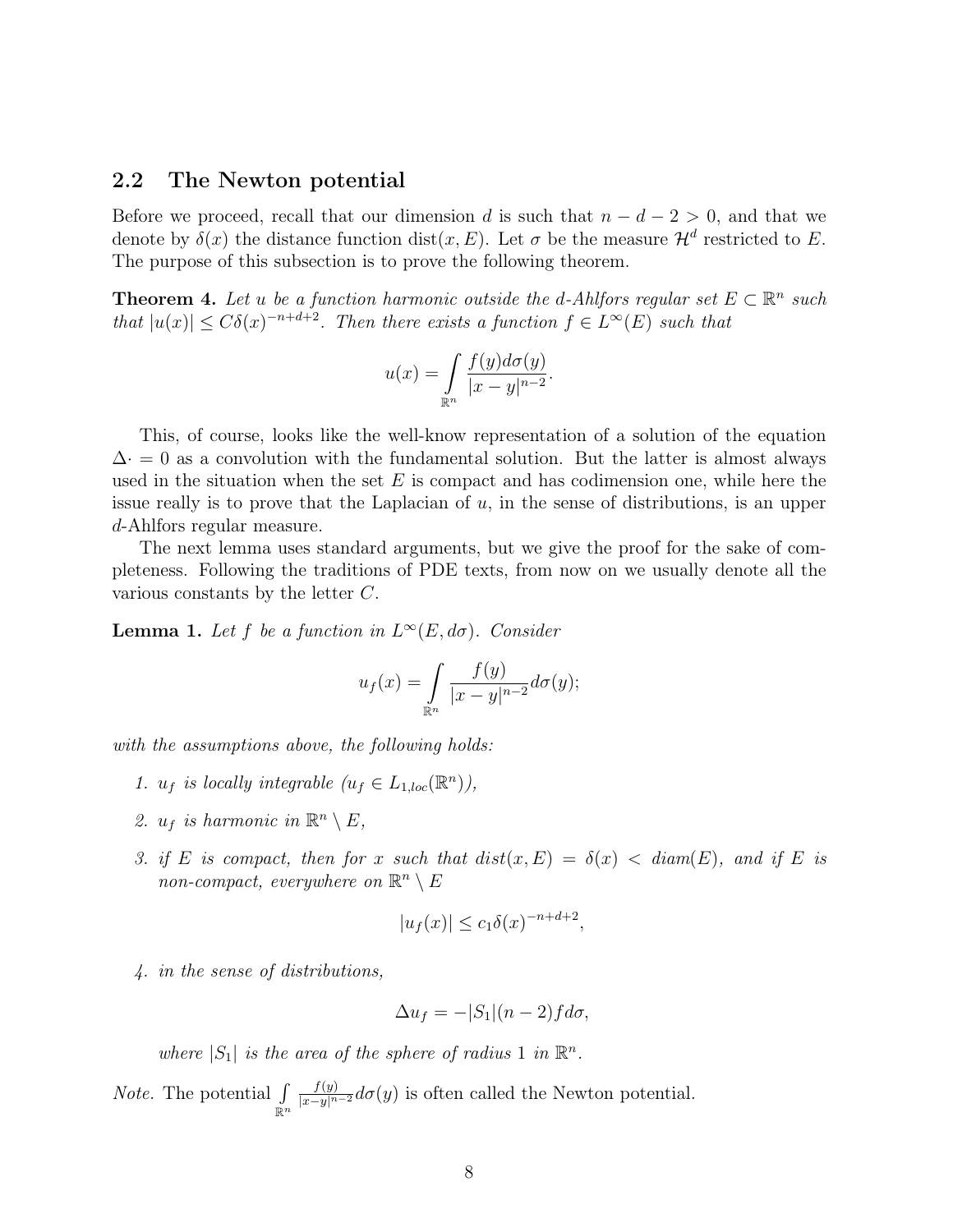## 2.2 The Newton potential

Before we proceed, recall that our dimension $d$ is such that $n-d-2>0$, and that we denote by $\delta(x)$ the distance function $\mathrm{dist}(x,E)$. Let $\sigma$ be the measure $\mathcal{H}^d$ restricted to $E$. The purpose of this subsection is to prove the following theorem.

**Theorem 4.** *Let $u$ be a function harmonic outside the $d$-Ahlfors regular set $E\subset\mathbb{R}^n$ such that $|u(x)|\le C\delta(x)^{-n+d+2}$. Then there exists a function $f\in L^\infty(E)$ such that*

$$u(x)=\int_{\mathbb{R}^n}\frac{f(y)d\sigma(y)}{|x-y|^{n-2}}.$$

This, of course, looks like the well-know representation of a solution of the equation $\Delta\cdot=0$ as a convolution with the fundamental solution. But the latter is almost always used in the situation when the set $E$ is compact and has codimension one, while here the issue really is to prove that the Laplacian of $u$, in the sense of distributions, is an upper $d$-Ahlfors regular measure.

The next lemma uses standard arguments, but we give the proof for the sake of completeness. Following the traditions of PDE texts, from now on we usually denote all the various constants by the letter $C$.

**Lemma 1.** *Let $f$ be a function in $L^\infty(E,d\sigma)$. Consider*

$$u_f(x)=\int_{\mathbb{R}^n}\frac{f(y)}{|x-y|^{n-2}}d\sigma(y);$$

*with the assumptions above, the following holds:*

1. *$u_f$ is locally integrable ($u_f\in L_{1,loc}(\mathbb{R}^n)$),*
2. *$u_f$ is harmonic in $\mathbb{R}^n\setminus E$,*
3. *if $E$ is compact, then for $x$ such that $\mathrm{dist}(x,E)=\delta(x)<\mathrm{diam}(E)$, and if $E$ is non-compact, everywhere on $\mathbb{R}^n\setminus E$*

$$|u_f(x)|\le c_1\delta(x)^{-n+d+2},$$

4. *in the sense of distributions,*

$$\Delta u_f=-|S_1|(n-2)fd\sigma,$$

*where $|S_1|$ is the area of the sphere of radius 1 in $\mathbb{R}^n$.*

*Note.* The potential $\int_{\mathbb{R}^n}\frac{f(y)}{|x-y|^{n-2}}d\sigma(y)$ is often called the Newton potential.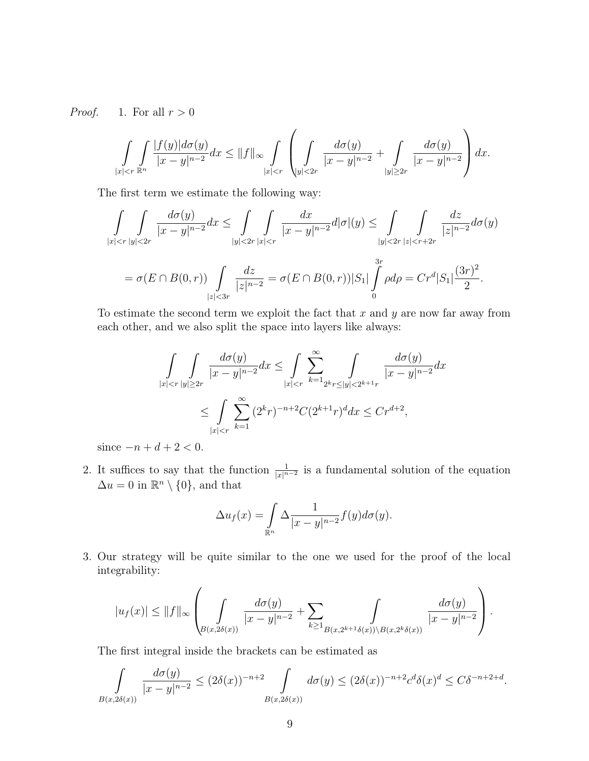*Proof.* 1. For all $r > 0$

$$\int\limits_{|x|<r} \int\limits_{\mathbb{R}^n} \frac{|f(y)|d\sigma(y)}{|x-y|^{n-2}} dx \le \|f\|_\infty \int\limits_{|x|<r} \left( \int\limits_{|y|<2r} \frac{d\sigma(y)}{|x-y|^{n-2}} + \int\limits_{|y|\ge 2r} \frac{d\sigma(y)}{|x-y|^{n-2}} \right) dx.$$

The first term we estimate the following way:

$$\int\limits_{|x|<r} \int\limits_{|y|<2r} \frac{d\sigma(y)}{|x-y|^{n-2}} dx \le \int\limits_{|y|<2r} \int\limits_{|x|<r} \frac{dx}{|x-y|^{n-2}} d|\sigma|(y) \le \int\limits_{|y|<2r} \int\limits_{|z|<r+2r} \frac{dz}{|z|^{n-2}} d\sigma(y)$$

$$= \sigma(E \cap B(0,r)) \int\limits_{|z|<3r} \frac{dz}{|z|^{n-2}} = \sigma(E \cap B(0,r))|S_1| \int\limits_0^{3r} \rho d\rho = Cr^d |S_1| \frac{(3r)^2}{2}.$$

To estimate the second term we exploit the fact that $x$ and $y$ are now far away from each other, and we also split the space into layers like always:

$$\int\limits_{|x|<r} \int\limits_{|y|\ge 2r} \frac{d\sigma(y)}{|x-y|^{n-2}} dx \le \int\limits_{|x|<r} \sum_{k=1}^{\infty} \int\limits_{2^k r \le |y| < 2^{k+1} r} \frac{d\sigma(y)}{|x-y|^{n-2}} dx$$

$$\le \int\limits_{|x|<r} \sum_{k=1}^{\infty} (2^k r)^{-n+2} C (2^{k+1} r)^d dx \le C r^{d+2},$$

since $-n + d + 2 < 0$.

2. It suffices to say that the function $\frac{1}{|x|^{n-2}}$ is a fundamental solution of the equation $\Delta u = 0$ in $\mathbb{R}^n \setminus \{0\}$, and that

$$\Delta u_f(x) = \int\limits_{\mathbb{R}^n} \Delta \frac{1}{|x-y|^{n-2}} f(y) d\sigma(y).$$

3. Our strategy will be quite similar to the one we used for the proof of the local integrability:

$$|u_f(x)| \le \|f\|_\infty \left( \int\limits_{B(x,2\delta(x))} \frac{d\sigma(y)}{|x-y|^{n-2}} + \sum_{k\ge 1} \int\limits_{B(x,2^{k+1}\delta(x)) \setminus B(x,2^k\delta(x))} \frac{d\sigma(y)}{|x-y|^{n-2}} \right).$$

The first integral inside the brackets can be estimated as

$$\int\limits_{B(x,2\delta(x))} \frac{d\sigma(y)}{|x-y|^{n-2}} \le (2\delta(x))^{-n+2} \int\limits_{B(x,2\delta(x))} d\sigma(y) \le (2\delta(x))^{-n+2} c^d \delta(x)^d \le C\delta^{-n+2+d}.$$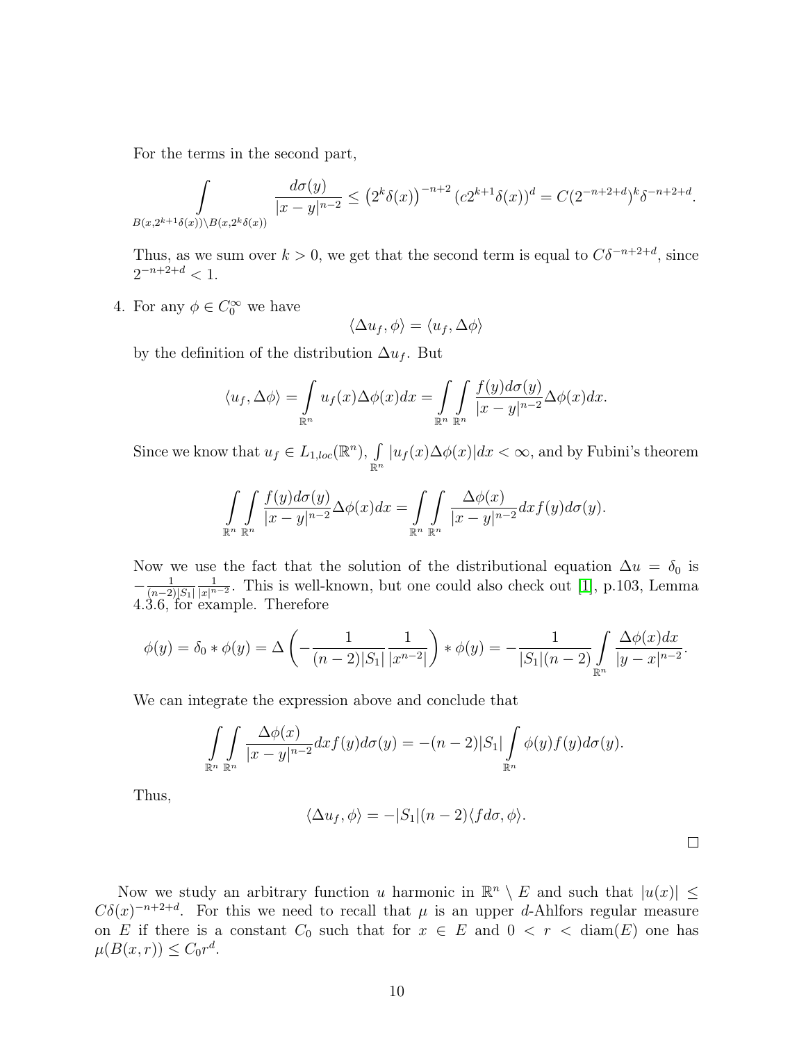For the terms in the second part,

$$\int\limits_{B(x,2^{k+1}\delta(x))\setminus B(x,2^k\delta(x))} \frac{d\sigma(y)}{|x-y|^{n-2}} \leq \left(2^k\delta(x)\right)^{-n+2}\left(c2^{k+1}\delta(x)\right)^d = C(2^{-n+2+d})^k\delta^{-n+2+d}.$$

Thus, as we sum over $k > 0$, we get that the second term is equal to $C\delta^{-n+2+d}$, since $2^{-n+2+d} < 1$.

4. For any $\phi \in C_0^\infty$ we have

$$\langle \Delta u_f, \phi\rangle = \langle u_f, \Delta\phi\rangle$$

by the definition of the distribution $\Delta u_f$. But

$$\langle u_f, \Delta\phi\rangle = \int\limits_{\mathbb{R}^n} u_f(x)\Delta\phi(x)dx = \int\limits_{\mathbb{R}^n}\int\limits_{\mathbb{R}^n} \frac{f(y)d\sigma(y)}{|x-y|^{n-2}}\Delta\phi(x)dx.$$

Since we know that $u_f \in L_{1,loc}(\mathbb{R}^n)$, $\int\limits_{\mathbb{R}^n} |u_f(x)\Delta\phi(x)|dx < \infty$, and by Fubini's theorem

$$\int\limits_{\mathbb{R}^n}\int\limits_{\mathbb{R}^n} \frac{f(y)d\sigma(y)}{|x-y|^{n-2}}\Delta\phi(x)dx = \int\limits_{\mathbb{R}^n}\int\limits_{\mathbb{R}^n} \frac{\Delta\phi(x)}{|x-y|^{n-2}}dxf(y)d\sigma(y).$$

Now we use the fact that the solution of the distributional equation $\Delta u = \delta_0$ is $-\frac{1}{(n-2)|S_1|}\frac{1}{|x|^{n-2}}$. This is well-known, but one could also check out [1], p.103, Lemma 4.3.6, for example. Therefore

$$\phi(y) = \delta_0 * \phi(y) = \Delta\left(-\frac{1}{(n-2)|S_1|}\frac{1}{|x^{n-2}|}\right) * \phi(y) = -\frac{1}{|S_1|(n-2)}\int\limits_{\mathbb{R}^n}\frac{\Delta\phi(x)dx}{|y-x|^{n-2}}.$$

We can integrate the expression above and conclude that

$$\int\limits_{\mathbb{R}^n}\int\limits_{\mathbb{R}^n} \frac{\Delta\phi(x)}{|x-y|^{n-2}}dxf(y)d\sigma(y) = -(n-2)|S_1|\int\limits_{\mathbb{R}^n}\phi(y)f(y)d\sigma(y).$$

Thus,

$$\langle \Delta u_f, \phi\rangle = -|S_1|(n-2)\langle f d\sigma, \phi\rangle.$$

□

Now we study an arbitrary function $u$ harmonic in $\mathbb{R}^n \setminus E$ and such that $|u(x)| \leq C\delta(x)^{-n+2+d}$. For this we need to recall that $\mu$ is an upper $d$-Ahlfors regular measure on $E$ if there is a constant $C_0$ such that for $x \in E$ and $0 < r < \operatorname{diam}(E)$ one has $\mu(B(x,r)) \leq C_0 r^d$.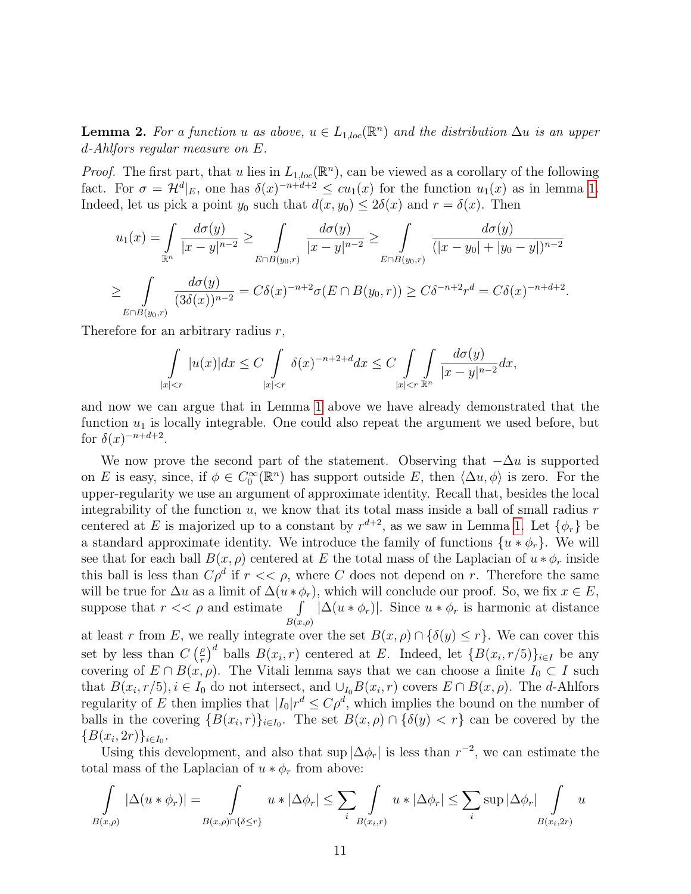**Lemma 2.** *For a function $u$ as above, $u \in L_{1,loc}(\mathbb{R}^n)$ and the distribution $\Delta u$ is an upper $d$-Ahlfors regular measure on $E$.*

*Proof.* The first part, that $u$ lies in $L_{1,loc}(\mathbb{R}^n)$, can be viewed as a corollary of the following fact. For $\sigma = \mathcal{H}^d|_E$, one has $\delta(x)^{-n+d+2} \leq cu_1(x)$ for the function $u_1(x)$ as in lemma 1. Indeed, let us pick a point $y_0$ such that $d(x, y_0) \leq 2\delta(x)$ and $r = \delta(x)$. Then

$$u_1(x) = \int\limits_{\mathbb{R}^n} \frac{d\sigma(y)}{|x-y|^{n-2}} \geq \int\limits_{E \cap B(y_0,r)} \frac{d\sigma(y)}{|x-y|^{n-2}} \geq \int\limits_{E \cap B(y_0,r)} \frac{d\sigma(y)}{(|x-y_0| + |y_0-y|)^{n-2}}$$

$$\geq \int\limits_{E \cap B(y_0,r)} \frac{d\sigma(y)}{(3\delta(x))^{n-2}} = C\delta(x)^{-n+2}\sigma(E \cap B(y_0,r)) \geq C\delta^{-n+2}r^d = C\delta(x)^{-n+d+2}.$$

Therefore for an arbitrary radius $r$,

$$\int\limits_{|x|<r} |u(x)|dx \leq C \int\limits_{|x|<r} \delta(x)^{-n+2+d}dx \leq C \int\limits_{|x|<r} \int\limits_{\mathbb{R}^n} \frac{d\sigma(y)}{|x-y|^{n-2}}dx,$$

and now we can argue that in Lemma 1 above we have already demonstrated that the function $u_1$ is locally integrable. One could also repeat the argument we used before, but for $\delta(x)^{-n+d+2}$.

We now prove the second part of the statement. Observing that $-\Delta u$ is supported on $E$ is easy, since, if $\phi \in C_0^\infty(\mathbb{R}^n)$ has support outside $E$, then $\langle \Delta u, \phi \rangle$ is zero. For the upper-regularity we use an argument of approximate identity. Recall that, besides the local integrability of the function $u$, we know that its total mass inside a ball of small radius $r$ centered at $E$ is majorized up to a constant by $r^{d+2}$, as we saw in Lemma 1. Let $\{\phi_r\}$ be a standard approximate identity. We introduce the family of functions $\{u * \phi_r\}$. We will see that for each ball $B(x, \rho)$ centered at $E$ the total mass of the Laplacian of $u * \phi_r$ inside this ball is less than $C\rho^d$ if $r << \rho$, where $C$ does not depend on $r$. Therefore the same will be true for $\Delta u$ as a limit of $\Delta(u * \phi_r)$, which will conclude our proof. So, we fix $x \in E$, suppose that $r << \rho$ and estimate $\int\limits_{B(x,\rho)} |\Delta(u * \phi_r)|$. Since $u * \phi_r$ is harmonic at distance at least $r$ from $E$, we really integrate over the set $B(x, \rho) \cap \{\delta(y) \leq r\}$. We can cover this set by less than $C\left(\frac{\rho}{r}\right)^d$ balls $B(x_i, r)$ centered at $E$. Indeed, let $\{B(x_i, r/5)\}_{i \in I}$ be any covering of $E \cap B(x, \rho)$. The Vitali lemma says that we can choose a finite $I_0 \subset I$ such that $B(x_i, r/5), i \in I_0$ do not intersect, and $\cup_{I_0} B(x_i, r)$ covers $E \cap B(x, \rho)$. The $d$-Ahlfors regularity of $E$ then implies that $|I_0|r^d \leq C\rho^d$, which implies the bound on the number of balls in the covering $\{B(x_i, r)\}_{i \in I_0}$. The set $B(x, \rho) \cap \{\delta(y) < r\}$ can be covered by the $\{B(x_i, 2r)\}_{i \in I_0}$.

Using this development, and also that $\sup |\Delta\phi_r|$ is less than $r^{-2}$, we can estimate the total mass of the Laplacian of $u * \phi_r$ from above:

$$\int\limits_{B(x,\rho)} |\Delta(u * \phi_r)| = \int\limits_{B(x,\rho) \cap \{\delta \leq r\}} u * |\Delta\phi_r| \leq \sum_i \int\limits_{B(x_i,r)} u * |\Delta\phi_r| \leq \sum_i \sup |\Delta\phi_r| \int\limits_{B(x_i,2r)} u$$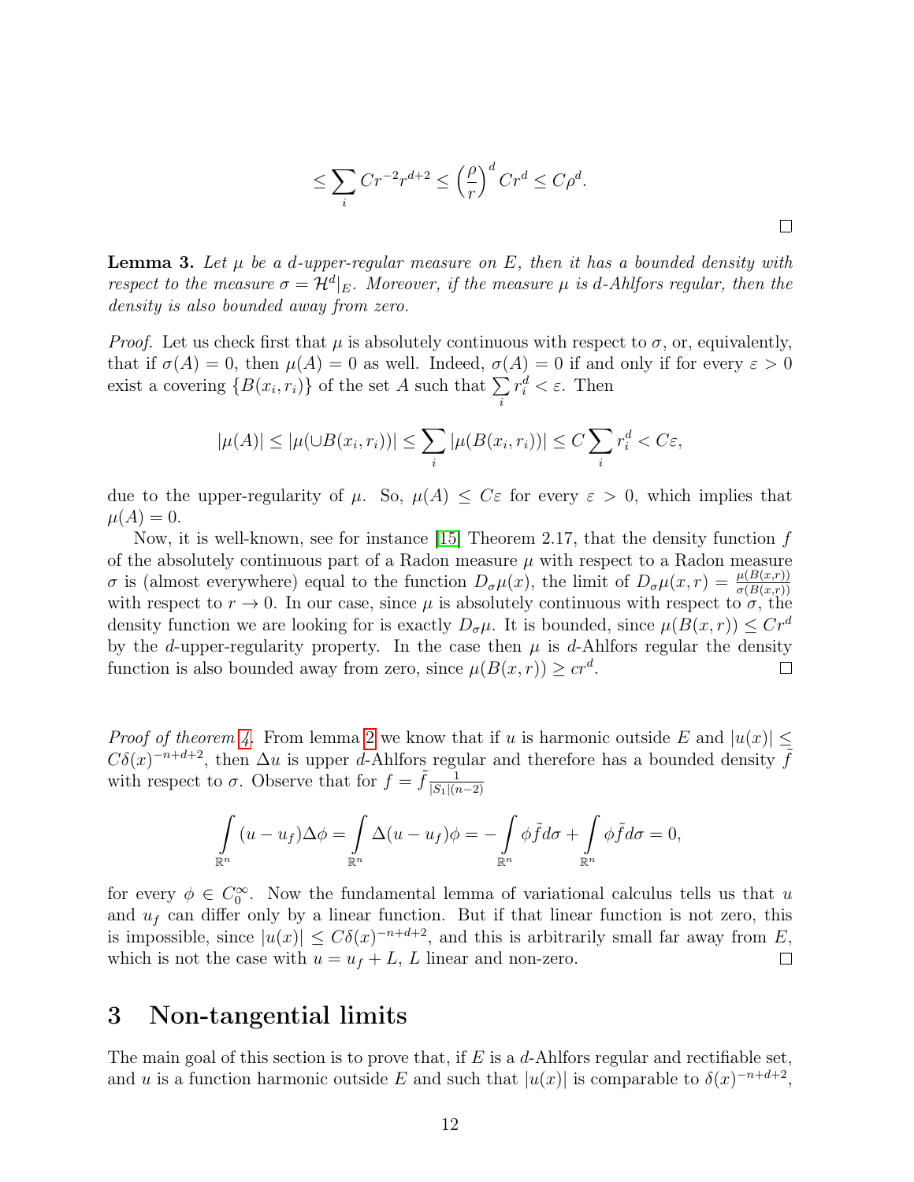$$\leq \sum_i Cr^{-2}r^{d+2} \leq \left(\frac{\rho}{r}\right)^d Cr^d \leq C\rho^d.$$

□

**Lemma 3.** *Let $\mu$ be a $d$-upper-regular measure on $E$, then it has a bounded density with respect to the measure $\sigma = \mathcal{H}^d|_E$. Moreover, if the measure $\mu$ is $d$-Ahlfors regular, then the density is also bounded away from zero.*

*Proof.* Let us check first that $\mu$ is absolutely continuous with respect to $\sigma$, or, equivalently, that if $\sigma(A) = 0$, then $\mu(A) = 0$ as well. Indeed, $\sigma(A) = 0$ if and only if for every $\varepsilon > 0$ exist a covering $\{B(x_i, r_i)\}$ of the set $A$ such that $\sum_i r_i^d < \varepsilon$. Then

$$|\mu(A)| \leq |\mu(\cup B(x_i, r_i))| \leq \sum_i |\mu(B(x_i, r_i))| \leq C \sum_i r_i^d < C\varepsilon,$$

due to the upper-regularity of $\mu$. So, $\mu(A) \leq C\varepsilon$ for every $\varepsilon > 0$, which implies that $\mu(A) = 0$.

Now, it is well-known, see for instance [15] Theorem 2.17, that the density function $f$ of the absolutely continuous part of a Radon measure $\mu$ with respect to a Radon measure $\sigma$ is (almost everywhere) equal to the function $D_\sigma \mu(x)$, the limit of $D_\sigma \mu(x, r) = \frac{\mu(B(x,r))}{\sigma(B(x,r))}$ with respect to $r \to 0$. In our case, since $\mu$ is absolutely continuous with respect to $\sigma$, the density function we are looking for is exactly $D_\sigma \mu$. It is bounded, since $\mu(B(x, r)) \leq Cr^d$ by the $d$-upper-regularity property. In the case then $\mu$ is $d$-Ahlfors regular the density function is also bounded away from zero, since $\mu(B(x, r)) \geq cr^d$. □

*Proof of theorem 4.* From lemma 2 we know that if $u$ is harmonic outside $E$ and $|u(x)| \leq C\delta(x)^{-n+d+2}$, then $\Delta u$ is upper $d$-Ahlfors regular and therefore has a bounded density $\tilde{f}$ with respect to $\sigma$. Observe that for $f = \tilde{f} \frac{1}{|S_1|(n-2)}$

$$\int_{\mathbb{R}^n} (u - u_f)\Delta\phi = \int_{\mathbb{R}^n} \Delta(u - u_f)\phi = -\int_{\mathbb{R}^n} \phi \tilde{f} d\sigma + \int_{\mathbb{R}^n} \phi \tilde{f} d\sigma = 0,$$

for every $\phi \in C_0^\infty$. Now the fundamental lemma of variational calculus tells us that $u$ and $u_f$ can differ only by a linear function. But if that linear function is not zero, this is impossible, since $|u(x)| \leq C\delta(x)^{-n+d+2}$, and this is arbitrarily small far away from $E$, which is not the case with $u = u_f + L$, $L$ linear and non-zero. □

## 3 Non-tangential limits

The main goal of this section is to prove that, if $E$ is a $d$-Ahlfors regular and rectifiable set, and $u$ is a function harmonic outside $E$ and such that $|u(x)|$ is comparable to $\delta(x)^{-n+d+2}$,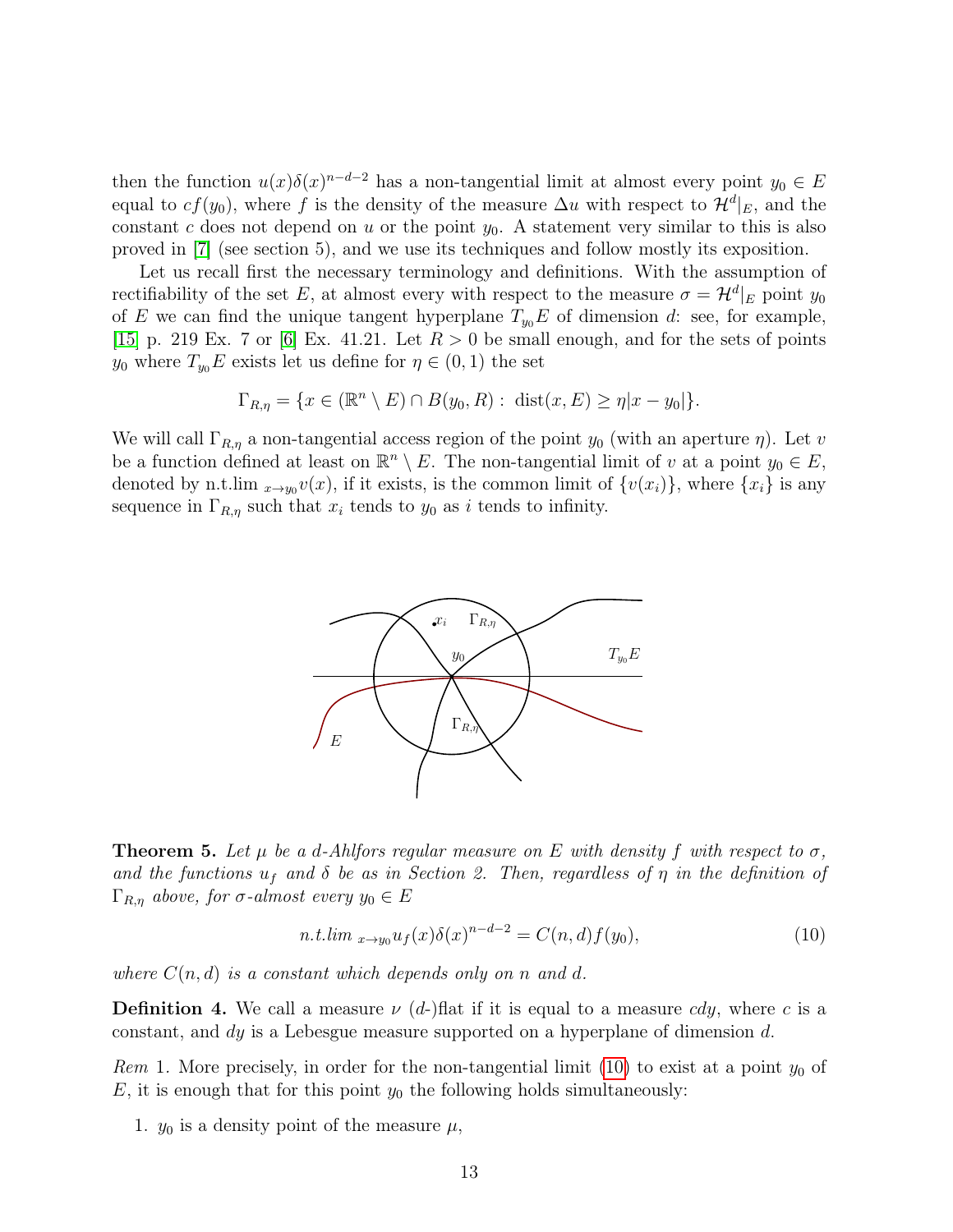then the function $u(x)\delta(x)^{n-d-2}$ has a non-tangential limit at almost every point $y_0 \in E$ equal to $cf(y_0)$, where $f$ is the density of the measure $\Delta u$ with respect to $\mathcal{H}^d|_E$, and the constant $c$ does not depend on $u$ or the point $y_0$. A statement very similar to this is also proved in [7] (see section 5), and we use its techniques and follow mostly its exposition.

Let us recall first the necessary terminology and definitions. With the assumption of rectifiability of the set $E$, at almost every with respect to the measure $\sigma = \mathcal{H}^d|_E$ point $y_0$ of $E$ we can find the unique tangent hyperplane $T_{y_0}E$ of dimension $d$: see, for example, [15] p. 219 Ex. 7 or [6] Ex. 41.21. Let $R > 0$ be small enough, and for the sets of points $y_0$ where $T_{y_0}E$ exists let us define for $\eta \in (0, 1)$ the set

$$\Gamma_{R,\eta} = \{x \in (\mathbb{R}^n \setminus E) \cap B(y_0, R) : \operatorname{dist}(x, E) \geq \eta |x - y_0|\}.$$

We will call $\Gamma_{R,\eta}$ a non-tangential access region of the point $y_0$ (with an aperture $\eta$). Let $v$ be a function defined at least on $\mathbb{R}^n \setminus E$. The non-tangential limit of $v$ at a point $y_0 \in E$, denoted by n.t.lim $_{x\to y_0} v(x)$, if it exists, is the common limit of $\{v(x_i)\}$, where $\{x_i\}$ is any sequence in $\Gamma_{R,\eta}$ such that $x_i$ tends to $y_0$ as $i$ tends to infinity.

**Theorem 5.** *Let $\mu$ be a $d$-Ahlfors regular measure on $E$ with density $f$ with respect to $\sigma$, and the functions $u_f$ and $\delta$ be as in Section 2. Then, regardless of $\eta$ in the definition of $\Gamma_{R,\eta}$ above, for $\sigma$-almost every $y_0 \in E$*

$$n.t.lim_{\,x\to y_0} u_f(x)\delta(x)^{n-d-2} = C(n, d)f(y_0), \tag{10}$$

*where $C(n, d)$ is a constant which depends only on $n$ and $d$.*

**Definition 4.** We call a measure $\nu$ ($d$-)flat if it is equal to a measure $cdy$, where $c$ is a constant, and $dy$ is a Lebesgue measure supported on a hyperplane of dimension $d$.

*Rem* 1. More precisely, in order for the non-tangential limit (10) to exist at a point $y_0$ of $E$, it is enough that for this point $y_0$ the following holds simultaneously:

1. $y_0$ is a density point of the measure $\mu$,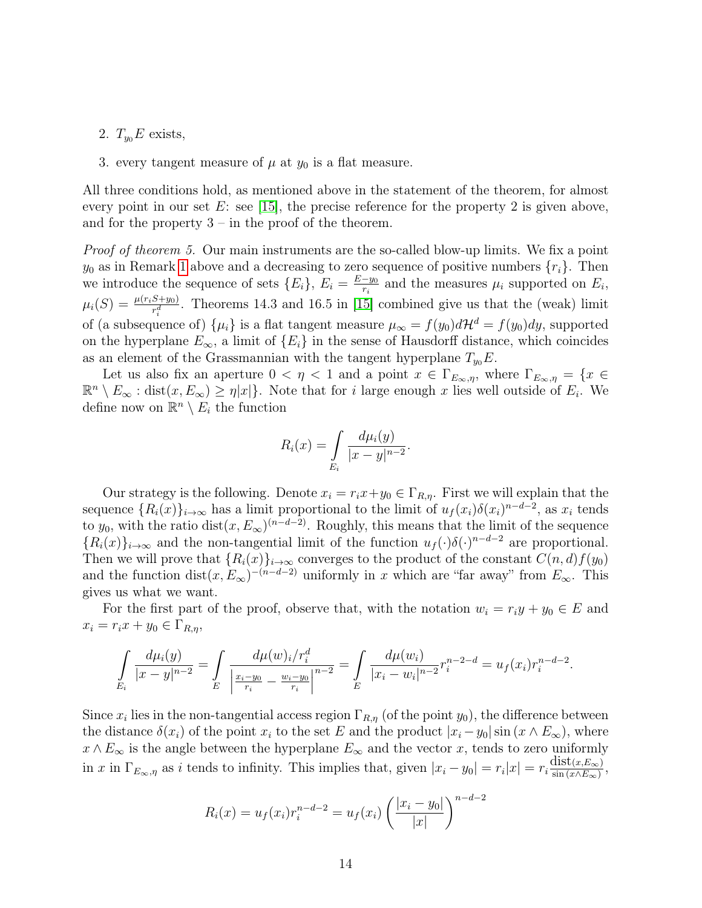2. $T_{y_0}E$ exists,

3. every tangent measure of $\mu$ at $y_0$ is a flat measure.

All three conditions hold, as mentioned above in the statement of the theorem, for almost every point in our set $E$: see [15], the precise reference for the property 2 is given above, and for the property 3 – in the proof of the theorem.

*Proof of theorem 5.* Our main instruments are the so-called blow-up limits. We fix a point $y_0$ as in Remark 1 above and a decreasing to zero sequence of positive numbers $\{r_i\}$. Then we introduce the sequence of sets $\{E_i\}$, $E_i = \frac{E-y_0}{r_i}$ and the measures $\mu_i$ supported on $E_i$, $\mu_i(S) = \frac{\mu(r_i S + y_0)}{r_i^d}$. Theorems 14.3 and 16.5 in [15] combined give us that the (weak) limit of (a subsequence of) $\{\mu_i\}$ is a flat tangent measure $\mu_\infty = f(y_0)d\mathcal{H}^d = f(y_0)dy$, supported on the hyperplane $E_\infty$, a limit of $\{E_i\}$ in the sense of Hausdorff distance, which coincides as an element of the Grassmannian with the tangent hyperplane $T_{y_0}E$.

Let us also fix an aperture $0 < \eta < 1$ and a point $x \in \Gamma_{E_\infty,\eta}$, where $\Gamma_{E_\infty,\eta} = \{x \in \mathbb{R}^n \setminus E_\infty : \operatorname{dist}(x, E_\infty) \geq \eta|x|\}$. Note that for $i$ large enough $x$ lies well outside of $E_i$. We define now on $\mathbb{R}^n \setminus E_i$ the function

$$R_i(x) = \int\limits_{E_i} \frac{d\mu_i(y)}{|x-y|^{n-2}}.$$

Our strategy is the following. Denote $x_i = r_i x + y_0 \in \Gamma_{R,\eta}$. First we will explain that the sequence $\{R_i(x)\}_{i\to\infty}$ has a limit proportional to the limit of $u_f(x_i)\delta(x_i)^{n-d-2}$, as $x_i$ tends to $y_0$, with the ratio $\operatorname{dist}(x, E_\infty)^{(n-d-2)}$. Roughly, this means that the limit of the sequence $\{R_i(x)\}_{i\to\infty}$ and the non-tangential limit of the function $u_f(\cdot)\delta(\cdot)^{n-d-2}$ are proportional. Then we will prove that $\{R_i(x)\}_{i\to\infty}$ converges to the product of the constant $C(n,d)f(y_0)$ and the function $\operatorname{dist}(x, E_\infty)^{-(n-d-2)}$ uniformly in $x$ which are "far away" from $E_\infty$. This gives us what we want.

For the first part of the proof, observe that, with the notation $w_i = r_i y + y_0 \in E$ and $x_i = r_i x + y_0 \in \Gamma_{R,\eta}$,

$$\int\limits_{E_i} \frac{d\mu_i(y)}{|x-y|^{n-2}} = \int\limits_{E} \frac{d\mu(w)_i/r_i^d}{\left|\frac{x_i-y_0}{r_i} - \frac{w_i-y_0}{r_i}\right|^{n-2}} = \int\limits_{E} \frac{d\mu(w_i)}{|x_i-w_i|^{n-2}} r_i^{n-2-d} = u_f(x_i) r_i^{n-d-2}.$$

Since $x_i$ lies in the non-tangential access region $\Gamma_{R,\eta}$ (of the point $y_0$), the difference between the distance $\delta(x_i)$ of the point $x_i$ to the set $E$ and the product $|x_i - y_0| \sin(x \wedge E_\infty)$, where $x \wedge E_\infty$ is the angle between the hyperplane $E_\infty$ and the vector $x$, tends to zero uniformly in $x$ in $\Gamma_{E_\infty,\eta}$ as $i$ tends to infinity. This implies that, given $|x_i - y_0| = r_i|x| = r_i \frac{\operatorname{dist}(x,E_\infty)}{\sin(x\wedge E_\infty)}$,

$$R_i(x) = u_f(x_i) r_i^{n-d-2} = u_f(x_i) \left(\frac{|x_i - y_0|}{|x|}\right)^{n-d-2}$$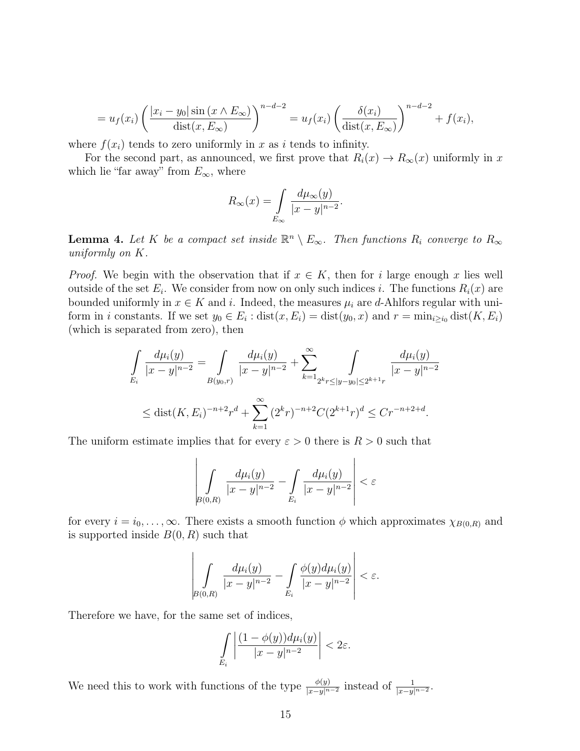$$= u_f(x_i) \left( \frac{|x_i - y_0| \sin(x \wedge E_\infty)}{\operatorname{dist}(x, E_\infty)} \right)^{n-d-2} = u_f(x_i) \left( \frac{\delta(x_i)}{\operatorname{dist}(x, E_\infty)} \right)^{n-d-2} + f(x_i),$$

where $f(x_i)$ tends to zero uniformly in $x$ as $i$ tends to infinity.

For the second part, as announced, we first prove that $R_i(x) \to R_\infty(x)$ uniformly in $x$ which lie "far away" from $E_\infty$, where

$$R_\infty(x) = \int_{E_\infty} \frac{d\mu_\infty(y)}{|x-y|^{n-2}}.$$

**Lemma 4.** *Let $K$ be a compact set inside $\mathbb{R}^n \setminus E_\infty$. Then functions $R_i$ converge to $R_\infty$ uniformly on $K$.*

*Proof.* We begin with the observation that if $x \in K$, then for $i$ large enough $x$ lies well outside of the set $E_i$. We consider from now on only such indices $i$. The functions $R_i(x)$ are bounded uniformly in $x \in K$ and $i$. Indeed, the measures $\mu_i$ are $d$-Ahlfors regular with uniform in $i$ constants. If we set $y_0 \in E_i : \operatorname{dist}(x, E_i) = \operatorname{dist}(y_0, x)$ and $r = \min_{i \geq i_0} \operatorname{dist}(K, E_i)$ (which is separated from zero), then

$$\int_{E_i} \frac{d\mu_i(y)}{|x-y|^{n-2}} = \int_{B(y_0,r)} \frac{d\mu_i(y)}{|x-y|^{n-2}} + \sum_{k=1}^{\infty} \int_{2^k r \leq |y-y_0| \leq 2^{k+1} r} \frac{d\mu_i(y)}{|x-y|^{n-2}}$$

$$\leq \operatorname{dist}(K, E_i)^{-n+2} r^d + \sum_{k=1}^{\infty} (2^k r)^{-n+2} C (2^{k+1} r)^d \leq C r^{-n+2+d}.$$

The uniform estimate implies that for every $\varepsilon > 0$ there is $R > 0$ such that

$$\left| \int_{B(0,R)} \frac{d\mu_i(y)}{|x-y|^{n-2}} - \int_{E_i} \frac{d\mu_i(y)}{|x-y|^{n-2}} \right| < \varepsilon$$

for every $i = i_0, \ldots, \infty$. There exists a smooth function $\phi$ which approximates $\chi_{B(0,R)}$ and is supported inside $B(0,R)$ such that

$$\left| \int_{B(0,R)} \frac{d\mu_i(y)}{|x-y|^{n-2}} - \int_{E_i} \frac{\phi(y) d\mu_i(y)}{|x-y|^{n-2}} \right| < \varepsilon.$$

Therefore we have, for the same set of indices,

$$\int_{E_i} \left| \frac{(1-\phi(y)) d\mu_i(y)}{|x-y|^{n-2}} \right| < 2\varepsilon.$$

We need this to work with functions of the type $\frac{\phi(y)}{|x-y|^{n-2}}$ instead of $\frac{1}{|x-y|^{n-2}}$.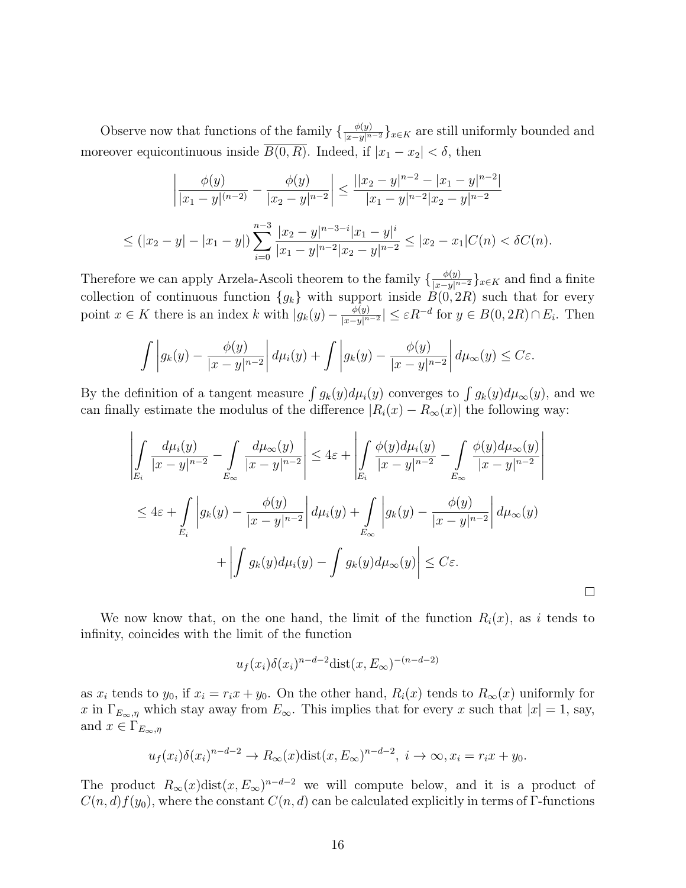Observe now that functions of the family $\{\frac{\phi(y)}{|x-y|^{n-2}}\}_{x\in K}$ are still uniformly bounded and moreover equicontinuous inside $\overline{B(0,R)}$. Indeed, if $|x_1 - x_2| < \delta$, then

$$\left|\frac{\phi(y)}{|x_1-y|^{(n-2)}} - \frac{\phi(y)}{|x_2-y|^{n-2}}\right| \leq \frac{||x_2-y|^{n-2} - |x_1-y|^{n-2}|}{|x_1-y|^{n-2}|x_2-y|^{n-2}}$$

$$\leq (|x_2-y| - |x_1-y|)\sum_{i=0}^{n-3}\frac{|x_2-y|^{n-3-i}|x_1-y|^i}{|x_1-y|^{n-2}|x_2-y|^{n-2}} \leq |x_2-x_1|C(n) < \delta C(n).$$

Therefore we can apply Arzela-Ascoli theorem to the family $\{\frac{\phi(y)}{|x-y|^{n-2}}\}_{x\in K}$ and find a finite collection of continuous function $\{g_k\}$ with support inside $B(0,2R)$ such that for every point $x \in K$ there is an index $k$ with $|g_k(y) - \frac{\phi(y)}{|x-y|^{n-2}}| \leq \varepsilon R^{-d}$ for $y \in B(0,2R)\cap E_i$. Then

$$\int\left|g_k(y) - \frac{\phi(y)}{|x-y|^{n-2}}\right|d\mu_i(y) + \int\left|g_k(y) - \frac{\phi(y)}{|x-y|^{n-2}}\right|d\mu_\infty(y) \leq C\varepsilon.$$

By the definition of a tangent measure $\int g_k(y)d\mu_i(y)$ converges to $\int g_k(y)d\mu_\infty(y)$, and we can finally estimate the modulus of the difference $|R_i(x) - R_\infty(x)|$ the following way:

$$\left|\int_{E_i}\frac{d\mu_i(y)}{|x-y|^{n-2}} - \int_{E_\infty}\frac{d\mu_\infty(y)}{|x-y|^{n-2}}\right| \leq 4\varepsilon + \left|\int_{E_i}\frac{\phi(y)d\mu_i(y)}{|x-y|^{n-2}} - \int_{E_\infty}\frac{\phi(y)d\mu_\infty(y)}{|x-y|^{n-2}}\right|$$

$$\leq 4\varepsilon + \int_{E_i}\left|g_k(y) - \frac{\phi(y)}{|x-y|^{n-2}}\right|d\mu_i(y) + \int_{E_\infty}\left|g_k(y) - \frac{\phi(y)}{|x-y|^{n-2}}\right|d\mu_\infty(y)$$

$$+\left|\int g_k(y)d\mu_i(y) - \int g_k(y)d\mu_\infty(y)\right| \leq C\varepsilon.$$

□

We now know that, on the one hand, the limit of the function $R_i(x)$, as $i$ tends to infinity, coincides with the limit of the function

$$u_f(x_i)\delta(x_i)^{n-d-2}\mathrm{dist}(x, E_\infty)^{-(n-d-2)}$$

as $x_i$ tends to $y_0$, if $x_i = r_i x + y_0$. On the other hand, $R_i(x)$ tends to $R_\infty(x)$ uniformly for $x$ in $\Gamma_{E_\infty,\eta}$ which stay away from $E_\infty$. This implies that for every $x$ such that $|x| = 1$, say, and $x \in \Gamma_{E_\infty,\eta}$

$$u_f(x_i)\delta(x_i)^{n-d-2} \to R_\infty(x)\mathrm{dist}(x, E_\infty)^{n-d-2},\ i\to\infty, x_i = r_i x + y_0.$$

The product $R_\infty(x)\mathrm{dist}(x, E_\infty)^{n-d-2}$ we will compute below, and it is a product of $C(n,d)f(y_0)$, where the constant $C(n,d)$ can be calculated explicitly in terms of $\Gamma$-functions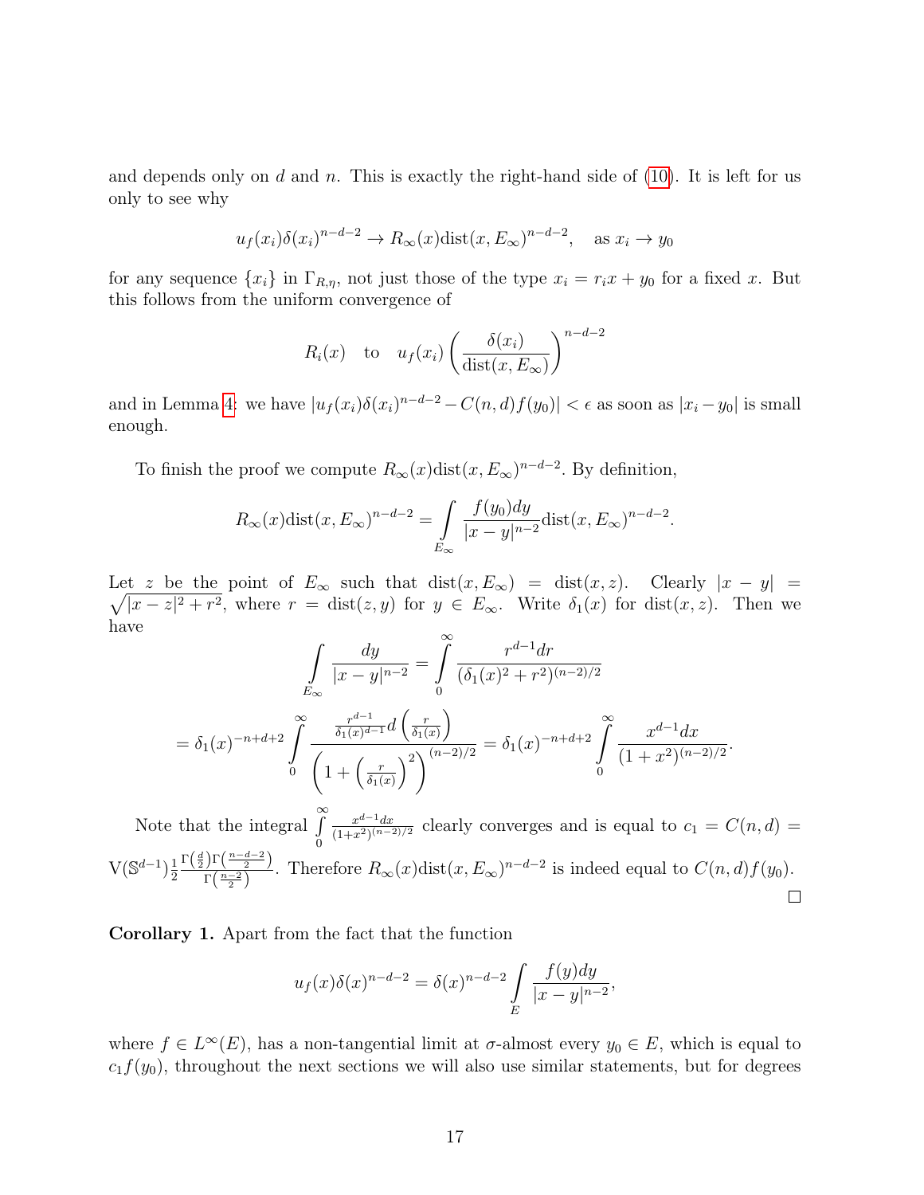and depends only on $d$ and $n$. This is exactly the right-hand side of (10). It is left for us only to see why

$$u_f(x_i)\delta(x_i)^{n-d-2} \to R_\infty(x)\mathrm{dist}(x, E_\infty)^{n-d-2}, \quad \text{as } x_i \to y_0$$

for any sequence $\{x_i\}$ in $\Gamma_{R,\eta}$, not just those of the type $x_i = r_i x + y_0$ for a fixed $x$. But this follows from the uniform convergence of

$$R_i(x) \quad \text{to} \quad u_f(x_i)\left(\frac{\delta(x_i)}{\mathrm{dist}(x, E_\infty)}\right)^{n-d-2}$$

and in Lemma 4: we have $|u_f(x_i)\delta(x_i)^{n-d-2} - C(n,d)f(y_0)| < \epsilon$ as soon as $|x_i - y_0|$ is small enough.

To finish the proof we compute $R_\infty(x)\mathrm{dist}(x, E_\infty)^{n-d-2}$. By definition,

$$R_\infty(x)\mathrm{dist}(x, E_\infty)^{n-d-2} = \int\limits_{E_\infty} \frac{f(y_0)dy}{|x-y|^{n-2}}\mathrm{dist}(x, E_\infty)^{n-d-2}.$$

Let $z$ be the point of $E_\infty$ such that $\mathrm{dist}(x, E_\infty) = \mathrm{dist}(x, z)$. Clearly $|x - y| = \sqrt{|x-z|^2 + r^2}$, where $r = \mathrm{dist}(z, y)$ for $y \in E_\infty$. Write $\delta_1(x)$ for $\mathrm{dist}(x, z)$. Then we have

$$\int\limits_{E_\infty} \frac{dy}{|x-y|^{n-2}} = \int\limits_0^\infty \frac{r^{d-1}dr}{(\delta_1(x)^2 + r^2)^{(n-2)/2}}$$

$$= \delta_1(x)^{-n+d+2} \int\limits_0^\infty \frac{\frac{r^{d-1}}{\delta_1(x)^{d-1}} d\left(\frac{r}{\delta_1(x)}\right)}{\left(1 + \left(\frac{r}{\delta_1(x)}\right)^2\right)^{(n-2)/2}} = \delta_1(x)^{-n+d+2} \int\limits_0^\infty \frac{x^{d-1}dx}{(1+x^2)^{(n-2)/2}}.$$

Note that the integral $\int\limits_0^\infty \frac{x^{d-1}dx}{(1+x^2)^{(n-2)/2}}$ clearly converges and is equal to $c_1 = C(n,d) = \mathrm{V}(\mathbb{S}^{d-1})\frac{1}{2}\frac{\Gamma\left(\frac{d}{2}\right)\Gamma\left(\frac{n-d-2}{2}\right)}{\Gamma\left(\frac{n-2}{2}\right)}$. Therefore $R_\infty(x)\mathrm{dist}(x, E_\infty)^{n-d-2}$ is indeed equal to $C(n,d)f(y_0)$. $\square$

**Corollary 1.** Apart from the fact that the function

$$u_f(x)\delta(x)^{n-d-2} = \delta(x)^{n-d-2} \int\limits_E \frac{f(y)dy}{|x-y|^{n-2}},$$

where $f \in L^\infty(E)$, has a non-tangential limit at $\sigma$-almost every $y_0 \in E$, which is equal to $c_1 f(y_0)$, throughout the next sections we will also use similar statements, but for degrees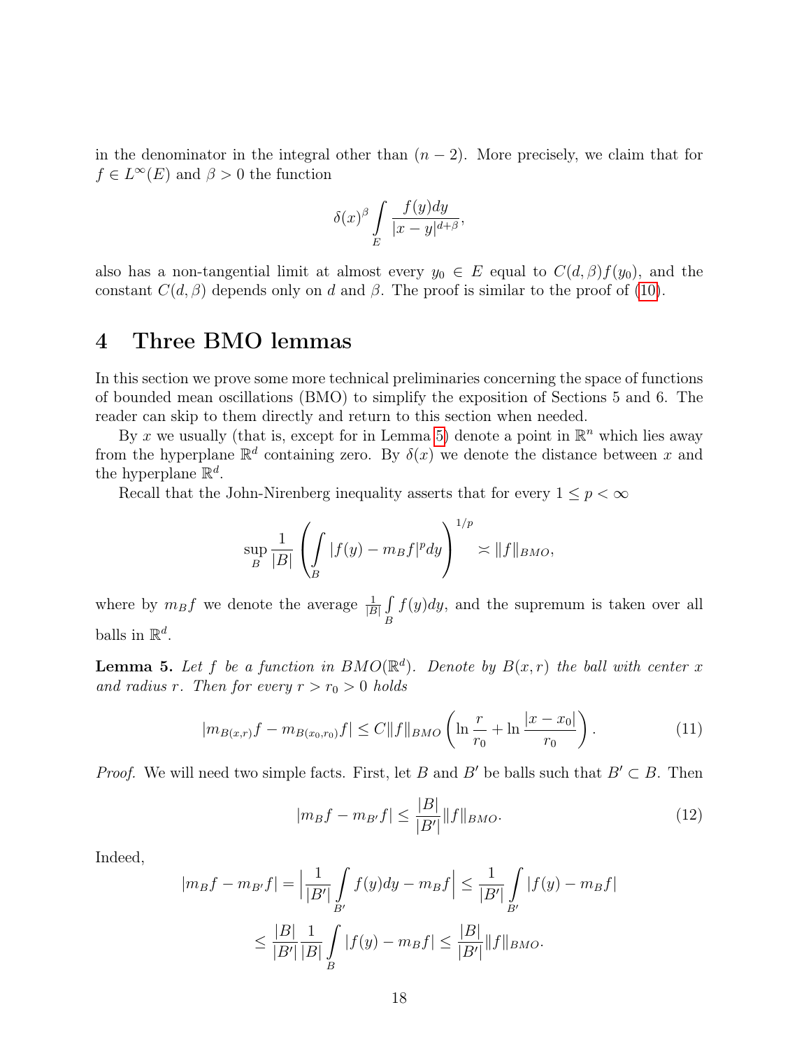in the denominator in the integral other than $(n-2)$. More precisely, we claim that for $f \in L^\infty(E)$ and $\beta > 0$ the function

$$\delta(x)^\beta \int_E \frac{f(y)dy}{|x-y|^{d+\beta}},$$

also has a non-tangential limit at almost every $y_0 \in E$ equal to $C(d,\beta)f(y_0)$, and the constant $C(d,\beta)$ depends only on $d$ and $\beta$. The proof is similar to the proof of (10).

# 4 Three BMO lemmas

In this section we prove some more technical preliminaries concerning the space of functions of bounded mean oscillations (BMO) to simplify the exposition of Sections 5 and 6. The reader can skip to them directly and return to this section when needed.

By $x$ we usually (that is, except for in Lemma 5) denote a point in $\mathbb{R}^n$ which lies away from the hyperplane $\mathbb{R}^d$ containing zero. By $\delta(x)$ we denote the distance between $x$ and the hyperplane $\mathbb{R}^d$.

Recall that the John-Nirenberg inequality asserts that for every $1 \le p < \infty$

$$\sup_B \frac{1}{|B|} \left( \int_B |f(y) - m_B f|^p dy \right)^{1/p} \asymp \|f\|_{BMO},$$

where by $m_B f$ we denote the average $\frac{1}{|B|}\int_B f(y)dy$, and the supremum is taken over all balls in $\mathbb{R}^d$.

**Lemma 5.** *Let $f$ be a function in $BMO(\mathbb{R}^d)$. Denote by $B(x,r)$ the ball with center $x$ and radius $r$. Then for every $r > r_0 > 0$ holds*

$$|m_{B(x,r)}f - m_{B(x_0,r_0)}f| \le C\|f\|_{BMO} \left( \ln \frac{r}{r_0} + \ln \frac{|x-x_0|}{r_0} \right). \tag{11}$$

*Proof.* We will need two simple facts. First, let $B$ and $B'$ be balls such that $B' \subset B$. Then

$$|m_B f - m_{B'} f| \le \frac{|B|}{|B'|} \|f\|_{BMO}. \tag{12}$$

Indeed,

$$|m_B f - m_{B'} f| = \Big| \frac{1}{|B'|} \int_{B'} f(y)dy - m_B f \Big| \le \frac{1}{|B'|} \int_{B'} |f(y) - m_B f|$$

$$\le \frac{|B|}{|B'|} \frac{1}{|B|} \int_B |f(y) - m_B f| \le \frac{|B|}{|B'|} \|f\|_{BMO}.$$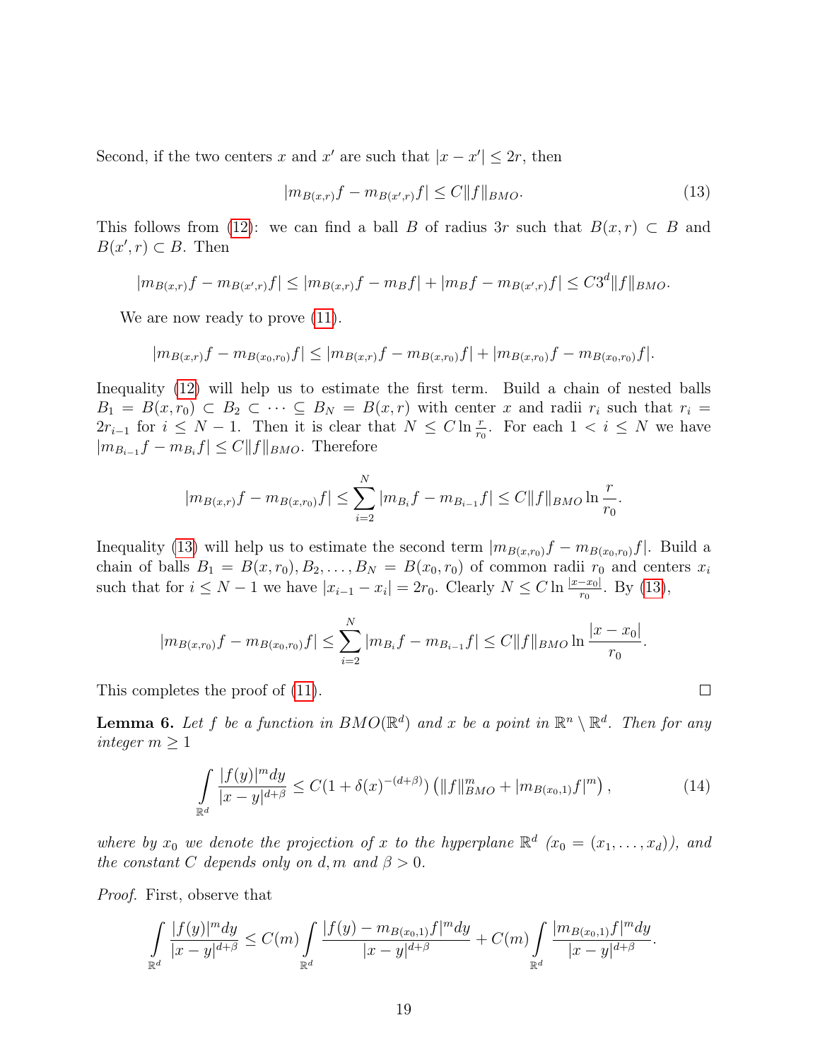Second, if the two centers $x$ and $x'$ are such that $|x - x'| \leq 2r$, then

$$|m_{B(x,r)}f - m_{B(x',r)}f| \leq C\|f\|_{BMO}. \tag{13}$$

This follows from (12): we can find a ball $B$ of radius $3r$ such that $B(x,r) \subset B$ and $B(x',r) \subset B$. Then

$$|m_{B(x,r)}f - m_{B(x',r)}f| \leq |m_{B(x,r)}f - m_B f| + |m_B f - m_{B(x',r)}f| \leq C3^d\|f\|_{BMO}.$$

We are now ready to prove (11).

$$|m_{B(x,r)}f - m_{B(x_0,r_0)}f| \leq |m_{B(x,r)}f - m_{B(x,r_0)}f| + |m_{B(x,r_0)}f - m_{B(x_0,r_0)}f|.$$

Inequality (12) will help us to estimate the first term. Build a chain of nested balls $B_1 = B(x, r_0) \subset B_2 \subset \cdots \subseteq B_N = B(x,r)$ with center $x$ and radii $r_i$ such that $r_i = 2r_{i-1}$ for $i \leq N-1$. Then it is clear that $N \leq C \ln \frac{r}{r_0}$. For each $1 < i \leq N$ we have $|m_{B_{i-1}}f - m_{B_i}f| \leq C\|f\|_{BMO}$. Therefore

$$|m_{B(x,r)}f - m_{B(x,r_0)}f| \leq \sum_{i=2}^{N} |m_{B_i}f - m_{B_{i-1}}f| \leq C\|f\|_{BMO} \ln \frac{r}{r_0}.$$

Inequality (13) will help us to estimate the second term $|m_{B(x,r_0)}f - m_{B(x_0,r_0)}f|$. Build a chain of balls $B_1 = B(x, r_0), B_2, \ldots, B_N = B(x_0, r_0)$ of common radii $r_0$ and centers $x_i$ such that for $i \leq N-1$ we have $|x_{i-1} - x_i| = 2r_0$. Clearly $N \leq C \ln \frac{|x-x_0|}{r_0}$. By (13),

$$|m_{B(x,r_0)}f - m_{B(x_0,r_0)}f| \leq \sum_{i=2}^{N} |m_{B_i}f - m_{B_{i-1}}f| \leq C\|f\|_{BMO} \ln \frac{|x-x_0|}{r_0}.$$

This completes the proof of (11). □

**Lemma 6.** *Let $f$ be a function in $BMO(\mathbb{R}^d)$ and $x$ be a point in $\mathbb{R}^n \setminus \mathbb{R}^d$. Then for any integer $m \geq 1$*

$$\int_{\mathbb{R}^d} \frac{|f(y)|^m dy}{|x-y|^{d+\beta}} \leq C(1 + \delta(x)^{-(d+\beta)}) \left(\|f\|_{BMO}^m + |m_{B(x_0,1)}f|^m\right), \tag{14}$$

*where by $x_0$ we denote the projection of $x$ to the hyperplane $\mathbb{R}^d$ ($x_0 = (x_1, \ldots, x_d)$), and the constant $C$ depends only on $d, m$ and $\beta > 0$.*

*Proof.* First, observe that

$$\int_{\mathbb{R}^d} \frac{|f(y)|^m dy}{|x-y|^{d+\beta}} \leq C(m) \int_{\mathbb{R}^d} \frac{|f(y) - m_{B(x_0,1)}f|^m dy}{|x-y|^{d+\beta}} + C(m) \int_{\mathbb{R}^d} \frac{|m_{B(x_0,1)}f|^m dy}{|x-y|^{d+\beta}}.$$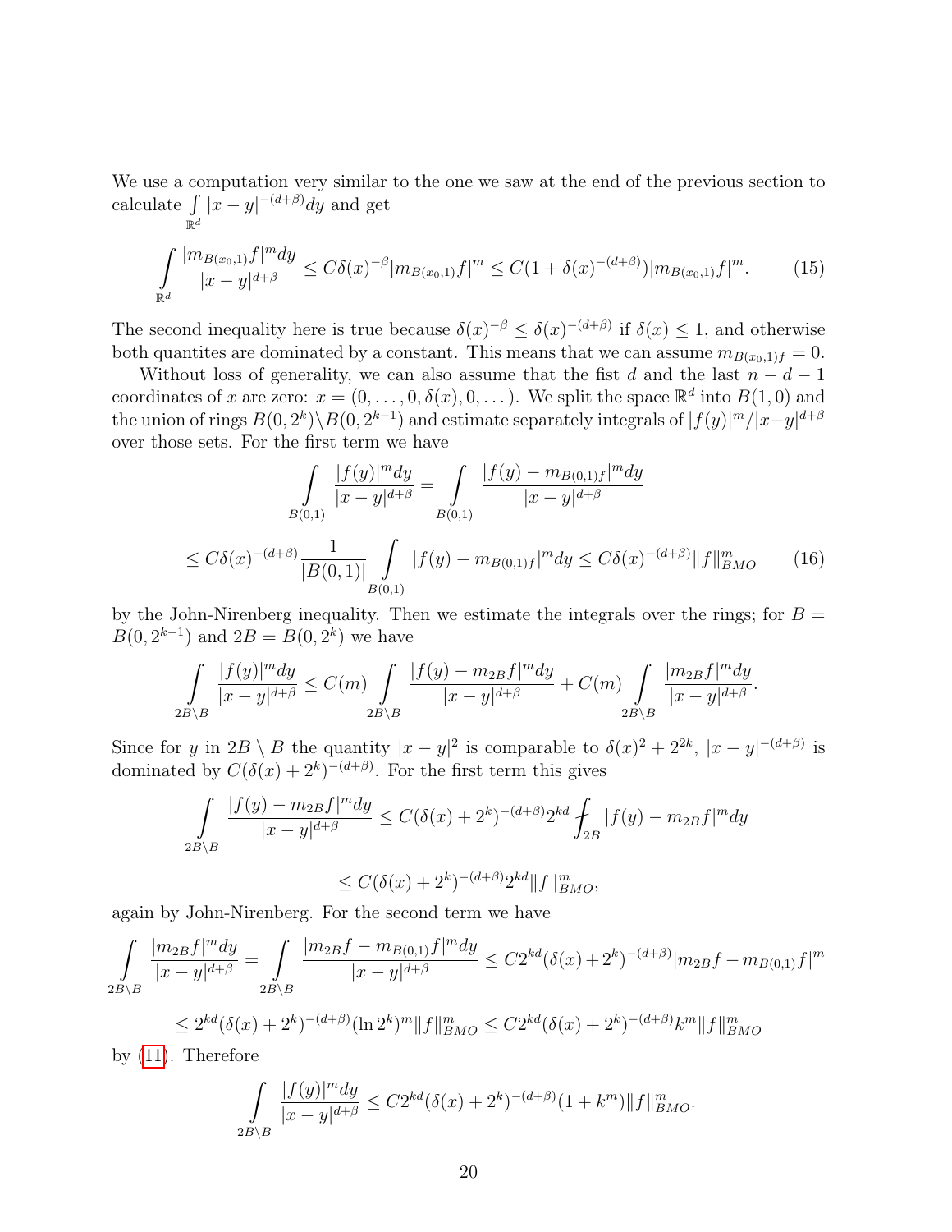We use a computation very similar to the one we saw at the end of the previous section to calculate $\int\limits_{\mathbb{R}^d} |x-y|^{-(d+\beta)}dy$ and get

$$\int\limits_{\mathbb{R}^d} \frac{|m_{B(x_0,1)}f|^m dy}{|x-y|^{d+\beta}} \leq C\delta(x)^{-\beta}|m_{B(x_0,1)}f|^m \leq C(1+\delta(x)^{-(d+\beta)})|m_{B(x_0,1)}f|^m. \tag{15}$$

The second inequality here is true because $\delta(x)^{-\beta} \leq \delta(x)^{-(d+\beta)}$ if $\delta(x) \leq 1$, and otherwise both quantites are dominated by a constant. This means that we can assume $m_{B(x_0,1)f} = 0$.

Without loss of generality, we can also assume that the fist $d$ and the last $n-d-1$ coordinates of $x$ are zero: $x = (0,\ldots,0,\delta(x),0,\ldots)$. We split the space $\mathbb{R}^d$ into $B(1,0)$ and the union of rings $B(0,2^k)\backslash B(0,2^{k-1})$ and estimate separately integrals of $|f(y)|^m/|x-y|^{d+\beta}$ over those sets. For the first term we have

$$\int\limits_{B(0,1)} \frac{|f(y)|^m dy}{|x-y|^{d+\beta}} = \int\limits_{B(0,1)} \frac{|f(y)-m_{B(0,1)f}|^m dy}{|x-y|^{d+\beta}}$$

$$\leq C\delta(x)^{-(d+\beta)}\frac{1}{|B(0,1)|}\int\limits_{B(0,1)} |f(y)-m_{B(0,1)f}|^m dy \leq C\delta(x)^{-(d+\beta)}\|f\|^m_{BMO} \tag{16}$$

by the John-Nirenberg inequality. Then we estimate the integrals over the rings; for $B = B(0,2^{k-1})$ and $2B = B(0,2^k)$ we have

$$\int\limits_{2B\backslash B} \frac{|f(y)|^m dy}{|x-y|^{d+\beta}} \leq C(m)\int\limits_{2B\backslash B} \frac{|f(y)-m_{2B}f|^m dy}{|x-y|^{d+\beta}} + C(m)\int\limits_{2B\backslash B} \frac{|m_{2B}f|^m dy}{|x-y|^{d+\beta}}.$$

Since for $y$ in $2B \setminus B$ the quantity $|x-y|^2$ is comparable to $\delta(x)^2 + 2^{2k}$, $|x-y|^{-(d+\beta)}$ is dominated by $C(\delta(x)+2^k)^{-(d+\beta)}$. For the first term this gives

$$\int\limits_{2B\backslash B} \frac{|f(y)-m_{2B}f|^m dy}{|x-y|^{d+\beta}} \leq C(\delta(x)+2^k)^{-(d+\beta)}2^{kd} \fint_{2B} |f(y)-m_{2B}f|^m dy$$

$$\leq C(\delta(x)+2^k)^{-(d+\beta)}2^{kd}\|f\|^m_{BMO},$$

again by John-Nirenberg. For the second term we have

$$\int\limits_{2B\backslash B} \frac{|m_{2B}f|^m dy}{|x-y|^{d+\beta}} = \int\limits_{2B\backslash B} \frac{|m_{2B}f - m_{B(0,1)}f|^m dy}{|x-y|^{d+\beta}} \leq C2^{kd}(\delta(x)+2^k)^{-(d+\beta)}|m_{2B}f - m_{B(0,1)}f|^m$$

$$\leq 2^{kd}(\delta(x)+2^k)^{-(d+\beta)}(\ln 2^k)^m\|f\|^m_{BMO} \leq C2^{kd}(\delta(x)+2^k)^{-(d+\beta)}k^m\|f\|^m_{BMO}$$

by (11). Therefore

$$\int\limits_{2B\backslash B} \frac{|f(y)|^m dy}{|x-y|^{d+\beta}} \leq C2^{kd}(\delta(x)+2^k)^{-(d+\beta)}(1+k^m)\|f\|^m_{BMO}.$$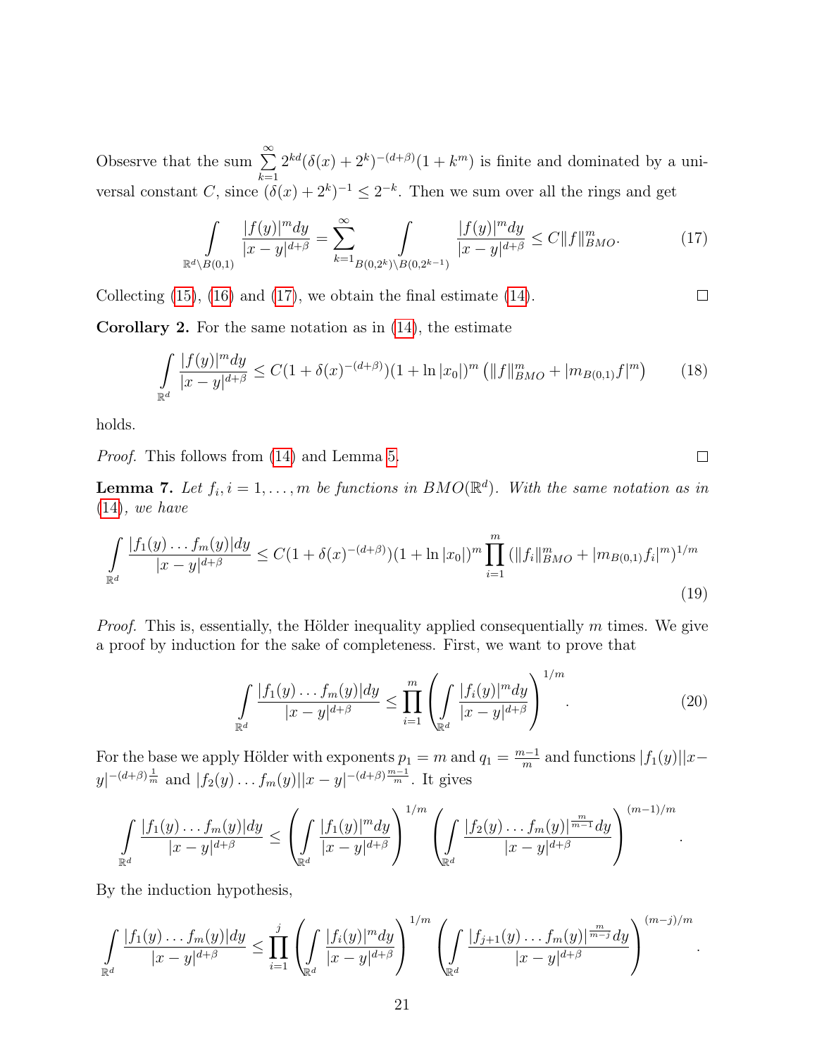Obsesrve that the sum $\sum_{k=1}^{\infty} 2^{kd}(\delta(x)+2^k)^{-(d+\beta)}(1+k^m)$ is finite and dominated by a universal constant $C$, since $(\delta(x)+2^k)^{-1} \le 2^{-k}$. Then we sum over all the rings and get

$$\int_{\mathbb{R}^d \setminus B(0,1)} \frac{|f(y)|^m dy}{|x-y|^{d+\beta}} = \sum_{k=1}^{\infty} \int_{B(0,2^k)\setminus B(0,2^{k-1})} \frac{|f(y)|^m dy}{|x-y|^{d+\beta}} \le C\|f\|^m_{BMO}. \tag{17}$$

Collecting (15), (16) and (17), we obtain the final estimate (14). $\square$

**Corollary 2.** For the same notation as in (14), the estimate

$$\int_{\mathbb{R}^d} \frac{|f(y)|^m dy}{|x-y|^{d+\beta}} \le C(1+\delta(x)^{-(d+\beta)})(1+\ln|x_0|)^m \left(\|f\|^m_{BMO} + |m_{B(0,1)}f|^m\right) \tag{18}$$

holds.

*Proof.* This follows from (14) and Lemma 5. $\square$

**Lemma 7.** *Let $f_i, i=1,\dots,m$ be functions in $BMO(\mathbb{R}^d)$. With the same notation as in (14), we have*

$$\int_{\mathbb{R}^d} \frac{|f_1(y)\dots f_m(y)|dy}{|x-y|^{d+\beta}} \le C(1+\delta(x)^{-(d+\beta)})(1+\ln|x_0|)^m \prod_{i=1}^{m} (\|f_i\|^m_{BMO} + |m_{B(0,1)}f_i|^m)^{1/m} \tag{19}$$

*Proof.* This is, essentially, the Hölder inequality applied consequentially $m$ times. We give a proof by induction for the sake of completeness. First, we want to prove that

$$\int_{\mathbb{R}^d} \frac{|f_1(y)\dots f_m(y)|dy}{|x-y|^{d+\beta}} \le \prod_{i=1}^{m} \left( \int_{\mathbb{R}^d} \frac{|f_i(y)|^m dy}{|x-y|^{d+\beta}} \right)^{1/m}. \tag{20}$$

For the base we apply Hölder with exponents $p_1 = m$ and $q_1 = \frac{m-1}{m}$ and functions $|f_1(y)||x-y|^{-(d+\beta)\frac{1}{m}}$ and $|f_2(y)\dots f_m(y)||x-y|^{-(d+\beta)\frac{m-1}{m}}$. It gives

$$\int_{\mathbb{R}^d} \frac{|f_1(y)\dots f_m(y)|dy}{|x-y|^{d+\beta}} \le \left( \int_{\mathbb{R}^d} \frac{|f_1(y)|^m dy}{|x-y|^{d+\beta}} \right)^{1/m} \left( \int_{\mathbb{R}^d} \frac{|f_2(y)\dots f_m(y)|^{\frac{m}{m-1}} dy}{|x-y|^{d+\beta}} \right)^{(m-1)/m}.$$

By the induction hypothesis,

$$\int_{\mathbb{R}^d} \frac{|f_1(y)\dots f_m(y)|dy}{|x-y|^{d+\beta}} \le \prod_{i=1}^{j} \left( \int_{\mathbb{R}^d} \frac{|f_i(y)|^m dy}{|x-y|^{d+\beta}} \right)^{1/m} \left( \int_{\mathbb{R}^d} \frac{|f_{j+1}(y)\dots f_m(y)|^{\frac{m}{m-j}} dy}{|x-y|^{d+\beta}} \right)^{(m-j)/m}.$$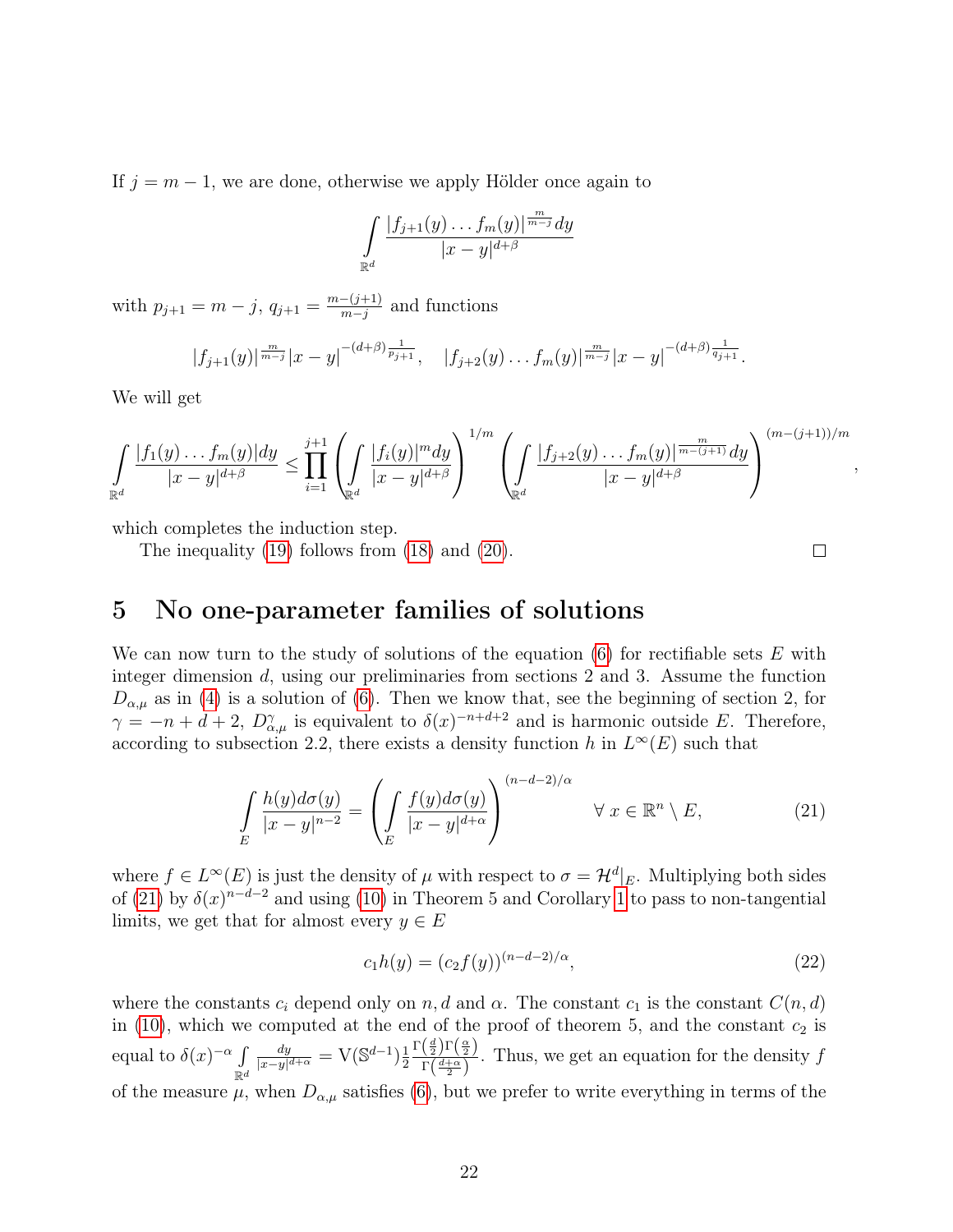If $j = m-1$, we are done, otherwise we apply Hölder once again to

$$\int_{\mathbb{R}^d} \frac{|f_{j+1}(y)\ldots f_m(y)|^{\frac{m}{m-j}}dy}{|x-y|^{d+\beta}}$$

with $p_{j+1} = m-j$, $q_{j+1} = \frac{m-(j+1)}{m-j}$ and functions

$$|f_{j+1}(y)|^{\frac{m}{m-j}}|x-y|^{-(d+\beta)\frac{1}{p_{j+1}}}, \quad |f_{j+2}(y)\ldots f_m(y)|^{\frac{m}{m-j}}|x-y|^{-(d+\beta)\frac{1}{q_{j+1}}}.$$

We will get

$$\int_{\mathbb{R}^d} \frac{|f_1(y)\ldots f_m(y)|dy}{|x-y|^{d+\beta}} \leq \prod_{i=1}^{j+1}\left(\int_{\mathbb{R}^d} \frac{|f_i(y)|^m dy}{|x-y|^{d+\beta}}\right)^{1/m}\left(\int_{\mathbb{R}^d} \frac{|f_{j+2}(y)\ldots f_m(y)|^{\frac{m}{m-(j+1)}}dy}{|x-y|^{d+\beta}}\right)^{(m-(j+1))/m},$$

which completes the induction step.

The inequality (19) follows from (18) and (20). $\square$

## 5 No one-parameter families of solutions

We can now turn to the study of solutions of the equation (6) for rectifiable sets $E$ with integer dimension $d$, using our preliminaries from sections 2 and 3. Assume the function $D_{\alpha,\mu}$ as in (4) is a solution of (6). Then we know that, see the beginning of section 2, for $\gamma = -n+d+2$, $D^{\gamma}_{\alpha,\mu}$ is equivalent to $\delta(x)^{-n+d+2}$ and is harmonic outside $E$. Therefore, according to subsection 2.2, there exists a density function $h$ in $L^\infty(E)$ such that

$$\int_E \frac{h(y)d\sigma(y)}{|x-y|^{n-2}} = \left(\int_E \frac{f(y)d\sigma(y)}{|x-y|^{d+\alpha}}\right)^{(n-d-2)/\alpha} \qquad \forall\ x \in \mathbb{R}^n \setminus E, \tag{21}$$

where $f \in L^\infty(E)$ is just the density of $\mu$ with respect to $\sigma = \mathcal{H}^d|_E$. Multiplying both sides of (21) by $\delta(x)^{n-d-2}$ and using (10) in Theorem 5 and Corollary 1 to pass to non-tangential limits, we get that for almost every $y \in E$

$$c_1 h(y) = (c_2 f(y))^{(n-d-2)/\alpha}, \tag{22}$$

where the constants $c_i$ depend only on $n, d$ and $\alpha$. The constant $c_1$ is the constant $C(n,d)$ in (10), which we computed at the end of the proof of theorem 5, and the constant $c_2$ is equal to $\delta(x)^{-\alpha}\int_{\mathbb{R}^d} \frac{dy}{|x-y|^{d+\alpha}} = \mathrm{V}(\mathbb{S}^{d-1})\frac{1}{2}\frac{\Gamma\left(\frac{d}{2}\right)\Gamma\left(\frac{\alpha}{2}\right)}{\Gamma\left(\frac{d+\alpha}{2}\right)}$. Thus, we get an equation for the density $f$ of the measure $\mu$, when $D_{\alpha,\mu}$ satisfies (6), but we prefer to write everything in terms of the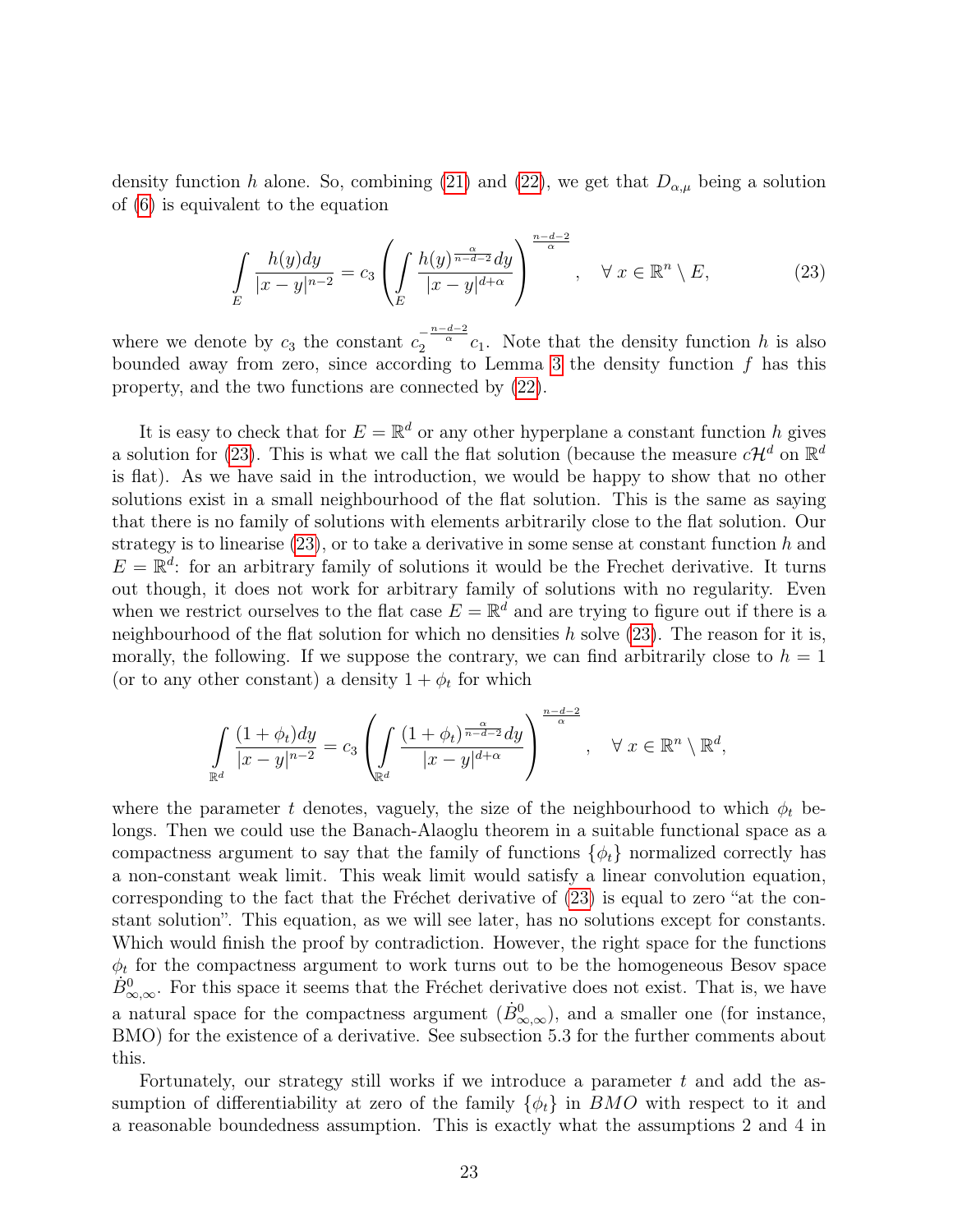density function $h$ alone. So, combining (21) and (22), we get that $D_{\alpha,\mu}$ being a solution of (6) is equivalent to the equation

$$\int_E \frac{h(y)dy}{|x-y|^{n-2}} = c_3 \left( \int_E \frac{h(y)^{\frac{\alpha}{n-d-2}} dy}{|x-y|^{d+\alpha}} \right)^{\frac{n-d-2}{\alpha}}, \quad \forall\, x \in \mathbb{R}^n \setminus E, \tag{23}$$

where we denote by $c_3$ the constant $c_2^{-\frac{n-d-2}{\alpha}} c_1$. Note that the density function $h$ is also bounded away from zero, since according to Lemma 3 the density function $f$ has this property, and the two functions are connected by (22).

It is easy to check that for $E = \mathbb{R}^d$ or any other hyperplane a constant function $h$ gives a solution for (23). This is what we call the flat solution (because the measure $c\mathcal{H}^d$ on $\mathbb{R}^d$ is flat). As we have said in the introduction, we would be happy to show that no other solutions exist in a small neighbourhood of the flat solution. This is the same as saying that there is no family of solutions with elements arbitrarily close to the flat solution. Our strategy is to linearise (23), or to take a derivative in some sense at constant function $h$ and $E = \mathbb{R}^d$: for an arbitrary family of solutions it would be the Frechet derivative. It turns out though, it does not work for arbitrary family of solutions with no regularity. Even when we restrict ourselves to the flat case $E = \mathbb{R}^d$ and are trying to figure out if there is a neighbourhood of the flat solution for which no densities $h$ solve (23). The reason for it is, morally, the following. If we suppose the contrary, we can find arbitrarily close to $h = 1$ (or to any other constant) a density $1 + \phi_t$ for which

$$\int_{\mathbb{R}^d} \frac{(1+\phi_t)dy}{|x-y|^{n-2}} = c_3 \left( \int_{\mathbb{R}^d} \frac{(1+\phi_t)^{\frac{\alpha}{n-d-2}} dy}{|x-y|^{d+\alpha}} \right)^{\frac{n-d-2}{\alpha}}, \quad \forall\, x \in \mathbb{R}^n \setminus \mathbb{R}^d,$$

where the parameter $t$ denotes, vaguely, the size of the neighbourhood to which $\phi_t$ belongs. Then we could use the Banach-Alaoglu theorem in a suitable functional space as a compactness argument to say that the family of functions $\{\phi_t\}$ normalized correctly has a non-constant weak limit. This weak limit would satisfy a linear convolution equation, corresponding to the fact that the Fréchet derivative of (23) is equal to zero "at the constant solution". This equation, as we will see later, has no solutions except for constants. Which would finish the proof by contradiction. However, the right space for the functions $\phi_t$ for the compactness argument to work turns out to be the homogeneous Besov space $\dot{B}^0_{\infty,\infty}$. For this space it seems that the Fréchet derivative does not exist. That is, we have a natural space for the compactness argument ($\dot{B}^0_{\infty,\infty}$), and a smaller one (for instance, BMO) for the existence of a derivative. See subsection 5.3 for the further comments about this.

Fortunately, our strategy still works if we introduce a parameter $t$ and add the assumption of differentiability at zero of the family $\{\phi_t\}$ in $BMO$ with respect to it and a reasonable boundedness assumption. This is exactly what the assumptions 2 and 4 in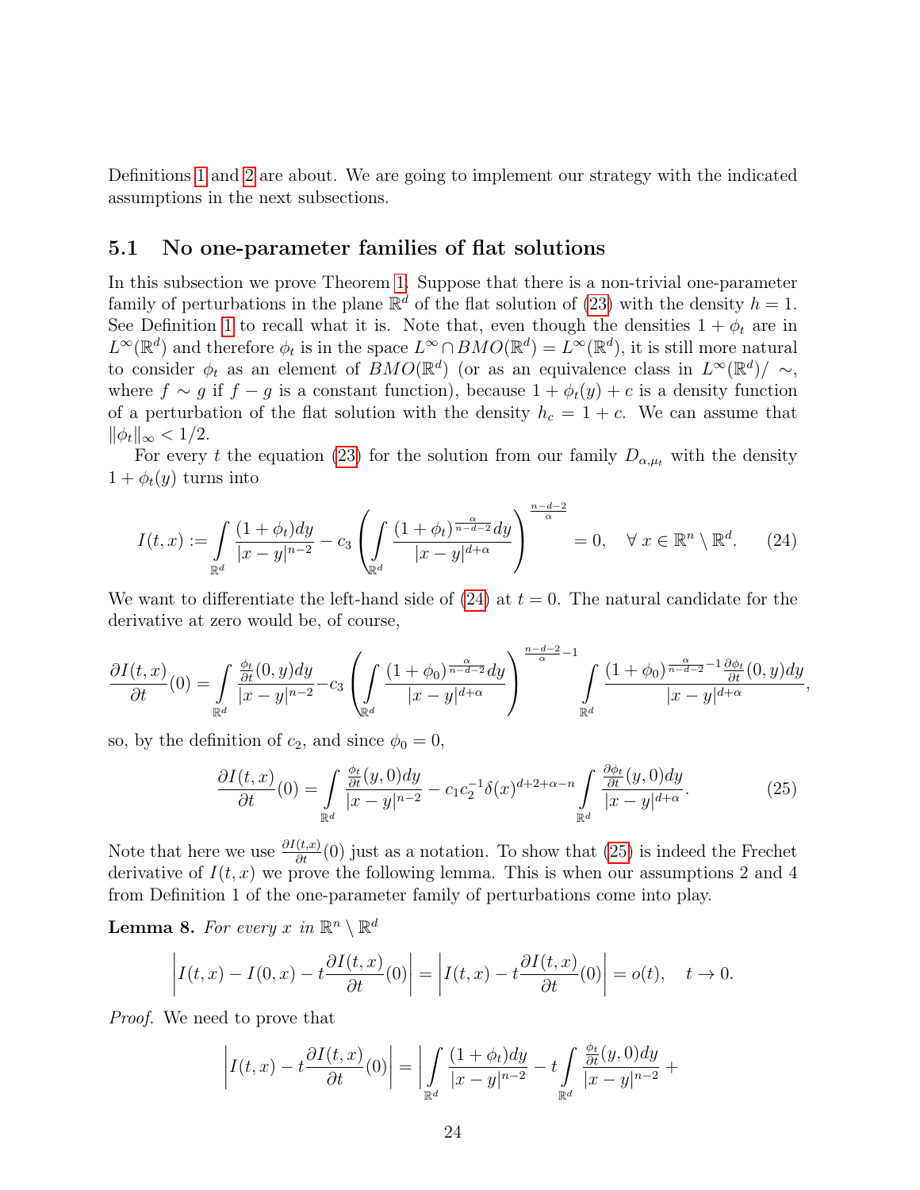Definitions 1 and 2 are about. We are going to implement our strategy with the indicated assumptions in the next subsections.

### 5.1 No one-parameter families of flat solutions

In this subsection we prove Theorem 1. Suppose that there is a non-trivial one-parameter family of perturbations in the plane $\mathbb{R}^d$ of the flat solution of (23) with the density $h = 1$. See Definition 1 to recall what it is. Note that, even though the densities $1 + \phi_t$ are in $L^\infty(\mathbb{R}^d)$ and therefore $\phi_t$ is in the space $L^\infty \cap BMO(\mathbb{R}^d) = L^\infty(\mathbb{R}^d)$, it is still more natural to consider $\phi_t$ as an element of $BMO(\mathbb{R}^d)$ (or as an equivalence class in $L^\infty(\mathbb{R}^d)/\sim$, where $f \sim g$ if $f - g$ is a constant function), because $1 + \phi_t(y) + c$ is a density function of a perturbation of the flat solution with the density $h_c = 1 + c$. We can assume that $\|\phi_t\|_\infty < 1/2$.

For every $t$ the equation (23) for the solution from our family $D_{\alpha,\mu_t}$ with the density $1 + \phi_t(y)$ turns into

$$
I(t,x) := \int\limits_{\mathbb{R}^d} \frac{(1+\phi_t)dy}{|x-y|^{n-2}} - c_3 \left( \int\limits_{\mathbb{R}^d} \frac{(1+\phi_t)^{\frac{\alpha}{n-d-2}}dy}{|x-y|^{d+\alpha}} \right)^{\frac{n-d-2}{\alpha}} = 0, \quad \forall\, x \in \mathbb{R}^n \setminus \mathbb{R}^d. \tag{24}
$$

We want to differentiate the left-hand side of (24) at $t = 0$. The natural candidate for the derivative at zero would be, of course,

$$
\frac{\partial I(t,x)}{\partial t}(0) = \int\limits_{\mathbb{R}^d} \frac{\frac{\phi_t}{\partial t}(0,y)dy}{|x-y|^{n-2}} - c_3 \left( \int\limits_{\mathbb{R}^d} \frac{(1+\phi_0)^{\frac{\alpha}{n-d-2}}dy}{|x-y|^{d+\alpha}} \right)^{\frac{n-d-2}{\alpha}-1} \int\limits_{\mathbb{R}^d} \frac{(1+\phi_0)^{\frac{\alpha}{n-d-2}-1}\frac{\partial \phi_t}{\partial t}(0,y)dy}{|x-y|^{d+\alpha}},
$$

so, by the definition of $c_2$, and since $\phi_0 = 0$,

$$
\frac{\partial I(t,x)}{\partial t}(0) = \int\limits_{\mathbb{R}^d} \frac{\frac{\phi_t}{\partial t}(y,0)dy}{|x-y|^{n-2}} - c_1 c_2^{-1} \delta(x)^{d+2+\alpha-n} \int\limits_{\mathbb{R}^d} \frac{\frac{\partial \phi_t}{\partial t}(y,0)dy}{|x-y|^{d+\alpha}}. \tag{25}
$$

Note that here we use $\frac{\partial I(t,x)}{\partial t}(0)$ just as a notation. To show that (25) is indeed the Frechet derivative of $I(t,x)$ we prove the following lemma. This is when our assumptions 2 and 4 from Definition 1 of the one-parameter family of perturbations come into play.

**Lemma 8.** *For every $x$ in $\mathbb{R}^n \setminus \mathbb{R}^d$*

$$
\left| I(t,x) - I(0,x) - t\frac{\partial I(t,x)}{\partial t}(0) \right| = \left| I(t,x) - t\frac{\partial I(t,x)}{\partial t}(0) \right| = o(t), \quad t \to 0.
$$

*Proof.* We need to prove that

$$
\left| I(t,x) - t\frac{\partial I(t,x)}{\partial t}(0) \right| = \Bigg| \int\limits_{\mathbb{R}^d} \frac{(1+\phi_t)dy}{|x-y|^{n-2}} - t \int\limits_{\mathbb{R}^d} \frac{\frac{\phi_t}{\partial t}(y,0)dy}{|x-y|^{n-2}} +
$$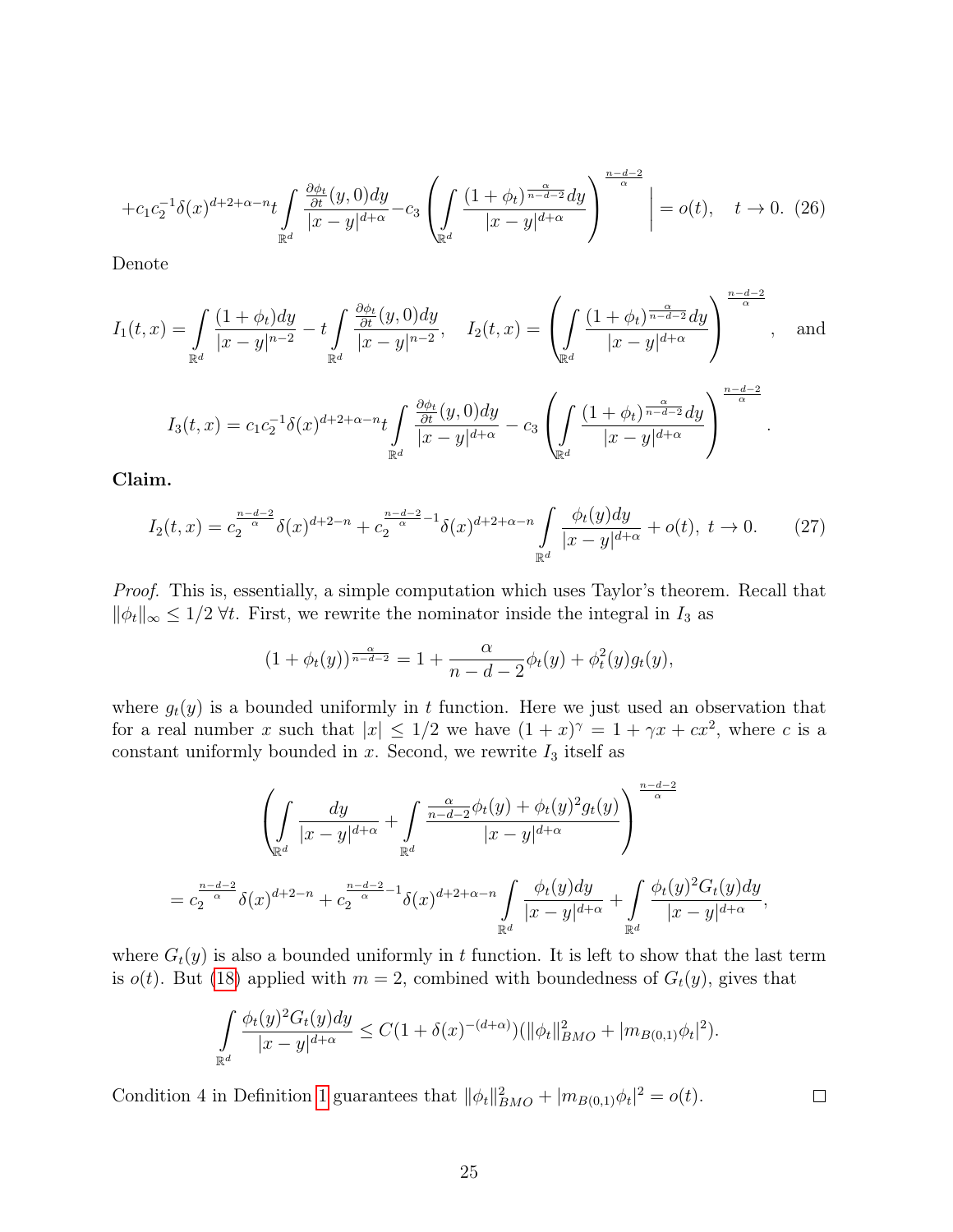$$+c_1 c_2^{-1}\delta(x)^{d+2+\alpha-n} t \int\limits_{\mathbb{R}^d} \frac{\frac{\partial \phi_t}{\partial t}(y,0)dy}{|x-y|^{d+\alpha}} - c_3 \left( \int\limits_{\mathbb{R}^d} \frac{(1+\phi_t)^{\frac{\alpha}{n-d-2}} dy}{|x-y|^{d+\alpha}} \right)^{\frac{n-d-2}{\alpha}} \Bigg| = o(t), \quad t \to 0. \tag{26}$$

Denote

$$I_1(t,x) = \int\limits_{\mathbb{R}^d} \frac{(1+\phi_t)dy}{|x-y|^{n-2}} - t \int\limits_{\mathbb{R}^d} \frac{\frac{\partial \phi_t}{\partial t}(y,0)dy}{|x-y|^{n-2}}, \quad I_2(t,x) = \left( \int\limits_{\mathbb{R}^d} \frac{(1+\phi_t)^{\frac{\alpha}{n-d-2}} dy}{|x-y|^{d+\alpha}} \right)^{\frac{n-d-2}{\alpha}}, \quad \text{and}$$

$$I_3(t,x) = c_1 c_2^{-1}\delta(x)^{d+2+\alpha-n} t \int\limits_{\mathbb{R}^d} \frac{\frac{\partial \phi_t}{\partial t}(y,0)dy}{|x-y|^{d+\alpha}} - c_3 \left( \int\limits_{\mathbb{R}^d} \frac{(1+\phi_t)^{\frac{\alpha}{n-d-2}} dy}{|x-y|^{d+\alpha}} \right)^{\frac{n-d-2}{\alpha}}.$$

**Claim.**

$$I_2(t,x) = c_2^{\frac{n-d-2}{\alpha}} \delta(x)^{d+2-n} + c_2^{\frac{n-d-2}{\alpha}-1} \delta(x)^{d+2+\alpha-n} \int\limits_{\mathbb{R}^d} \frac{\phi_t(y)dy}{|x-y|^{d+\alpha}} + o(t), \ t \to 0. \tag{27}$$

*Proof.* This is, essentially, a simple computation which uses Taylor's theorem. Recall that $\|\phi_t\|_\infty \le 1/2 \ \forall t$. First, we rewrite the nominator inside the integral in $I_3$ as

$$(1+\phi_t(y))^{\frac{\alpha}{n-d-2}} = 1 + \frac{\alpha}{n-d-2}\phi_t(y) + \phi_t^2(y) g_t(y),$$

where $g_t(y)$ is a bounded uniformly in $t$ function. Here we just used an observation that for a real number $x$ such that $|x| \le 1/2$ we have $(1+x)^\gamma = 1 + \gamma x + cx^2$, where $c$ is a constant uniformly bounded in $x$. Second, we rewrite $I_3$ itself as

$$\left( \int\limits_{\mathbb{R}^d} \frac{dy}{|x-y|^{d+\alpha}} + \int\limits_{\mathbb{R}^d} \frac{\frac{\alpha}{n-d-2}\phi_t(y) + \phi_t(y)^2 g_t(y)}{|x-y|^{d+\alpha}} \right)^{\frac{n-d-2}{\alpha}}$$

$$= c_2^{\frac{n-d-2}{\alpha}} \delta(x)^{d+2-n} + c_2^{\frac{n-d-2}{\alpha}-1} \delta(x)^{d+2+\alpha-n} \int\limits_{\mathbb{R}^d} \frac{\phi_t(y)dy}{|x-y|^{d+\alpha}} + \int\limits_{\mathbb{R}^d} \frac{\phi_t(y)^2 G_t(y)dy}{|x-y|^{d+\alpha}},$$

where $G_t(y)$ is also a bounded uniformly in $t$ function. It is left to show that the last term is $o(t)$. But (18) applied with $m = 2$, combined with boundedness of $G_t(y)$, gives that

$$\int\limits_{\mathbb{R}^d} \frac{\phi_t(y)^2 G_t(y)dy}{|x-y|^{d+\alpha}} \le C(1+\delta(x)^{-(d+\alpha)})(\|\phi_t\|_{BMO}^2 + |m_{B(0,1)}\phi_t|^2).$$

Condition 4 in Definition 1 guarantees that $\|\phi_t\|_{BMO}^2 + |m_{B(0,1)}\phi_t|^2 = o(t)$. ∎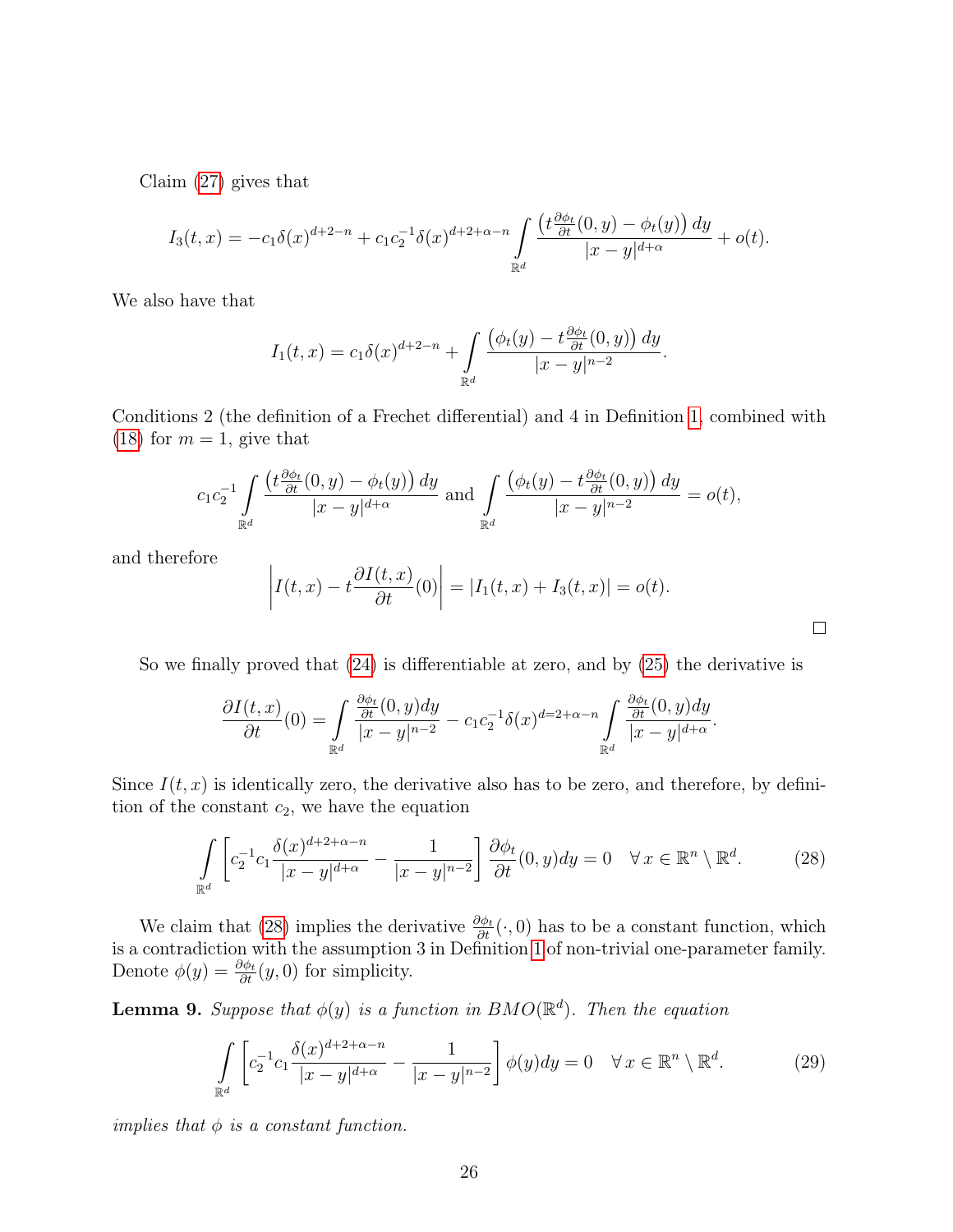Claim (27) gives that

$$I_3(t,x) = -c_1\delta(x)^{d+2-n} + c_1 c_2^{-1}\delta(x)^{d+2+\alpha-n}\int\limits_{\mathbb{R}^d} \frac{\left(t\frac{\partial\phi_t}{\partial t}(0,y) - \phi_t(y)\right)dy}{|x-y|^{d+\alpha}} + o(t).$$

We also have that

$$I_1(t,x) = c_1\delta(x)^{d+2-n} + \int\limits_{\mathbb{R}^d} \frac{\left(\phi_t(y) - t\frac{\partial\phi_t}{\partial t}(0,y)\right)dy}{|x-y|^{n-2}}.$$

Conditions 2 (the definition of a Frechet differential) and 4 in Definition 1, combined with (18) for $m = 1$, give that

$$c_1 c_2^{-1}\int\limits_{\mathbb{R}^d} \frac{\left(t\frac{\partial\phi_t}{\partial t}(0,y) - \phi_t(y)\right)dy}{|x-y|^{d+\alpha}} \text{ and } \int\limits_{\mathbb{R}^d} \frac{\left(\phi_t(y) - t\frac{\partial\phi_t}{\partial t}(0,y)\right)dy}{|x-y|^{n-2}} = o(t),$$

and therefore

$$\left|I(t,x) - t\frac{\partial I(t,x)}{\partial t}(0)\right| = |I_1(t,x) + I_3(t,x)| = o(t).$$

□

So we finally proved that (24) is differentiable at zero, and by (25) the derivative is

$$\frac{\partial I(t,x)}{\partial t}(0) = \int\limits_{\mathbb{R}^d} \frac{\frac{\partial\phi_t}{\partial t}(0,y)dy}{|x-y|^{n-2}} - c_1 c_2^{-1}\delta(x)^{d=2+\alpha-n}\int\limits_{\mathbb{R}^d} \frac{\frac{\partial\phi_t}{\partial t}(0,y)dy}{|x-y|^{d+\alpha}}.$$

Since $I(t,x)$ is identically zero, the derivative also has to be zero, and therefore, by definition of the constant $c_2$, we have the equation

$$\int\limits_{\mathbb{R}^d} \left[c_2^{-1}c_1\frac{\delta(x)^{d+2+\alpha-n}}{|x-y|^{d+\alpha}} - \frac{1}{|x-y|^{n-2}}\right]\frac{\partial\phi_t}{\partial t}(0,y)dy = 0 \quad \forall\, x \in \mathbb{R}^n \setminus \mathbb{R}^d. \tag{28}$$

We claim that (28) implies the derivative $\frac{\partial\phi_t}{\partial t}(\cdot,0)$ has to be a constant function, which is a contradiction with the assumption 3 in Definition 1 of non-trivial one-parameter family. Denote $\phi(y) = \frac{\partial\phi_t}{\partial t}(y,0)$ for simplicity.

**Lemma 9.** *Suppose that $\phi(y)$ is a function in $BMO(\mathbb{R}^d)$. Then the equation*

$$\int\limits_{\mathbb{R}^d} \left[c_2^{-1}c_1\frac{\delta(x)^{d+2+\alpha-n}}{|x-y|^{d+\alpha}} - \frac{1}{|x-y|^{n-2}}\right]\phi(y)dy = 0 \quad \forall\, x \in \mathbb{R}^n \setminus \mathbb{R}^d. \tag{29}$$

*implies that $\phi$ is a constant function.*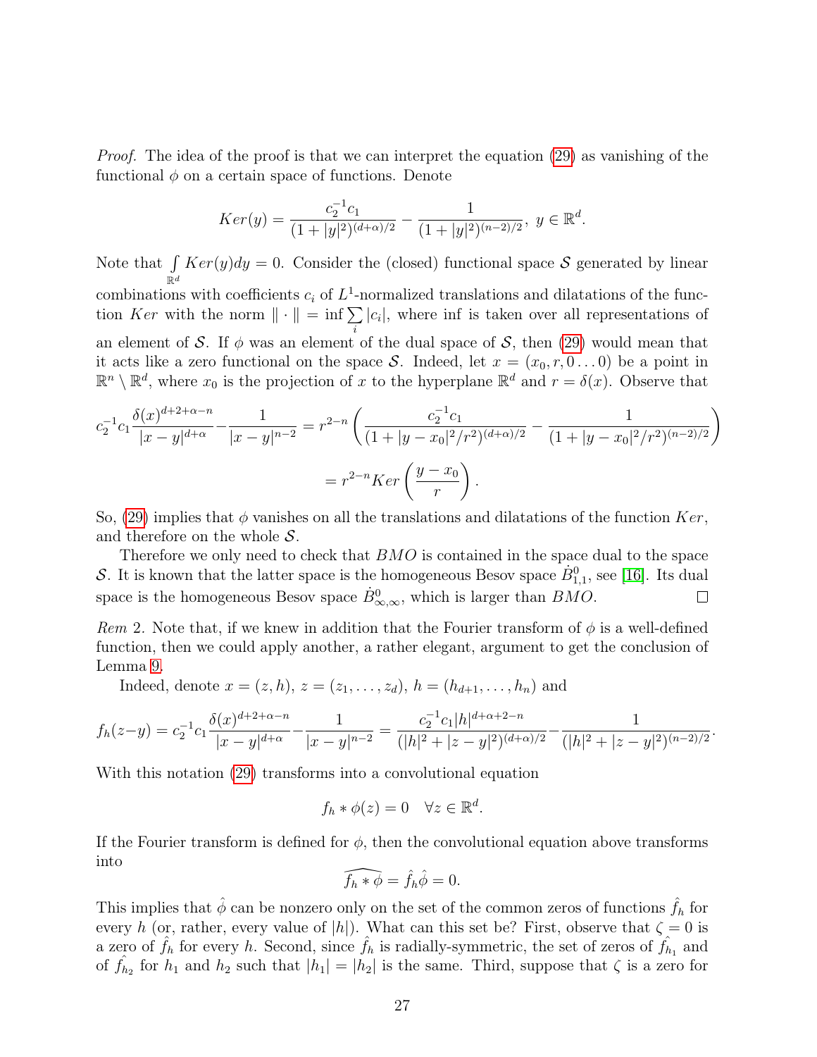*Proof.* The idea of the proof is that we can interpret the equation (29) as vanishing of the functional $\phi$ on a certain space of functions. Denote

$$Ker(y) = \frac{c_2^{-1}c_1}{(1+|y|^2)^{(d+\alpha)/2}} - \frac{1}{(1+|y|^2)^{(n-2)/2}},\ y \in \mathbb{R}^d.$$

Note that $\int\limits_{\mathbb{R}^d} Ker(y)dy = 0$. Consider the (closed) functional space $\mathcal{S}$ generated by linear combinations with coefficients $c_i$ of $L^1$-normalized translations and dilatations of the function $Ker$ with the norm $\|\cdot\| = \inf \sum\limits_i |c_i|$, where inf is taken over all representations of an element of $\mathcal{S}$. If $\phi$ was an element of the dual space of $\mathcal{S}$, then (29) would mean that it acts like a zero functional on the space $\mathcal{S}$. Indeed, let $x = (x_0, r, 0 \ldots 0)$ be a point in $\mathbb{R}^n \setminus \mathbb{R}^d$, where $x_0$ is the projection of $x$ to the hyperplane $\mathbb{R}^d$ and $r = \delta(x)$. Observe that

$$c_2^{-1}c_1 \frac{\delta(x)^{d+2+\alpha-n}}{|x-y|^{d+\alpha}} - \frac{1}{|x-y|^{n-2}} = r^{2-n}\left(\frac{c_2^{-1}c_1}{(1+|y-x_0|^2/r^2)^{(d+\alpha)/2}} - \frac{1}{(1+|y-x_0|^2/r^2)^{(n-2)/2}}\right)$$

$$= r^{2-n} Ker\left(\frac{y-x_0}{r}\right).$$

So, (29) implies that $\phi$ vanishes on all the translations and dilatations of the function $Ker$, and therefore on the whole $\mathcal{S}$.

Therefore we only need to check that $BMO$ is contained in the space dual to the space $\mathcal{S}$. It is known that the latter space is the homogeneous Besov space $\dot{B}^0_{1,1}$, see [16]. Its dual space is the homogeneous Besov space $\dot{B}^0_{\infty,\infty}$, which is larger than $BMO$. $\square$

*Rem* 2. Note that, if we knew in addition that the Fourier transform of $\phi$ is a well-defined function, then we could apply another, a rather elegant, argument to get the conclusion of Lemma 9.

Indeed, denote $x = (z, h)$, $z = (z_1, \ldots, z_d)$, $h = (h_{d+1}, \ldots, h_n)$ and

$$f_h(z-y) = c_2^{-1}c_1 \frac{\delta(x)^{d+2+\alpha-n}}{|x-y|^{d+\alpha}} - \frac{1}{|x-y|^{n-2}} = \frac{c_2^{-1}c_1 |h|^{d+\alpha+2-n}}{(|h|^2+|z-y|^2)^{(d+\alpha)/2}} - \frac{1}{(|h|^2+|z-y|^2)^{(n-2)/2}}.$$

With this notation (29) transforms into a convolutional equation

$$f_h * \phi(z) = 0 \quad \forall z \in \mathbb{R}^d.$$

If the Fourier transform is defined for $\phi$, then the convolutional equation above transforms into

$$\widehat{f_h * \phi} = \hat{f}_h \hat{\phi} = 0.$$

This implies that $\hat{\phi}$ can be nonzero only on the set of the common zeros of functions $\hat{f}_h$ for every $h$ (or, rather, every value of $|h|$). What can this set be? First, observe that $\zeta = 0$ is a zero of $\hat{f}_h$ for every $h$. Second, since $\hat{f}_h$ is radially-symmetric, the set of zeros of $\hat{f_{h_1}}$ and of $\hat{f_{h_2}}$ for $h_1$ and $h_2$ such that $|h_1| = |h_2|$ is the same. Third, suppose that $\zeta$ is a zero for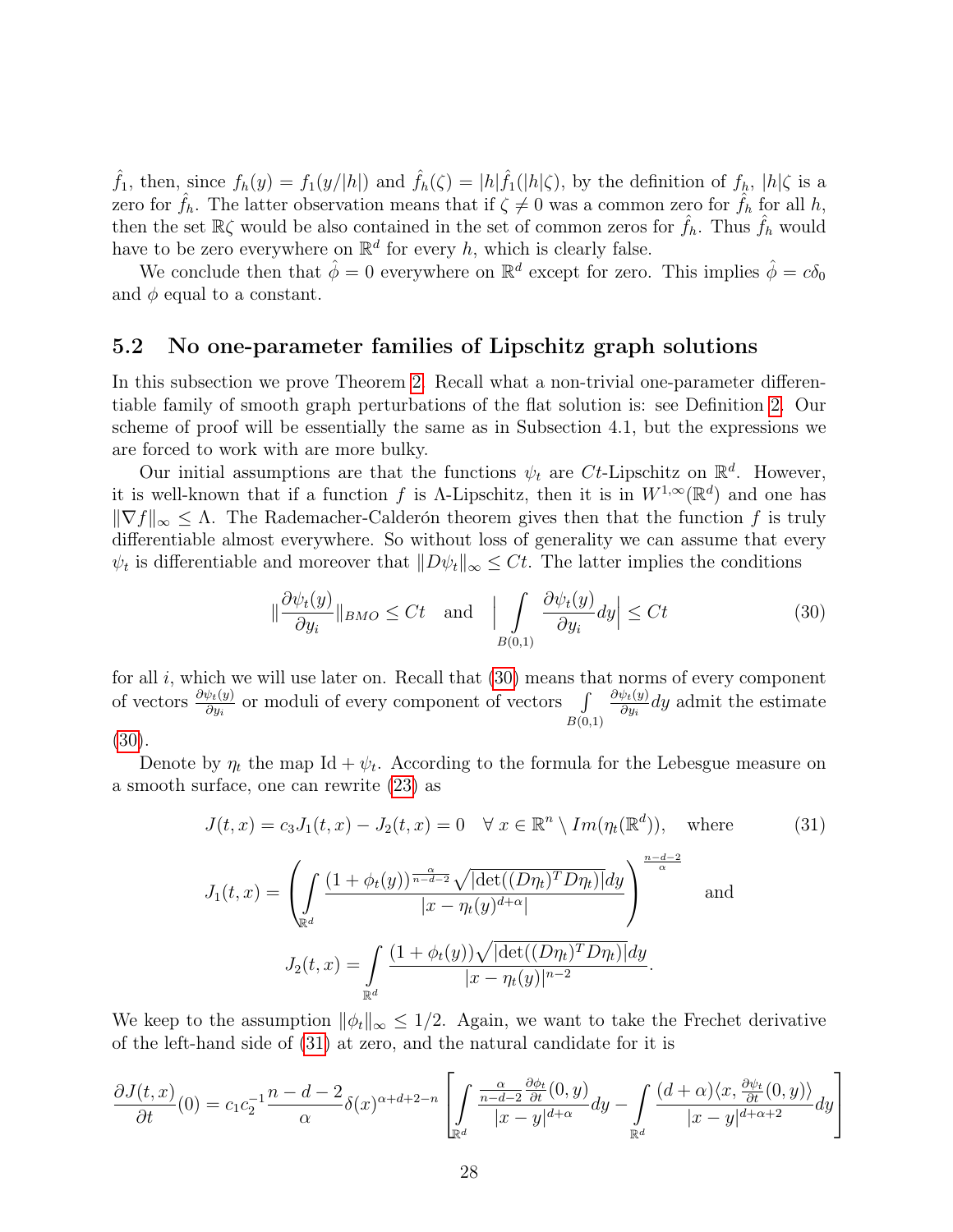$\hat{f}_1$, then, since $f_h(y) = f_1(y/|h|)$ and $\hat{f}_h(\zeta) = |h|\hat{f}_1(|h|\zeta)$, by the definition of $f_h$, $|h|\zeta$ is a zero for $\hat{f}_h$. The latter observation means that if $\zeta \neq 0$ was a common zero for $\hat{f}_h$ for all $h$, then the set $\mathbb{R}\zeta$ would be also contained in the set of common zeros for $\hat{f}_h$. Thus $\hat{f}_h$ would have to be zero everywhere on $\mathbb{R}^d$ for every $h$, which is clearly false.

We conclude then that $\hat{\phi} = 0$ everywhere on $\mathbb{R}^d$ except for zero. This implies $\hat{\phi} = c\delta_0$ and $\phi$ equal to a constant.

## 5.2 No one-parameter families of Lipschitz graph solutions

In this subsection we prove Theorem 2. Recall what a non-trivial one-parameter differentiable family of smooth graph perturbations of the flat solution is: see Definition 2. Our scheme of proof will be essentially the same as in Subsection 4.1, but the expressions we are forced to work with are more bulky.

Our initial assumptions are that the functions $\psi_t$ are $Ct$-Lipschitz on $\mathbb{R}^d$. However, it is well-known that if a function $f$ is $\Lambda$-Lipschitz, then it is in $W^{1,\infty}(\mathbb{R}^d)$ and one has $\|\nabla f\|_\infty \leq \Lambda$. The Rademacher-Calderón theorem gives then that the function $f$ is truly differentiable almost everywhere. So without loss of generality we can assume that every $\psi_t$ is differentiable and moreover that $\|D\psi_t\|_\infty \leq Ct$. The latter implies the conditions

$$\|\frac{\partial \psi_t(y)}{\partial y_i}\|_{BMO} \leq Ct \quad \text{and} \quad \Big|\int\limits_{B(0,1)} \frac{\partial \psi_t(y)}{\partial y_i} dy\Big| \leq Ct \tag{30}$$

for all $i$, which we will use later on. Recall that (30) means that norms of every component of vectors $\frac{\partial \psi_t(y)}{\partial y_i}$ or moduli of every component of vectors $\int\limits_{B(0,1)} \frac{\partial \psi_t(y)}{\partial y_i} dy$ admit the estimate (30).

Denote by $\eta_t$ the map $\mathrm{Id} + \psi_t$. According to the formula for the Lebesgue measure on a smooth surface, one can rewrite (23) as

$$J(t,x) = c_3 J_1(t,x) - J_2(t,x) = 0 \quad \forall\, x \in \mathbb{R}^n \setminus Im(\eta_t(\mathbb{R}^d)), \quad \text{where} \tag{31}$$

$$J_1(t,x) = \left( \int\limits_{\mathbb{R}^d} \frac{(1+\phi_t(y))^{\frac{\alpha}{n-d-2}} \sqrt{|\det((D\eta_t)^T D\eta_t)|} dy}{|x - \eta_t(y)^{d+\alpha}|} \right)^{\frac{n-d-2}{\alpha}} \quad \text{and}$$

$$J_2(t,x) = \int\limits_{\mathbb{R}^d} \frac{(1+\phi_t(y))\sqrt{|\det((D\eta_t)^T D\eta_t)|} dy}{|x - \eta_t(y)|^{n-2}}.$$

We keep to the assumption $\|\phi_t\|_\infty \leq 1/2$. Again, we want to take the Frechet derivative of the left-hand side of (31) at zero, and the natural candidate for it is

$$\frac{\partial J(t,x)}{\partial t}(0) = c_1 c_2^{-1} \frac{n-d-2}{\alpha} \delta(x)^{\alpha+d+2-n} \left[ \int\limits_{\mathbb{R}^d} \frac{\frac{\alpha}{n-d-2} \frac{\partial \phi_t}{\partial t}(0,y)}{|x-y|^{d+\alpha}} dy - \int\limits_{\mathbb{R}^d} \frac{(d+\alpha)\langle x, \frac{\partial \psi_t}{\partial t}(0,y)\rangle}{|x-y|^{d+\alpha+2}} dy \right]$$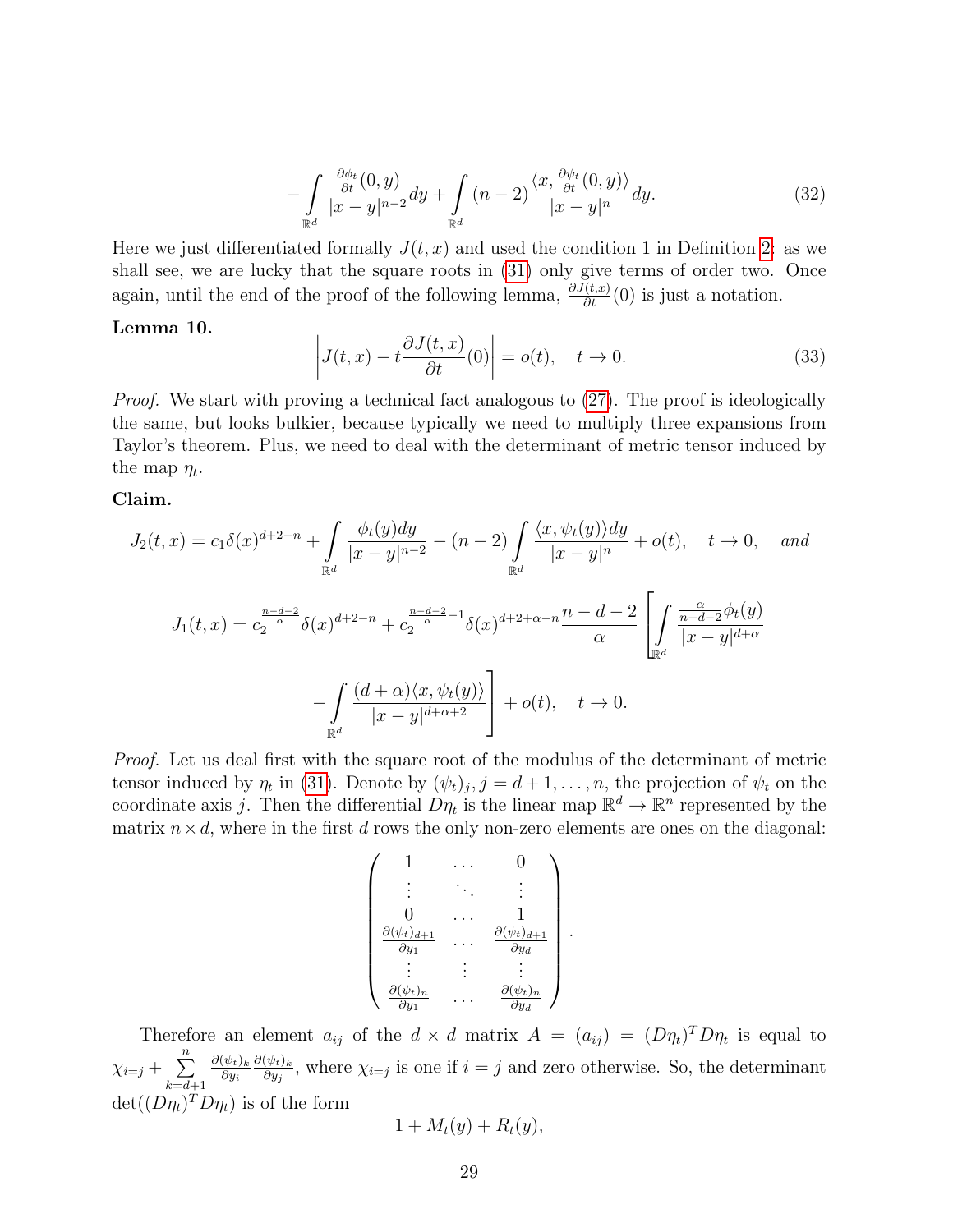$$
-\int\limits_{\mathbb{R}^d} \frac{\frac{\partial \phi_t}{\partial t}(0,y)}{|x-y|^{n-2}}dy + \int\limits_{\mathbb{R}^d} (n-2)\frac{\langle x, \frac{\partial \psi_t}{\partial t}(0,y)\rangle}{|x-y|^n}dy. \tag{32}
$$

Here we just differentiated formally $J(t,x)$ and used the condition 1 in Definition 2: as we shall see, we are lucky that the square roots in (31) only give terms of order two. Once again, until the end of the proof of the following lemma, $\frac{\partial J(t,x)}{\partial t}(0)$ is just a notation.

**Lemma 10.**

$$
\left| J(t,x) - t\frac{\partial J(t,x)}{\partial t}(0) \right| = o(t), \quad t \to 0. \tag{33}
$$

*Proof.* We start with proving a technical fact analogous to (27). The proof is ideologically the same, but looks bulkier, because typically we need to multiply three expansions from Taylor's theorem. Plus, we need to deal with the determinant of metric tensor induced by the map $\eta_t$.

**Claim.**

$$
J_2(t,x) = c_1\delta(x)^{d+2-n} + \int\limits_{\mathbb{R}^d} \frac{\phi_t(y)dy}{|x-y|^{n-2}} - (n-2)\int\limits_{\mathbb{R}^d} \frac{\langle x, \psi_t(y)\rangle dy}{|x-y|^n} + o(t), \quad t \to 0, \quad \textit{and}
$$

$$
J_1(t,x) = c_2^{\frac{n-d-2}{\alpha}}\delta(x)^{d+2-n} + c_2^{\frac{n-d-2}{\alpha}-1}\delta(x)^{d+2+\alpha-n}\frac{n-d-2}{\alpha}\left[\int\limits_{\mathbb{R}^d} \frac{\frac{\alpha}{n-d-2}\phi_t(y)}{|x-y|^{d+\alpha}}\right.
$$

$$
\left. -\int\limits_{\mathbb{R}^d} \frac{(d+\alpha)\langle x, \psi_t(y)\rangle}{|x-y|^{d+\alpha+2}}\right] + o(t), \quad t \to 0.
$$

*Proof.* Let us deal first with the square root of the modulus of the determinant of metric tensor induced by $\eta_t$ in (31). Denote by $(\psi_t)_j, j = d+1,\dots,n$, the projection of $\psi_t$ on the coordinate axis $j$. Then the differential $D\eta_t$ is the linear map $\mathbb{R}^d \to \mathbb{R}^n$ represented by the matrix $n \times d$, where in the first $d$ rows the only non-zero elements are ones on the diagonal:

$$
\begin{pmatrix}
1 & \dots & 0 \\
\vdots & \ddots & \vdots \\
0 & \dots & 1 \\
\frac{\partial(\psi_t)_{d+1}}{\partial y_1} & \dots & \frac{\partial(\psi_t)_{d+1}}{\partial y_d} \\
\vdots & \vdots & \vdots \\
\frac{\partial(\psi_t)_n}{\partial y_1} & \dots & \frac{\partial(\psi_t)_n}{\partial y_d}
\end{pmatrix}.
$$

Therefore an element $a_{ij}$ of the $d \times d$ matrix $A = (a_{ij}) = (D\eta_t)^T D\eta_t$ is equal to $\chi_{i=j} + \sum\limits_{k=d+1}^{n} \frac{\partial(\psi_t)_k}{\partial y_i}\frac{\partial(\psi_t)_k}{\partial y_j}$, where $\chi_{i=j}$ is one if $i=j$ and zero otherwise. So, the determinant $\det((D\eta_t)^T D\eta_t)$ is of the form

$$
1 + M_t(y) + R_t(y),
$$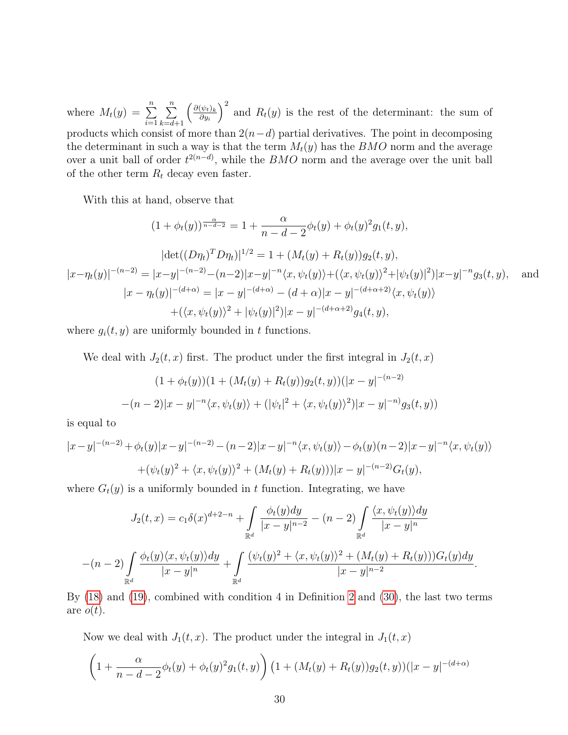where $M_t(y) = \sum\limits_{i=1}^{n} \sum\limits_{k=d+1}^{n} \left(\frac{\partial(\psi_t)_k}{\partial y_i}\right)^2$ and $R_t(y)$ is the rest of the determinant: the sum of products which consist of more than $2(n-d)$ partial derivatives. The point in decomposing the determinant in such a way is that the term $M_t(y)$ has the $BMO$ norm and the average over a unit ball of order $t^{2(n-d)}$, while the $BMO$ norm and the average over the unit ball of the other term $R_t$ decay even faster.

With this at hand, observe that

$$(1+\phi_t(y))^{\frac{\alpha}{n-d-2}} = 1 + \frac{\alpha}{n-d-2}\phi_t(y) + \phi_t(y)^2 g_1(t,y),$$

$$|\det((D\eta_t)^T D\eta_t)|^{1/2} = 1 + (M_t(y)+R_t(y))g_2(t,y),$$

$$|x-\eta_t(y)|^{-(n-2)} = |x-y|^{-(n-2)} - (n-2)|x-y|^{-n}\langle x, \psi_t(y)\rangle + (\langle x, \psi_t(y)\rangle^2 + |\psi_t(y)|^2)|x-y|^{-n} g_3(t,y), \quad \text{and}$$

$$|x-\eta_t(y)|^{-(d+\alpha)} = |x-y|^{-(d+\alpha)} - (d+\alpha)|x-y|^{-(d+\alpha+2)}\langle x, \psi_t(y)\rangle$$
$$+ (\langle x, \psi_t(y)\rangle^2 + |\psi_t(y)|^2)|x-y|^{-(d+\alpha+2)} g_4(t,y),$$

where $g_i(t,y)$ are uniformly bounded in $t$ functions.

We deal with $J_2(t,x)$ first. The product under the first integral in $J_2(t,x)$

$$(1+\phi_t(y))(1+(M_t(y)+R_t(y))g_2(t,y))(|x-y|^{-(n-2)}$$
$$-(n-2)|x-y|^{-n}\langle x, \psi_t(y)\rangle + (|\psi_t|^2 + \langle x, \psi_t(y)\rangle^2)|x-y|^{-n} g_3(t,y))$$

is equal to

$$|x-y|^{-(n-2)} + \phi_t(y)|x-y|^{-(n-2)} - (n-2)|x-y|^{-n}\langle x, \psi_t(y)\rangle - \phi_t(y)(n-2)|x-y|^{-n}\langle x, \psi_t(y)\rangle$$
$$+(\psi_t(y)^2 + \langle x, \psi_t(y)\rangle^2 + (M_t(y)+R_t(y)))|x-y|^{-(n-2)} G_t(y),$$

where $G_t(y)$ is a uniformly bounded in $t$ function. Integrating, we have

$$J_2(t,x) = c_1 \delta(x)^{d+2-n} + \int\limits_{\mathbb{R}^d} \frac{\phi_t(y)dy}{|x-y|^{n-2}} - (n-2)\int\limits_{\mathbb{R}^d} \frac{\langle x, \psi_t(y)\rangle dy}{|x-y|^n}$$

$$-(n-2)\int\limits_{\mathbb{R}^d} \frac{\phi_t(y)\langle x, \psi_t(y)\rangle dy}{|x-y|^n} + \int\limits_{\mathbb{R}^d} \frac{(\psi_t(y)^2 + \langle x, \psi_t(y)\rangle^2 + (M_t(y)+R_t(y)))G_t(y)dy}{|x-y|^{n-2}}.$$

By (18) and (19), combined with condition 4 in Definition 2 and (30), the last two terms are $o(t)$.

Now we deal with $J_1(t,x)$. The product under the integral in $J_1(t,x)$

$$\left(1 + \frac{\alpha}{n-d-2}\phi_t(y) + \phi_t(y)^2 g_1(t,y)\right)\left(1 + (M_t(y)+R_t(y))g_2(t,y)\right)(|x-y|^{-(d+\alpha)}$$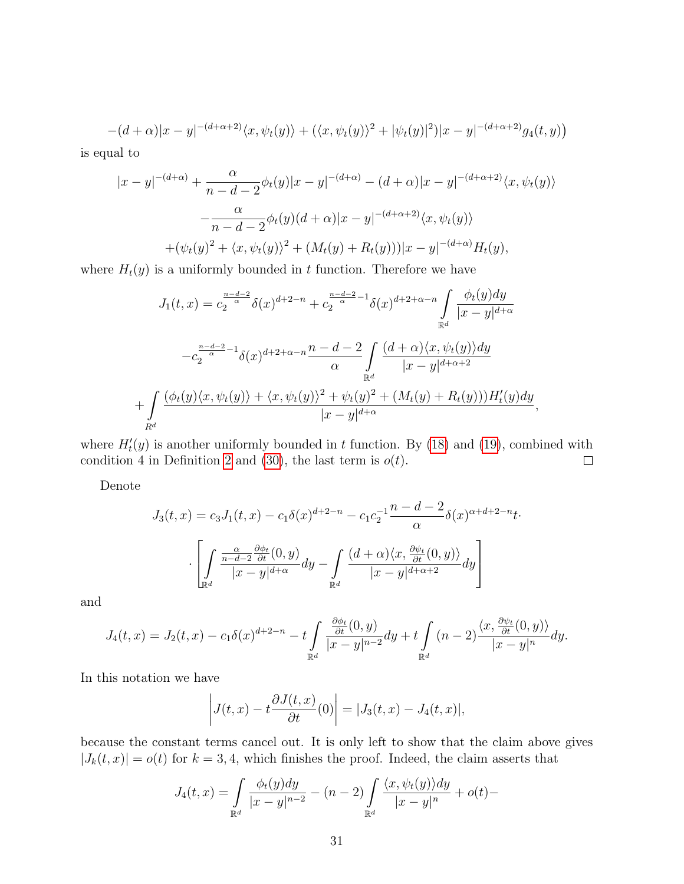$$-(d+\alpha)|x-y|^{-(d+\alpha+2)}\langle x,\psi_t(y)\rangle + (\langle x,\psi_t(y)\rangle^2 + |\psi_t(y)|^2)|x-y|^{-(d+\alpha+2)}g_4(t,y)\big)$$

is equal to

$$|x-y|^{-(d+\alpha)} + \frac{\alpha}{n-d-2}\phi_t(y)|x-y|^{-(d+\alpha)} - (d+\alpha)|x-y|^{-(d+\alpha+2)}\langle x,\psi_t(y)\rangle$$

$$-\frac{\alpha}{n-d-2}\phi_t(y)(d+\alpha)|x-y|^{-(d+\alpha+2)}\langle x,\psi_t(y)\rangle$$

$$+(\psi_t(y)^2 + \langle x,\psi_t(y)\rangle^2 + (M_t(y)+R_t(y)))|x-y|^{-(d+\alpha)}H_t(y),$$

where $H_t(y)$ is a uniformly bounded in $t$ function. Therefore we have

$$J_1(t,x) = c_2^{\frac{n-d-2}{\alpha}}\delta(x)^{d+2-n} + c_2^{\frac{n-d-2}{\alpha}-1}\delta(x)^{d+2+\alpha-n}\int\limits_{\mathbb{R}^d}\frac{\phi_t(y)dy}{|x-y|^{d+\alpha}}$$

$$-c_2^{\frac{n-d-2}{\alpha}-1}\delta(x)^{d+2+\alpha-n}\frac{n-d-2}{\alpha}\int\limits_{\mathbb{R}^d}\frac{(d+\alpha)\langle x,\psi_t(y)\rangle dy}{|x-y|^{d+\alpha+2}}$$

$$+\int\limits_{R^d}\frac{(\phi_t(y)\langle x,\psi_t(y)\rangle + \langle x,\psi_t(y)\rangle^2 + \psi_t(y)^2 + (M_t(y)+R_t(y)))H'_t(y)dy}{|x-y|^{d+\alpha}},$$

where $H'_t(y)$ is another uniformly bounded in $t$ function. By (18) and (19), combined with condition 4 in Definition 2 and (30), the last term is $o(t)$. $\square$

Denote

$$J_3(t,x) = c_3J_1(t,x) - c_1\delta(x)^{d+2-n} - c_1c_2^{-1}\frac{n-d-2}{\alpha}\delta(x)^{\alpha+d+2-n}t\cdot$$

$$\cdot\left[\int\limits_{\mathbb{R}^d}\frac{\frac{\alpha}{n-d-2}\frac{\partial\phi_t}{\partial t}(0,y)}{|x-y|^{d+\alpha}}dy - \int\limits_{\mathbb{R}^d}\frac{(d+\alpha)\langle x,\frac{\partial\psi_t}{\partial t}(0,y)\rangle}{|x-y|^{d+\alpha+2}}dy\right]$$

and

$$J_4(t,x) = J_2(t,x) - c_1\delta(x)^{d+2-n} - t\int\limits_{\mathbb{R}^d}\frac{\frac{\partial\phi_t}{\partial t}(0,y)}{|x-y|^{n-2}}dy + t\int\limits_{\mathbb{R}^d}(n-2)\frac{\langle x,\frac{\partial\psi_t}{\partial t}(0,y)\rangle}{|x-y|^{n}}dy.$$

In this notation we have

$$\left|J(t,x) - t\frac{\partial J(t,x)}{\partial t}(0)\right| = |J_3(t,x) - J_4(t,x)|,$$

because the constant terms cancel out. It is only left to show that the claim above gives $|J_k(t,x)| = o(t)$ for $k=3,4$, which finishes the proof. Indeed, the claim asserts that

$$J_4(t,x) = \int\limits_{\mathbb{R}^d}\frac{\phi_t(y)dy}{|x-y|^{n-2}} - (n-2)\int\limits_{\mathbb{R}^d}\frac{\langle x,\psi_t(y)\rangle dy}{|x-y|^{n}} + o(t) -$$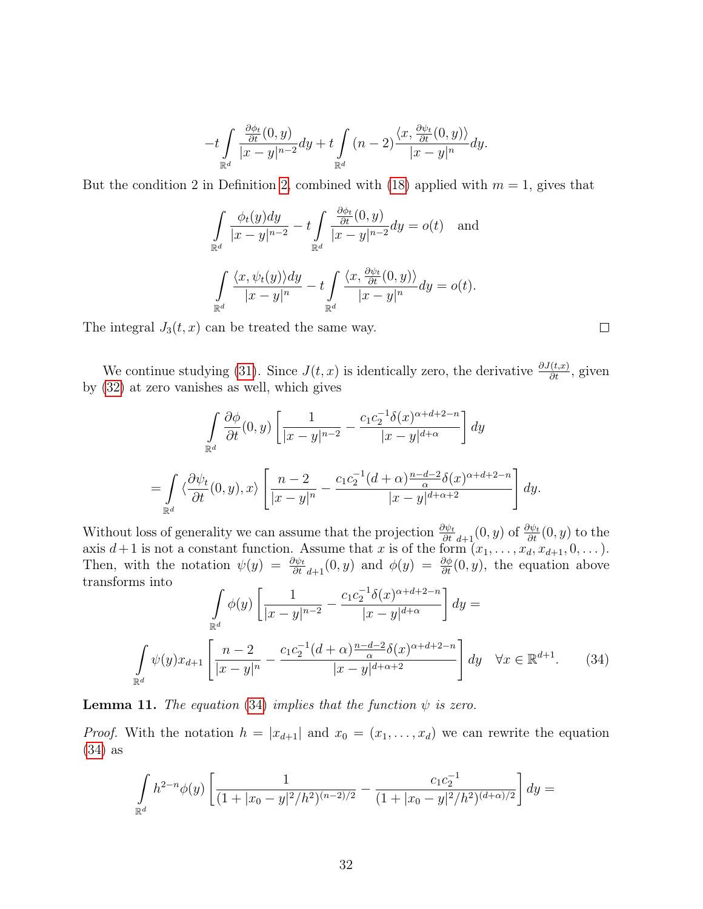$$-t\int\limits_{\mathbb{R}^d} \frac{\frac{\partial \phi_t}{\partial t}(0,y)}{|x-y|^{n-2}}dy + t\int\limits_{\mathbb{R}^d} (n-2)\frac{\langle x, \frac{\partial \psi_t}{\partial t}(0,y)\rangle}{|x-y|^{n}}dy.$$

But the condition 2 in Definition 2, combined with (18) applied with $m=1$, gives that

$$\int\limits_{\mathbb{R}^d} \frac{\phi_t(y)dy}{|x-y|^{n-2}} - t\int\limits_{\mathbb{R}^d} \frac{\frac{\partial \phi_t}{\partial t}(0,y)}{|x-y|^{n-2}}dy = o(t) \quad \text{and}$$

$$\int\limits_{\mathbb{R}^d} \frac{\langle x, \psi_t(y)\rangle dy}{|x-y|^{n}} - t\int\limits_{\mathbb{R}^d} \frac{\langle x, \frac{\partial \psi_t}{\partial t}(0,y)\rangle}{|x-y|^{n}}dy = o(t).$$

The integral $J_3(t,x)$ can be treated the same way. □

We continue studying (31). Since $J(t,x)$ is identically zero, the derivative $\frac{\partial J(t,x)}{\partial t}$, given by (32) at zero vanishes as well, which gives

$$\int\limits_{\mathbb{R}^d} \frac{\partial \phi}{\partial t}(0,y)\left[\frac{1}{|x-y|^{n-2}} - \frac{c_1c_2^{-1}\delta(x)^{\alpha+d+2-n}}{|x-y|^{d+\alpha}}\right]dy$$

$$= \int\limits_{\mathbb{R}^d} \langle \frac{\partial \psi_t}{\partial t}(0,y), x\rangle \left[\frac{n-2}{|x-y|^{n}} - \frac{c_1c_2^{-1}(d+\alpha)\frac{n-d-2}{\alpha}\delta(x)^{\alpha+d+2-n}}{|x-y|^{d+\alpha+2}}\right]dy.$$

Without loss of generality we can assume that the projection $\frac{\partial \psi_t}{\partial t}_{d+1}(0,y)$ of $\frac{\partial \psi_t}{\partial t}(0,y)$ to the axis $d+1$ is not a constant function. Assume that $x$ is of the form $(x_1,\dots,x_d,x_{d+1},0,\dots)$. Then, with the notation $\psi(y) = \frac{\partial \psi_t}{\partial t}_{d+1}(0,y)$ and $\phi(y) = \frac{\partial \phi}{\partial t}(0,y)$, the equation above transforms into

$$\int\limits_{\mathbb{R}^d} \phi(y)\left[\frac{1}{|x-y|^{n-2}} - \frac{c_1c_2^{-1}\delta(x)^{\alpha+d+2-n}}{|x-y|^{d+\alpha}}\right]dy =$$

$$\int\limits_{\mathbb{R}^d} \psi(y)x_{d+1}\left[\frac{n-2}{|x-y|^{n}} - \frac{c_1c_2^{-1}(d+\alpha)\frac{n-d-2}{\alpha}\delta(x)^{\alpha+d+2-n}}{|x-y|^{d+\alpha+2}}\right]dy \quad \forall x\in\mathbb{R}^{d+1}. \tag{34}$$

**Lemma 11.** *The equation (34) implies that the function $\psi$ is zero.*

*Proof.* With the notation $h = |x_{d+1}|$ and $x_0 = (x_1,\dots,x_d)$ we can rewrite the equation (34) as

$$\int\limits_{\mathbb{R}^d} h^{2-n}\phi(y)\left[\frac{1}{(1+|x_0-y|^2/h^2)^{(n-2)/2}} - \frac{c_1c_2^{-1}}{(1+|x_0-y|^2/h^2)^{(d+\alpha)/2}}\right]dy =$$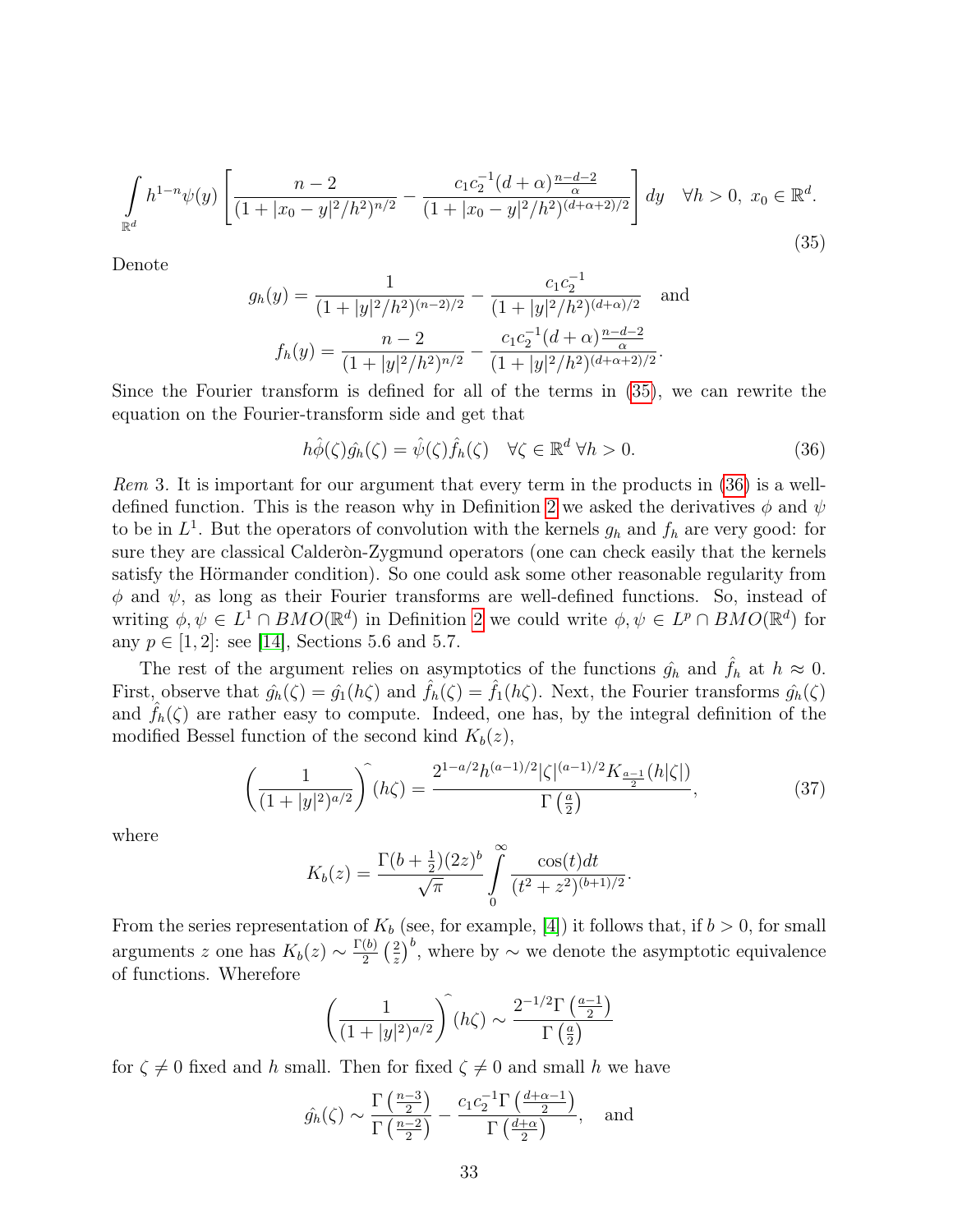$$\int_{\mathbb{R}^d} h^{1-n}\psi(y)\left[\frac{n-2}{(1+|x_0-y|^2/h^2)^{n/2}} - \frac{c_1c_2^{-1}(d+\alpha)\frac{n-d-2}{\alpha}}{(1+|x_0-y|^2/h^2)^{(d+\alpha+2)/2}}\right]dy \quad \forall h>0,\ x_0\in\mathbb{R}^d. \tag{35}$$

Denote

$$g_h(y) = \frac{1}{(1+|y|^2/h^2)^{(n-2)/2}} - \frac{c_1c_2^{-1}}{(1+|y|^2/h^2)^{(d+\alpha)/2}} \quad \text{and}$$

$$f_h(y) = \frac{n-2}{(1+|y|^2/h^2)^{n/2}} - \frac{c_1c_2^{-1}(d+\alpha)\frac{n-d-2}{\alpha}}{(1+|y|^2/h^2)^{(d+\alpha+2)/2}}.$$

Since the Fourier transform is defined for all of the terms in (35), we can rewrite the equation on the Fourier-transform side and get that

$$h\hat{\phi}(\zeta)\hat{g_h}(\zeta) = \hat{\psi}(\zeta)\hat{f}_h(\zeta) \quad \forall\zeta\in\mathbb{R}^d\ \forall h>0. \tag{36}$$

*Rem* 3. It is important for our argument that every term in the products in (36) is a well-defined function. This is the reason why in Definition 2 we asked the derivatives $\phi$ and $\psi$ to be in $L^1$. But the operators of convolution with the kernels $g_h$ and $f_h$ are very good: for sure they are classical Calderòn-Zygmund operators (one can check easily that the kernels satisfy the Hörmander condition). So one could ask some other reasonable regularity from $\phi$ and $\psi$, as long as their Fourier transforms are well-defined functions. So, instead of writing $\phi,\psi\in L^1\cap BMO(\mathbb{R}^d)$ in Definition 2 we could write $\phi,\psi\in L^p\cap BMO(\mathbb{R}^d)$ for any $p\in[1,2]$: see [14], Sections 5.6 and 5.7.

The rest of the argument relies on asymptotics of the functions $\hat{g_h}$ and $\hat{f}_h$ at $h\approx 0$. First, observe that $\hat{g_h}(\zeta) = \hat{g_1}(h\zeta)$ and $\hat{f}_h(\zeta) = \hat{f}_1(h\zeta)$. Next, the Fourier transforms $\hat{g_h}(\zeta)$ and $\hat{f}_h(\zeta)$ are rather easy to compute. Indeed, one has, by the integral definition of the modified Bessel function of the second kind $K_b(z)$,

$$\left(\frac{1}{(1+|y|^2)^{a/2}}\right)^{\widehat{}}(h\zeta) = \frac{2^{1-a/2}h^{(a-1)/2}|\zeta|^{(a-1)/2}K_{\frac{a-1}{2}}(h|\zeta|)}{\Gamma\left(\frac{a}{2}\right)}, \tag{37}$$

where

$$K_b(z) = \frac{\Gamma(b+\frac{1}{2})(2z)^b}{\sqrt{\pi}}\int_0^\infty \frac{\cos(t)dt}{(t^2+z^2)^{(b+1)/2}}.$$

From the series representation of $K_b$ (see, for example, [4]) it follows that, if $b>0$, for small arguments $z$ one has $K_b(z)\sim\frac{\Gamma(b)}{2}\left(\frac{2}{z}\right)^b$, where by $\sim$ we denote the asymptotic equivalence of functions. Wherefore

$$\left(\frac{1}{(1+|y|^2)^{a/2}}\right)^{\widehat{}}(h\zeta) \sim \frac{2^{-1/2}\Gamma\left(\frac{a-1}{2}\right)}{\Gamma\left(\frac{a}{2}\right)}$$

for $\zeta\neq 0$ fixed and $h$ small. Then for fixed $\zeta\neq 0$ and small $h$ we have

$$\hat{g_h}(\zeta) \sim \frac{\Gamma\left(\frac{n-3}{2}\right)}{\Gamma\left(\frac{n-2}{2}\right)} - \frac{c_1c_2^{-1}\Gamma\left(\frac{d+\alpha-1}{2}\right)}{\Gamma\left(\frac{d+\alpha}{2}\right)}, \quad \text{and}$$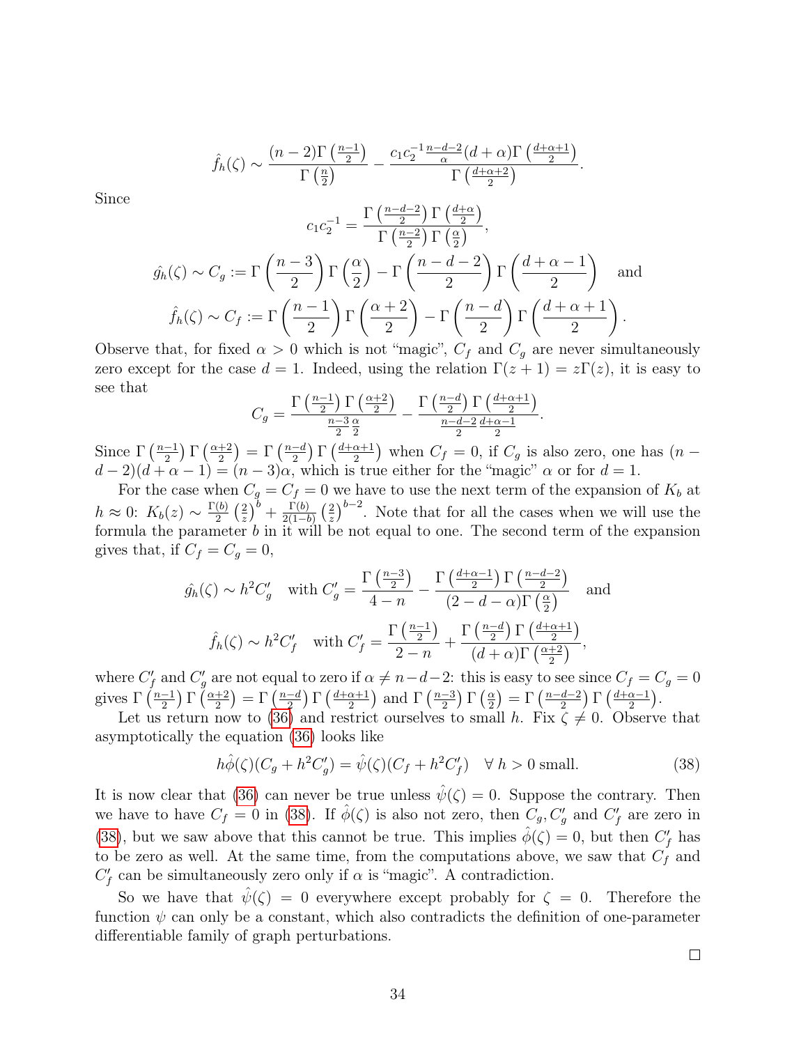$$\hat{f}_h(\zeta) \sim \frac{(n-2)\Gamma\left(\frac{n-1}{2}\right)}{\Gamma\left(\frac{n}{2}\right)} - \frac{c_1 c_2^{-1} \frac{n-d-2}{\alpha}(d+\alpha)\Gamma\left(\frac{d+\alpha+1}{2}\right)}{\Gamma\left(\frac{d+\alpha+2}{2}\right)}.$$

Since

$$c_1 c_2^{-1} = \frac{\Gamma\left(\frac{n-d-2}{2}\right)\Gamma\left(\frac{d+\alpha}{2}\right)}{\Gamma\left(\frac{n-2}{2}\right)\Gamma\left(\frac{\alpha}{2}\right)},$$

$$\hat{g_h}(\zeta) \sim C_g := \Gamma\left(\frac{n-3}{2}\right)\Gamma\left(\frac{\alpha}{2}\right) - \Gamma\left(\frac{n-d-2}{2}\right)\Gamma\left(\frac{d+\alpha-1}{2}\right) \quad \text{and}$$

$$\hat{f}_h(\zeta) \sim C_f := \Gamma\left(\frac{n-1}{2}\right)\Gamma\left(\frac{\alpha+2}{2}\right) - \Gamma\left(\frac{n-d}{2}\right)\Gamma\left(\frac{d+\alpha+1}{2}\right).$$

Observe that, for fixed $\alpha > 0$ which is not "magic", $C_f$ and $C_g$ are never simultaneously zero except for the case $d = 1$. Indeed, using the relation $\Gamma(z+1) = z\Gamma(z)$, it is easy to see that

$$C_g = \frac{\Gamma\left(\frac{n-1}{2}\right)\Gamma\left(\frac{\alpha+2}{2}\right)}{\frac{n-3}{2}\frac{\alpha}{2}} - \frac{\Gamma\left(\frac{n-d}{2}\right)\Gamma\left(\frac{d+\alpha+1}{2}\right)}{\frac{n-d-2}{2}\frac{d+\alpha-1}{2}}.$$

Since $\Gamma\left(\frac{n-1}{2}\right)\Gamma\left(\frac{\alpha+2}{2}\right) = \Gamma\left(\frac{n-d}{2}\right)\Gamma\left(\frac{d+\alpha+1}{2}\right)$ when $C_f = 0$, if $C_g$ is also zero, one has $(n-d-2)(d+\alpha-1) = (n-3)\alpha$, which is true either for the "magic" $\alpha$ or for $d = 1$.

For the case when $C_g = C_f = 0$ we have to use the next term of the expansion of $K_b$ at $h \approx 0$: $K_b(z) \sim \frac{\Gamma(b)}{2}\left(\frac{2}{z}\right)^b + \frac{\Gamma(b)}{2(1-b)}\left(\frac{2}{z}\right)^{b-2}$. Note that for all the cases when we will use the formula the parameter $b$ in it will be not equal to one. The second term of the expansion gives that, if $C_f = C_g = 0$,

$$\hat{g_h}(\zeta) \sim h^2 C_g' \quad \text{with } C_g' = \frac{\Gamma\left(\frac{n-3}{2}\right)}{4-n} - \frac{\Gamma\left(\frac{d+\alpha-1}{2}\right)\Gamma\left(\frac{n-d-2}{2}\right)}{(2-d-\alpha)\Gamma\left(\frac{\alpha}{2}\right)} \quad \text{and}$$

$$\hat{f}_h(\zeta) \sim h^2 C_f' \quad \text{with } C_f' = \frac{\Gamma\left(\frac{n-1}{2}\right)}{2-n} + \frac{\Gamma\left(\frac{n-d}{2}\right)\Gamma\left(\frac{d+\alpha+1}{2}\right)}{(d+\alpha)\Gamma\left(\frac{\alpha+2}{2}\right)},$$

where $C_f'$ and $C_g'$ are not equal to zero if $\alpha \neq n-d-2$: this is easy to see since $C_f = C_g = 0$ gives $\Gamma\left(\frac{n-1}{2}\right)\Gamma\left(\frac{\alpha+2}{2}\right) = \Gamma\left(\frac{n-d}{2}\right)\Gamma\left(\frac{d+\alpha+1}{2}\right)$ and $\Gamma\left(\frac{n-3}{2}\right)\Gamma\left(\frac{\alpha}{2}\right) = \Gamma\left(\frac{n-d-2}{2}\right)\Gamma\left(\frac{d+\alpha-1}{2}\right)$.

Let us return now to (36) and restrict ourselves to small $h$. Fix $\zeta \neq 0$. Observe that asymptotically the equation (36) looks like

$$h\hat{\phi}(\zeta)(C_g + h^2 C_g') = \hat{\psi}(\zeta)(C_f + h^2 C_f') \quad \forall\ h > 0 \text{ small.} \tag{38}$$

It is now clear that (36) can never be true unless $\hat{\psi}(\zeta) = 0$. Suppose the contrary. Then we have to have $C_f = 0$ in (38). If $\hat{\phi}(\zeta)$ is also not zero, then $C_g, C_g'$ and $C_f'$ are zero in (38), but we saw above that this cannot be true. This implies $\hat{\phi}(\zeta) = 0$, but then $C_f'$ has to be zero as well. At the same time, from the computations above, we saw that $C_f$ and $C_f'$ can be simultaneously zero only if $\alpha$ is "magic". A contradiction.

So we have that $\hat{\psi}(\zeta) = 0$ everywhere except probably for $\zeta = 0$. Therefore the function $\psi$ can only be a constant, which also contradicts the definition of one-parameter differentiable family of graph perturbations.

□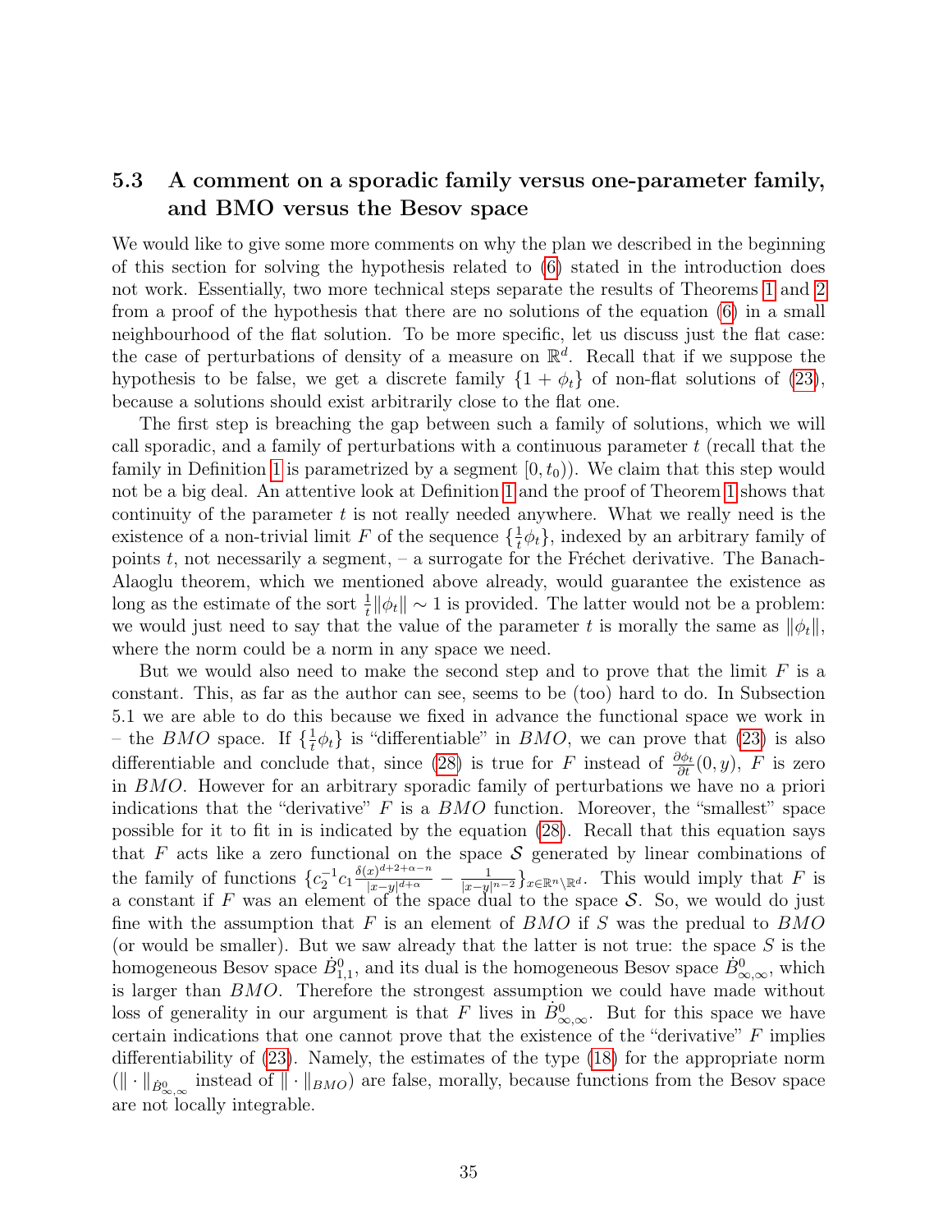### 5.3 A comment on a sporadic family versus one-parameter family, and BMO versus the Besov space

We would like to give some more comments on why the plan we described in the beginning of this section for solving the hypothesis related to (6) stated in the introduction does not work. Essentially, two more technical steps separate the results of Theorems 1 and 2 from a proof of the hypothesis that there are no solutions of the equation (6) in a small neighbourhood of the flat solution. To be more specific, let us discuss just the flat case: the case of perturbations of density of a measure on $\mathbb{R}^d$. Recall that if we suppose the hypothesis to be false, we get a discrete family $\{1 + \phi_t\}$ of non-flat solutions of (23), because a solutions should exist arbitrarily close to the flat one.

The first step is breaching the gap between such a family of solutions, which we will call sporadic, and a family of perturbations with a continuous parameter $t$ (recall that the family in Definition 1 is parametrized by a segment $[0, t_0)$). We claim that this step would not be a big deal. An attentive look at Definition 1 and the proof of Theorem 1 shows that continuity of the parameter $t$ is not really needed anywhere. What we really need is the existence of a non-trivial limit $F$ of the sequence $\{\frac{1}{t}\phi_t\}$, indexed by an arbitrary family of points $t$, not necessarily a segment, – a surrogate for the Fréchet derivative. The Banach-Alaoglu theorem, which we mentioned above already, would guarantee the existence as long as the estimate of the sort $\frac{1}{t}\|\phi_t\| \sim 1$ is provided. The latter would not be a problem: we would just need to say that the value of the parameter $t$ is morally the same as $\|\phi_t\|$, where the norm could be a norm in any space we need.

But we would also need to make the second step and to prove that the limit $F$ is a constant. This, as far as the author can see, seems to be (too) hard to do. In Subsection 5.1 we are able to do this because we fixed in advance the functional space we work in – the $BMO$ space. If $\{\frac{1}{t}\phi_t\}$ is "differentiable" in $BMO$, we can prove that (23) is also differentiable and conclude that, since (28) is true for $F$ instead of $\frac{\partial \phi_t}{\partial t}(0, y)$, $F$ is zero in $BMO$. However for an arbitrary sporadic family of perturbations we have no a priori indications that the "derivative" $F$ is a $BMO$ function. Moreover, the "smallest" space possible for it to fit in is indicated by the equation (28). Recall that this equation says that $F$ acts like a zero functional on the space $\mathcal{S}$ generated by linear combinations of the family of functions $\{c_2^{-1} c_1 \frac{\delta(x)^{d+2+\alpha-n}}{|x-y|^{d+\alpha}} - \frac{1}{|x-y|^{n-2}}\}_{x \in \mathbb{R}^n \setminus \mathbb{R}^d}$. This would imply that $F$ is a constant if $F$ was an element of the space dual to the space $\mathcal{S}$. So, we would do just fine with the assumption that $F$ is an element of $BMO$ if $S$ was the predual to $BMO$ (or would be smaller). But we saw already that the latter is not true: the space $S$ is the homogeneous Besov space $\dot{B}^0_{1,1}$, and its dual is the homogeneous Besov space $\dot{B}^0_{\infty,\infty}$, which is larger than $BMO$. Therefore the strongest assumption we could have made without loss of generality in our argument is that $F$ lives in $\dot{B}^0_{\infty,\infty}$. But for this space we have certain indications that one cannot prove that the existence of the "derivative" $F$ implies differentiability of (23). Namely, the estimates of the type (18) for the appropriate norm ($\|\cdot\|_{\dot{B}^0_{\infty,\infty}}$ instead of $\|\cdot\|_{BMO}$) are false, morally, because functions from the Besov space are not locally integrable.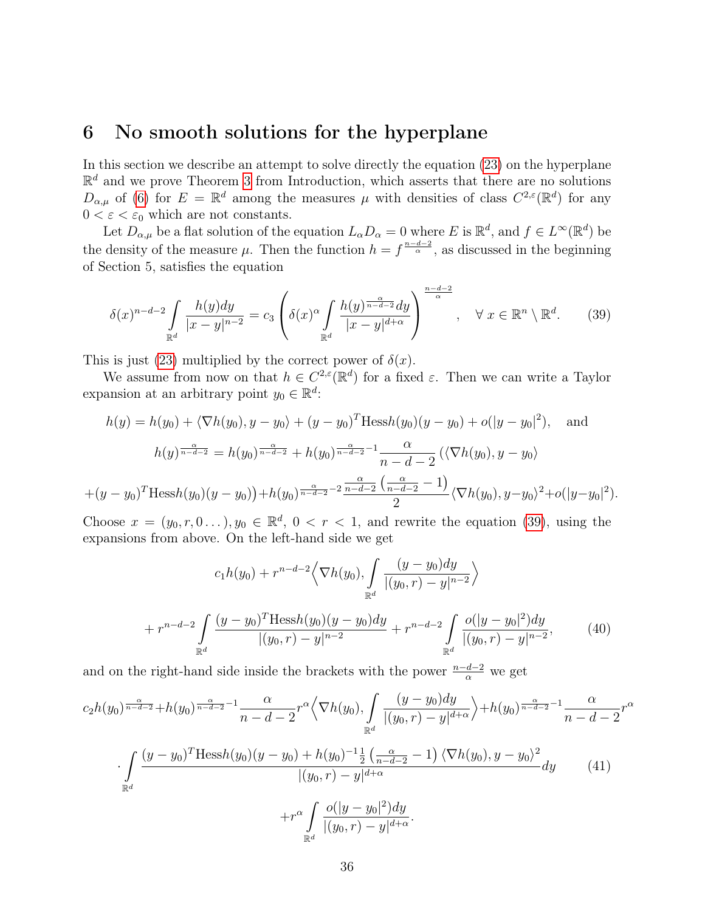## 6 No smooth solutions for the hyperplane

In this section we describe an attempt to solve directly the equation (23) on the hyperplane $\mathbb{R}^d$ and we prove Theorem 3 from Introduction, which asserts that there are no solutions $D_{\alpha,\mu}$ of (6) for $E = \mathbb{R}^d$ among the measures $\mu$ with densities of class $C^{2,\varepsilon}(\mathbb{R}^d)$ for any $0 < \varepsilon < \varepsilon_0$ which are not constants.

Let $D_{\alpha,\mu}$ be a flat solution of the equation $L_\alpha D_\alpha = 0$ where $E$ is $\mathbb{R}^d$, and $f \in L^\infty(\mathbb{R}^d)$ be the density of the measure $\mu$. Then the function $h = f^{\frac{n-d-2}{\alpha}}$, as discussed in the beginning of Section 5, satisfies the equation

$$\delta(x)^{n-d-2} \int_{\mathbb{R}^d} \frac{h(y)dy}{|x-y|^{n-2}} = c_3 \left( \delta(x)^\alpha \int_{\mathbb{R}^d} \frac{h(y)^{\frac{\alpha}{n-d-2}} dy}{|x-y|^{d+\alpha}} \right)^{\frac{n-d-2}{\alpha}}, \quad \forall\, x \in \mathbb{R}^n \setminus \mathbb{R}^d. \tag{39}$$

This is just (23) multiplied by the correct power of $\delta(x)$.

We assume from now on that $h \in C^{2,\varepsilon}(\mathbb{R}^d)$ for a fixed $\varepsilon$. Then we can write a Taylor expansion at an arbitrary point $y_0 \in \mathbb{R}^d$:

$$h(y) = h(y_0) + \langle \nabla h(y_0), y - y_0 \rangle + (y-y_0)^T \mathrm{Hess} h(y_0)(y-y_0) + o(|y-y_0|^2), \quad \text{and}$$

$$h(y)^{\frac{\alpha}{n-d-2}} = h(y_0)^{\frac{\alpha}{n-d-2}} + h(y_0)^{\frac{\alpha}{n-d-2}-1} \frac{\alpha}{n-d-2} \left( \langle \nabla h(y_0), y-y_0 \rangle \right.$$

$$\left. + (y-y_0)^T \mathrm{Hess} h(y_0)(y-y_0) \right) + h(y_0)^{\frac{\alpha}{n-d-2}-2} \frac{\frac{\alpha}{n-d-2}\left(\frac{\alpha}{n-d-2}-1\right)}{2} \langle \nabla h(y_0), y-y_0 \rangle^2 + o(|y-y_0|^2).$$

Choose $x = (y_0, r, 0 \dots)$, $y_0 \in \mathbb{R}^d$, $0 < r < 1$, and rewrite the equation (39), using the expansions from above. On the left-hand side we get

$$c_1 h(y_0) + r^{n-d-2} \Big\langle \nabla h(y_0), \int_{\mathbb{R}^d} \frac{(y-y_0)dy}{|(y_0,r)-y|^{n-2}} \Big\rangle$$

$$+ r^{n-d-2} \int_{\mathbb{R}^d} \frac{(y-y_0)^T \mathrm{Hess} h(y_0)(y-y_0)dy}{|(y_0,r)-y|^{n-2}} + r^{n-d-2} \int_{\mathbb{R}^d} \frac{o(|y-y_0|^2)dy}{|(y_0,r)-y|^{n-2}}, \tag{40}$$

and on the right-hand side inside the brackets with the power $\frac{n-d-2}{\alpha}$ we get

$$c_2 h(y_0)^{\frac{\alpha}{n-d-2}} + h(y_0)^{\frac{\alpha}{n-d-2}-1} \frac{\alpha}{n-d-2} r^\alpha \Big\langle \nabla h(y_0), \int_{\mathbb{R}^d} \frac{(y-y_0)dy}{|(y_0,r)-y|^{d+\alpha}} \Big\rangle + h(y_0)^{\frac{\alpha}{n-d-2}-1} \frac{\alpha}{n-d-2} r^\alpha$$

$$\cdot \int_{\mathbb{R}^d} \frac{(y-y_0)^T \mathrm{Hess} h(y_0)(y-y_0) + h(y_0)^{-1} \frac{1}{2}\left(\frac{\alpha}{n-d-2}-1\right) \langle \nabla h(y_0), y-y_0 \rangle^2}{|(y_0,r)-y|^{d+\alpha}} dy \tag{41}$$

$$+ r^\alpha \int_{\mathbb{R}^d} \frac{o(|y-y_0|^2)dy}{|(y_0,r)-y|^{d+\alpha}}.$$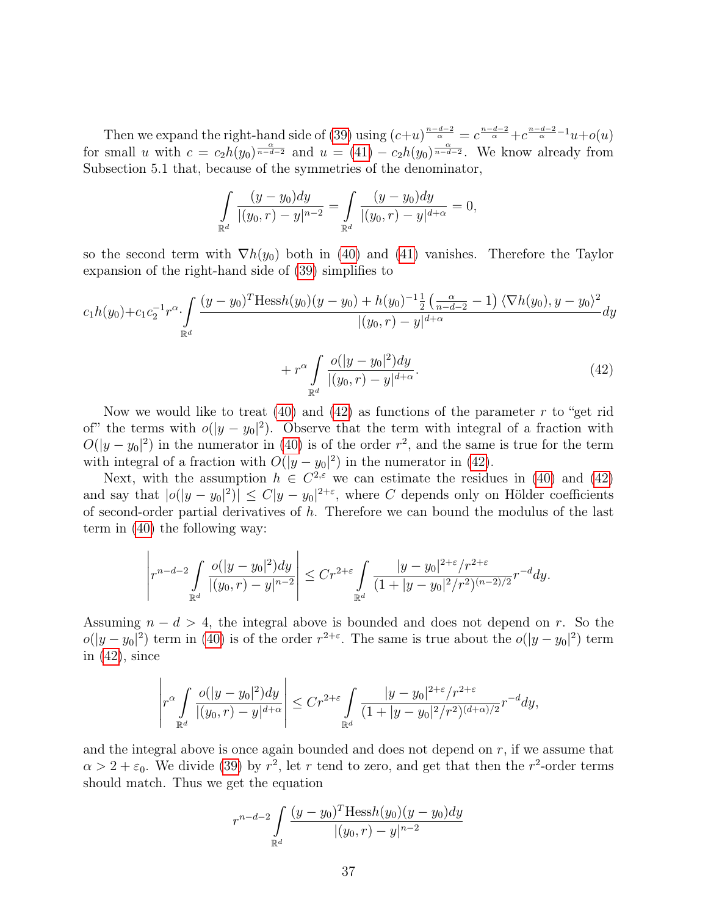Then we expand the right-hand side of (39) using $(c+u)^{\frac{n-d-2}{\alpha}} = c^{\frac{n-d-2}{\alpha}} + c^{\frac{n-d-2}{\alpha}-1}u + o(u)$ for small $u$ with $c = c_2 h(y_0)^{\frac{\alpha}{n-d-2}}$ and $u = (41) - c_2 h(y_0)^{\frac{\alpha}{n-d-2}}$. We know already from Subsection 5.1 that, because of the symmetries of the denominator,

$$\int\limits_{\mathbb{R}^d} \frac{(y-y_0)dy}{|(y_0,r)-y|^{n-2}} = \int\limits_{\mathbb{R}^d} \frac{(y-y_0)dy}{|(y_0,r)-y|^{d+\alpha}} = 0,$$

so the second term with $\nabla h(y_0)$ both in (40) and (41) vanishes. Therefore the Taylor expansion of the right-hand side of (39) simplifies to

$$c_1 h(y_0) + c_1 c_2^{-1} r^{\alpha} \cdot \int\limits_{\mathbb{R}^d} \frac{(y-y_0)^T \mathrm{Hess} h(y_0)(y-y_0) + h(y_0)^{-1}\frac{1}{2}\left(\frac{\alpha}{n-d-2}-1\right)\langle \nabla h(y_0), y-y_0\rangle^2}{|(y_0,r)-y|^{d+\alpha}} dy$$
$$+ r^{\alpha} \int\limits_{\mathbb{R}^d} \frac{o(|y-y_0|^2)dy}{|(y_0,r)-y|^{d+\alpha}}. \tag{42}$$

Now we would like to treat (40) and (42) as functions of the parameter $r$ to "get rid of" the terms with $o(|y-y_0|^2)$. Observe that the term with integral of a fraction with $O(|y-y_0|^2)$ in the numerator in (40) is of the order $r^2$, and the same is true for the term with integral of a fraction with $O(|y-y_0|^2)$ in the numerator in (42).

Next, with the assumption $h \in C^{2,\varepsilon}$ we can estimate the residues in (40) and (42) and say that $|o(|y-y_0|^2)| \le C|y-y_0|^{2+\varepsilon}$, where $C$ depends only on Hölder coefficients of second-order partial derivatives of $h$. Therefore we can bound the modulus of the last term in (40) the following way:

$$\left| r^{n-d-2} \int\limits_{\mathbb{R}^d} \frac{o(|y-y_0|^2)dy}{|(y_0,r)-y|^{n-2}} \right| \le C r^{2+\varepsilon} \int\limits_{\mathbb{R}^d} \frac{|y-y_0|^{2+\varepsilon}/r^{2+\varepsilon}}{(1+|y-y_0|^2/r^2)^{(n-2)/2}} r^{-d} dy.$$

Assuming $n-d > 4$, the integral above is bounded and does not depend on $r$. So the $o(|y-y_0|^2)$ term in (40) is of the order $r^{2+\varepsilon}$. The same is true about the $o(|y-y_0|^2)$ term in (42), since

$$\left| r^{\alpha} \int\limits_{\mathbb{R}^d} \frac{o(|y-y_0|^2)dy}{|(y_0,r)-y|^{d+\alpha}} \right| \le C r^{2+\varepsilon} \int\limits_{\mathbb{R}^d} \frac{|y-y_0|^{2+\varepsilon}/r^{2+\varepsilon}}{(1+|y-y_0|^2/r^2)^{(d+\alpha)/2}} r^{-d} dy,$$

and the integral above is once again bounded and does not depend on $r$, if we assume that $\alpha > 2 + \varepsilon_0$. We divide (39) by $r^2$, let $r$ tend to zero, and get that then the $r^2$-order terms should match. Thus we get the equation

$$r^{n-d-2} \int\limits_{\mathbb{R}^d} \frac{(y-y_0)^T \mathrm{Hess} h(y_0)(y-y_0)dy}{|(y_0,r)-y|^{n-2}}$$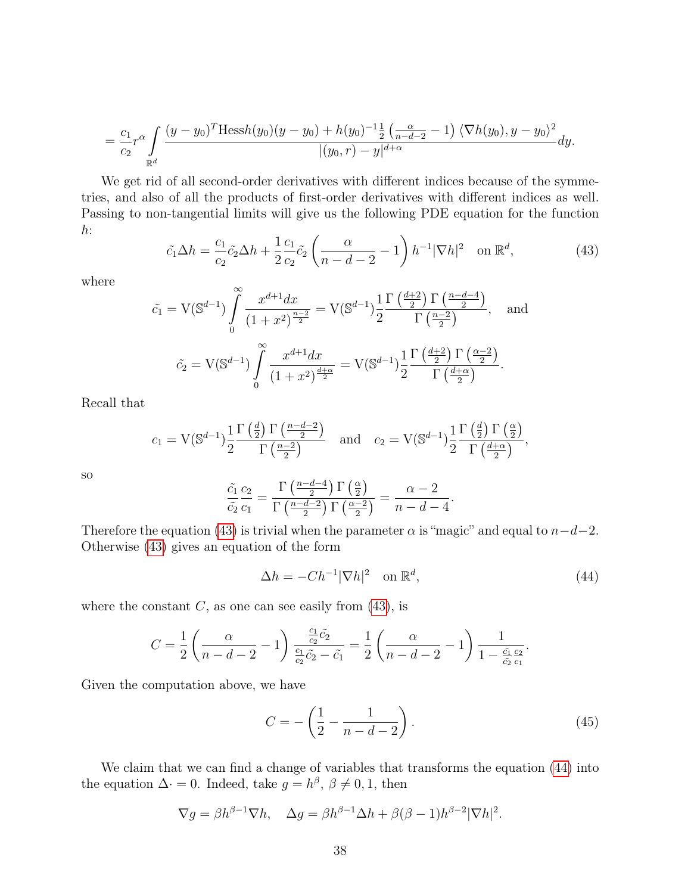$$= \frac{c_1}{c_2} r^\alpha \int\limits_{\mathbb{R}^d} \frac{(y-y_0)^T \text{Hess} h(y_0)(y-y_0) + h(y_0)^{-1}\frac{1}{2}\left(\frac{\alpha}{n-d-2}-1\right)\langle \nabla h(y_0), y-y_0\rangle^2}{|(y_0,r)-y|^{d+\alpha}} dy.$$

We get rid of all second-order derivatives with different indices because of the symmetries, and also of all the products of first-order derivatives with different indices as well. Passing to non-tangential limits will give us the following PDE equation for the function $h$:

$$\tilde{c_1}\Delta h = \frac{c_1}{c_2}\tilde{c_2}\Delta h + \frac{1}{2}\frac{c_1}{c_2}\tilde{c_2}\left(\frac{\alpha}{n-d-2}-1\right) h^{-1}|\nabla h|^2 \quad \text{on } \mathbb{R}^d, \tag{43}$$

where

$$\tilde{c_1} = \mathrm{V}(\mathbb{S}^{d-1}) \int\limits_0^\infty \frac{x^{d+1} dx}{(1+x^2)^{\frac{n-2}{2}}} = \mathrm{V}(\mathbb{S}^{d-1}) \frac{1}{2} \frac{\Gamma\left(\frac{d+2}{2}\right)\Gamma\left(\frac{n-d-4}{2}\right)}{\Gamma\left(\frac{n-2}{2}\right)}, \quad \text{and}$$

$$\tilde{c_2} = \mathrm{V}(\mathbb{S}^{d-1}) \int\limits_0^\infty \frac{x^{d+1} dx}{(1+x^2)^{\frac{d+\alpha}{2}}} = \mathrm{V}(\mathbb{S}^{d-1}) \frac{1}{2} \frac{\Gamma\left(\frac{d+2}{2}\right)\Gamma\left(\frac{\alpha-2}{2}\right)}{\Gamma\left(\frac{d+\alpha}{2}\right)}.$$

Recall that

$$c_1 = \mathrm{V}(\mathbb{S}^{d-1}) \frac{1}{2} \frac{\Gamma\left(\frac{d}{2}\right)\Gamma\left(\frac{n-d-2}{2}\right)}{\Gamma\left(\frac{n-2}{2}\right)} \quad \text{and} \quad c_2 = \mathrm{V}(\mathbb{S}^{d-1}) \frac{1}{2} \frac{\Gamma\left(\frac{d}{2}\right)\Gamma\left(\frac{\alpha}{2}\right)}{\Gamma\left(\frac{d+\alpha}{2}\right)},$$

so

$$\frac{\tilde{c_1}}{\tilde{c_2}}\frac{c_2}{c_1} = \frac{\Gamma\left(\frac{n-d-4}{2}\right)\Gamma\left(\frac{\alpha}{2}\right)}{\Gamma\left(\frac{n-d-2}{2}\right)\Gamma\left(\frac{\alpha-2}{2}\right)} = \frac{\alpha-2}{n-d-4}.$$

Therefore the equation (43) is trivial when the parameter $\alpha$ is "magic" and equal to $n-d-2$. Otherwise (43) gives an equation of the form

$$\Delta h = -C h^{-1}|\nabla h|^2 \quad \text{on } \mathbb{R}^d, \tag{44}$$

where the constant $C$, as one can see easily from (43), is

$$C = \frac{1}{2}\left(\frac{\alpha}{n-d-2}-1\right)\frac{\frac{c_1}{c_2}\tilde{c_2}}{\frac{c_1}{c_2}\tilde{c_2}-\tilde{c_1}} = \frac{1}{2}\left(\frac{\alpha}{n-d-2}-1\right)\frac{1}{1-\frac{\tilde{c_1}}{\tilde{c_2}}\frac{c_2}{c_1}}.$$

Given the computation above, we have

$$C = -\left(\frac{1}{2} - \frac{1}{n-d-2}\right). \tag{45}$$

We claim that we can find a change of variables that transforms the equation (44) into the equation $\Delta \cdot = 0$. Indeed, take $g = h^\beta$, $\beta \neq 0, 1$, then

$$\nabla g = \beta h^{\beta-1}\nabla h, \quad \Delta g = \beta h^{\beta-1}\Delta h + \beta(\beta-1)h^{\beta-2}|\nabla h|^2.$$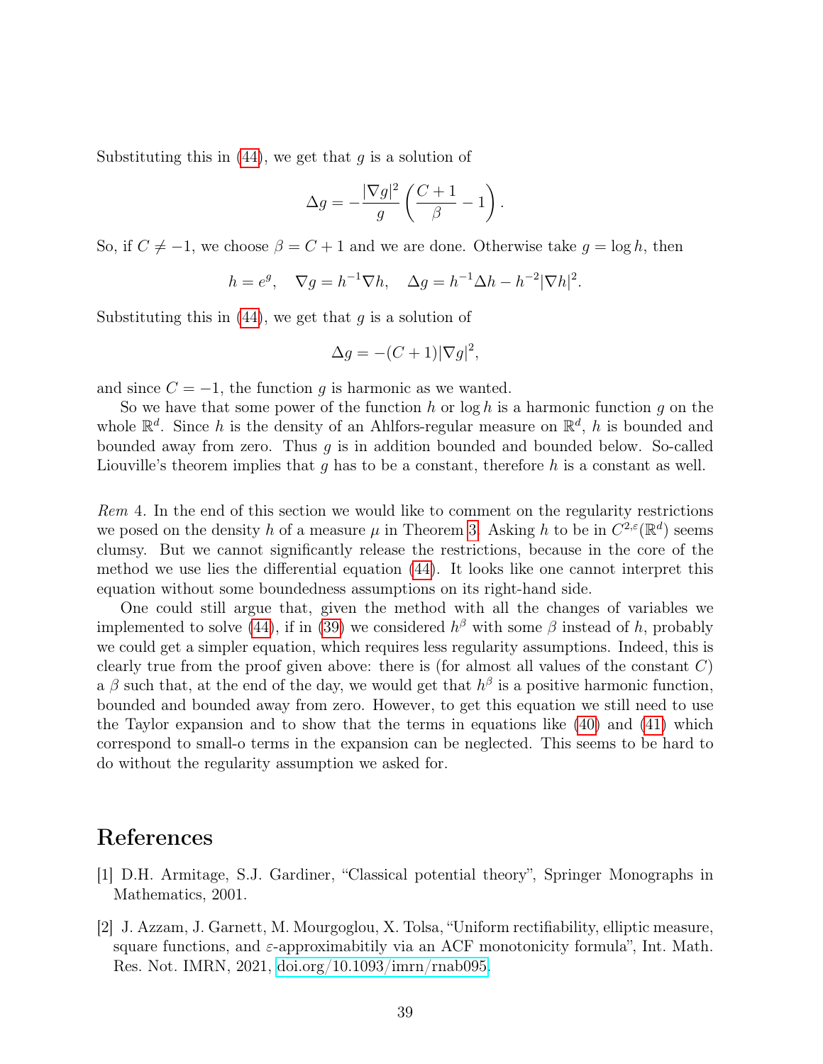Substituting this in (44), we get that $g$ is a solution of

$$\Delta g = -\frac{|\nabla g|^2}{g}\left(\frac{C+1}{\beta} - 1\right).$$

So, if $C \neq -1$, we choose $\beta = C+1$ and we are done. Otherwise take $g = \log h$, then

$$h = e^g, \quad \nabla g = h^{-1}\nabla h, \quad \Delta g = h^{-1}\Delta h - h^{-2}|\nabla h|^2.$$

Substituting this in (44), we get that $g$ is a solution of

$$\Delta g = -(C+1)|\nabla g|^2,$$

and since $C = -1$, the function $g$ is harmonic as we wanted.

So we have that some power of the function $h$ or $\log h$ is a harmonic function $g$ on the whole $\mathbb{R}^d$. Since $h$ is the density of an Ahlfors-regular measure on $\mathbb{R}^d$, $h$ is bounded and bounded away from zero. Thus $g$ is in addition bounded and bounded below. So-called Liouville's theorem implies that $g$ has to be a constant, therefore $h$ is a constant as well.

*Rem* 4. In the end of this section we would like to comment on the regularity restrictions we posed on the density $h$ of a measure $\mu$ in Theorem 3. Asking $h$ to be in $C^{2,\varepsilon}(\mathbb{R}^d)$ seems clumsy. But we cannot significantly release the restrictions, because in the core of the method we use lies the differential equation (44). It looks like one cannot interpret this equation without some boundedness assumptions on its right-hand side.

One could still argue that, given the method with all the changes of variables we implemented to solve (44), if in (39) we considered $h^\beta$ with some $\beta$ instead of $h$, probably we could get a simpler equation, which requires less regularity assumptions. Indeed, this is clearly true from the proof given above: there is (for almost all values of the constant $C$) a $\beta$ such that, at the end of the day, we would get that $h^\beta$ is a positive harmonic function, bounded and bounded away from zero. However, to get this equation we still need to use the Taylor expansion and to show that the terms in equations like (40) and (41) which correspond to small-o terms in the expansion can be neglected. This seems to be hard to do without the regularity assumption we asked for.

# References

[1] D.H. Armitage, S.J. Gardiner, "Classical potential theory", Springer Monographs in Mathematics, 2001.

[2] J. Azzam, J. Garnett, M. Mourgoglou, X. Tolsa, "Uniform rectifiability, elliptic measure, square functions, and $\varepsilon$-approximabitily via an ACF monotonicity formula", Int. Math. Res. Not. IMRN, 2021, doi.org/10.1093/imrn/rnab095.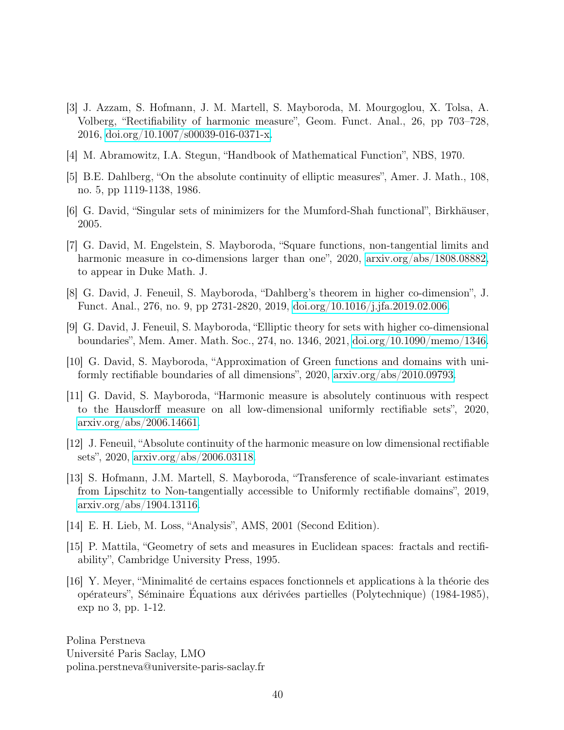[3] J. Azzam, S. Hofmann, J. M. Martell, S. Mayboroda, M. Mourgoglou, X. Tolsa, A. Volberg, "Rectifiability of harmonic measure", Geom. Funct. Anal., 26, pp 703–728, 2016, doi.org/10.1007/s00039-016-0371-x.

[4] M. Abramowitz, I.A. Stegun, "Handbook of Mathematical Function", NBS, 1970.

[5] B.E. Dahlberg, "On the absolute continuity of elliptic measures", Amer. J. Math., 108, no. 5, pp 1119-1138, 1986.

[6] G. David, "Singular sets of minimizers for the Mumford-Shah functional", Birkhäuser, 2005.

[7] G. David, M. Engelstein, S. Mayboroda, "Square functions, non-tangential limits and harmonic measure in co-dimensions larger than one", 2020, arxiv.org/abs/1808.08882, to appear in Duke Math. J.

[8] G. David, J. Feneuil, S. Mayboroda, "Dahlberg's theorem in higher co-dimension", J. Funct. Anal., 276, no. 9, pp 2731-2820, 2019, doi.org/10.1016/j.jfa.2019.02.006.

[9] G. David, J. Feneuil, S. Mayboroda, "Elliptic theory for sets with higher co-dimensional boundaries", Mem. Amer. Math. Soc., 274, no. 1346, 2021, doi.org/10.1090/memo/1346.

[10] G. David, S. Mayboroda, "Approximation of Green functions and domains with uniformly rectifiable boundaries of all dimensions", 2020, arxiv.org/abs/2010.09793.

[11] G. David, S. Mayboroda, "Harmonic measure is absolutely continuous with respect to the Hausdorff measure on all low-dimensional uniformly rectifiable sets", 2020, arxiv.org/abs/2006.14661.

[12] J. Feneuil, "Absolute continuity of the harmonic measure on low dimensional rectifiable sets", 2020, arxiv.org/abs/2006.03118.

[13] S. Hofmann, J.M. Martell, S. Mayboroda, "Transference of scale-invariant estimates from Lipschitz to Non-tangentially accessible to Uniformly rectifiable domains", 2019, arxiv.org/abs/1904.13116.

[14] E. H. Lieb, M. Loss, "Analysis", AMS, 2001 (Second Edition).

[15] P. Mattila, "Geometry of sets and measures in Euclidean spaces: fractals and rectifiability", Cambridge University Press, 1995.

[16] Y. Meyer, "Minimalité de certains espaces fonctionnels et applications à la théorie des opérateurs", Séminaire Équations aux dérivées partielles (Polytechnique) (1984-1985), exp no 3, pp. 1-12.

Polina Perstneva
Université Paris Saclay, LMO
polina.perstneva@universite-paris-saclay.fr